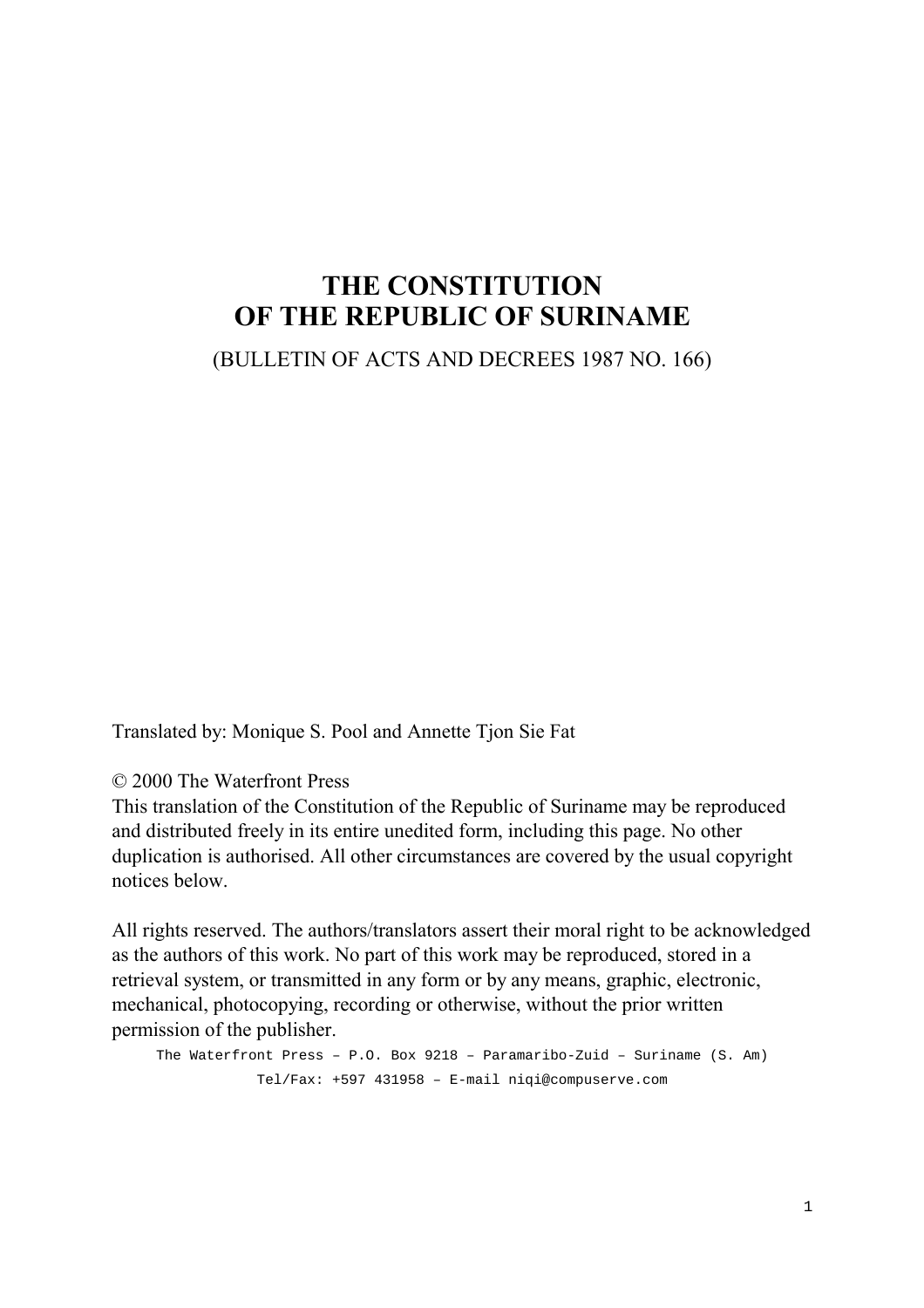# THE CONSTITUTION OF THE REPUBLIC OF SURINAME

(BULLETIN OF ACTS AND DECREES 1987 NO. 166)

Translated by: Monique S. Pool and Annette Tjon Sie Fat

© 2000 The Waterfront Press

This translation of the Constitution of the Republic of Suriname may be reproduced and distributed freely in its entire unedited form, including this page. No other duplication is authorised. All other circumstances are covered by the usual copyright notices below.

All rights reserved. The authors/translators assert their moral right to be acknowledged as the authors of this work. No part of this work may be reproduced, stored in a retrieval system, or transmitted in any form or by any means, graphic, electronic, mechanical, photocopying, recording or otherwise, without the prior written permission of the publisher.

The Waterfront Press – P.O. Box 9218 – Paramaribo-Zuid – Suriname (S. Am)

Tel/Fax: +597 431958 – E-mail niqi@compuserve.com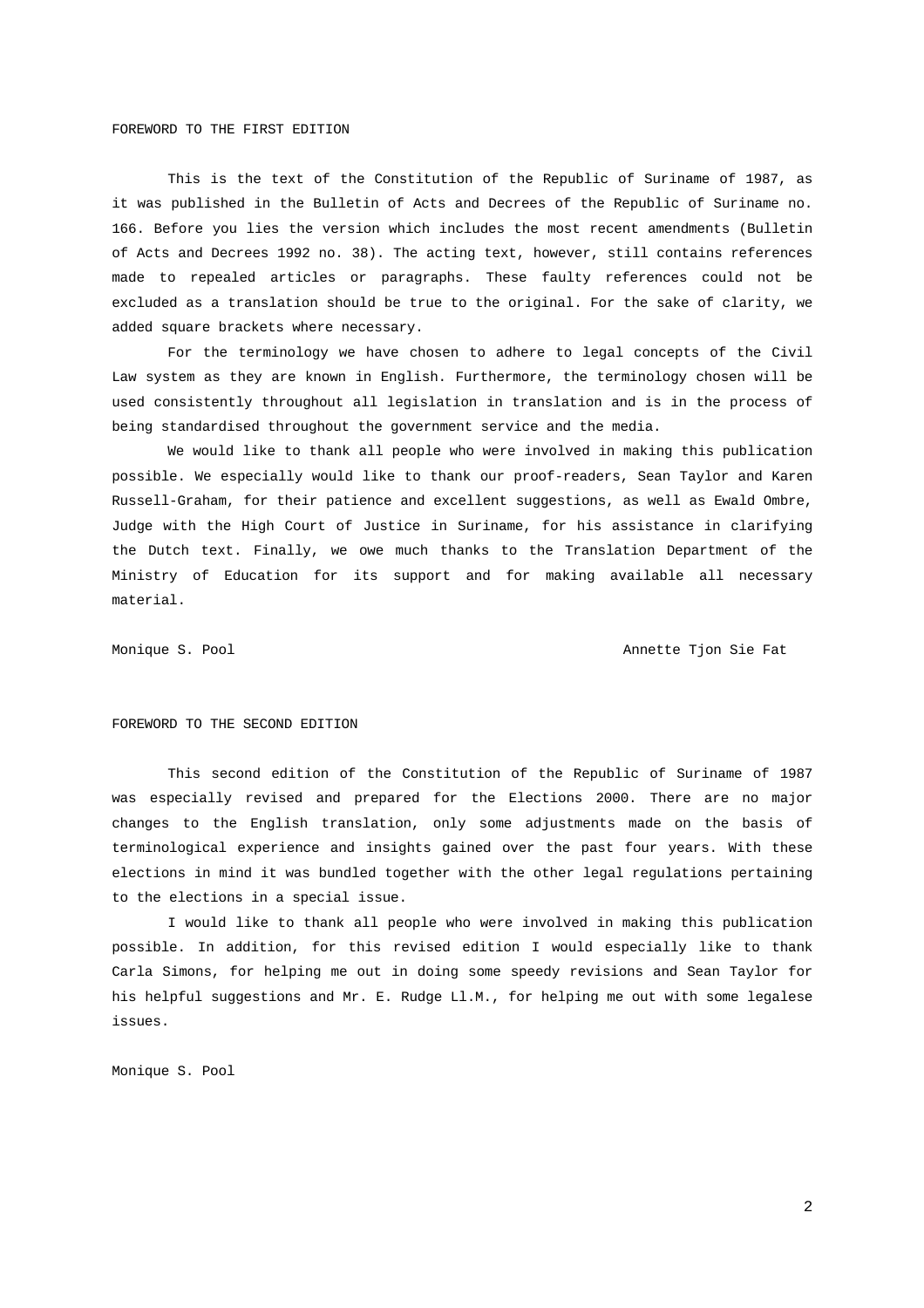## FOREWORD TO THE FIRST EDITION

This is the text of the Constitution of the Republic of Suriname of 1987, as it was published in the Bulletin of Acts and Decrees of the Republic of Suriname no. 166. Before you lies the version which includes the most recent amendments (Bulletin of Acts and Decrees 1992 no. 38). The acting text, however, still contains references made to repealed articles or paragraphs. These faulty references could not be excluded as a translation should be true to the original. For the sake of clarity, we added square brackets where necessary.

For the terminology we have chosen to adhere to legal concepts of the Civil Law system as they are known in English. Furthermore, the terminology chosen will be used consistently throughout all legislation in translation and is in the process of being standardised throughout the government service and the media.

We would like to thank all people who were involved in making this publication possible. We especially would like to thank our proof-readers, Sean Taylor and Karen Russell-Graham, for their patience and excellent suggestions, as well as Ewald Ombre, Judge with the High Court of Justice in Suriname, for his assistance in clarifying the Dutch text. Finally, we owe much thanks to the Translation Department of the Ministry of Education for its support and for making available all necessary material.

Monique S. Pool　　　　　　　　　　　　　　　　　　　　Annette Tjon Sie Fat

## FOREWORD TO THE SECOND EDITION

This second edition of the Constitution of the Republic of Suriname of 1987 was especially revised and prepared for the Elections 2000. There are no major changes to the English translation, only some adjustments made on the basis of terminological experience and insights gained over the past four years. With these elections in mind it was bundled together with the other legal regulations pertaining to the elections in a special issue.

I would like to thank all people who were involved in making this publication possible. In addition, for this revised edition I would especially like to thank Carla Simons, for helping me out in doing some speedy revisions and Sean Taylor for his helpful suggestions and Mr. E. Rudge Ll.M., for helping me out with some legalese issues.

Monique S. Pool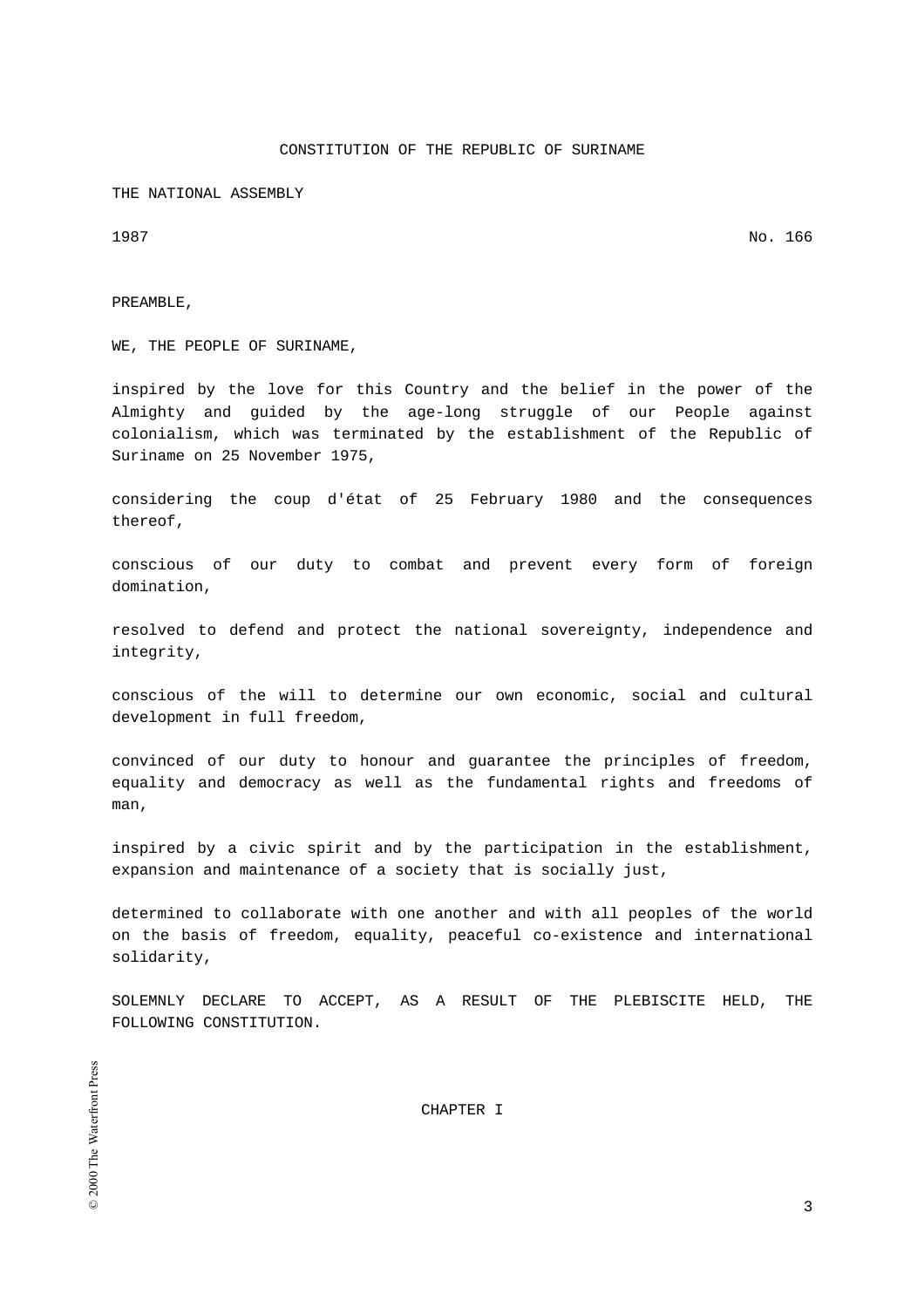# CONSTITUTION OF THE REPUBLIC OF SURINAME

THE NATIONAL ASSEMBLY

1987 No. 166

PREAMBLE,

WE, THE PEOPLE OF SURINAME,

inspired by the love for this Country and the belief in the power of the Almighty and guided by the age-long struggle of our People against colonialism, which was terminated by the establishment of the Republic of Suriname on 25 November 1975,

considering the coup d'état of 25 February 1980 and the consequences thereof,

conscious of our duty to combat and prevent every form of foreign domination,

resolved to defend and protect the national sovereignty, independence and integrity,

conscious of the will to determine our own economic, social and cultural development in full freedom,

convinced of our duty to honour and guarantee the principles of freedom, equality and democracy as well as the fundamental rights and freedoms of man,

inspired by a civic spirit and by the participation in the establishment, expansion and maintenance of a society that is socially just,

determined to collaborate with one another and with all peoples of the world on the basis of freedom, equality, peaceful co-existence and international solidarity,

SOLEMNLY DECLARE TO ACCEPT, AS A RESULT OF THE PLEBISCITE HELD, THE FOLLOWING CONSTITUTION.

## CHAPTER I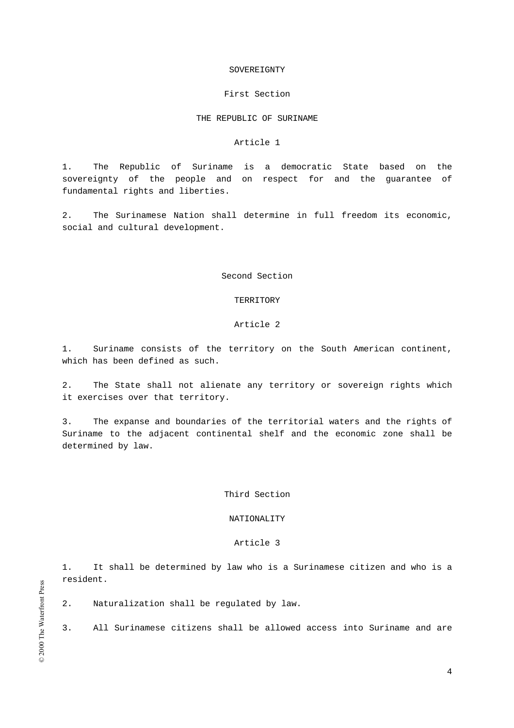# SOVEREIGNTY

## First Section

### THE REPUBLIC OF SURINAME

#### Article 1

1. The Republic of Suriname is a democratic State based on the sovereignty of the people and on respect for and the guarantee of fundamental rights and liberties.

2. The Surinamese Nation shall determine in full freedom its economic, social and cultural development.

## Second Section

### TERRITORY

#### Article 2

1. Suriname consists of the territory on the South American continent, which has been defined as such.

2. The State shall not alienate any territory or sovereign rights which it exercises over that territory.

3. The expanse and boundaries of the territorial waters and the rights of Suriname to the adjacent continental shelf and the economic zone shall be determined by law.

## Third Section

### NATIONALITY

#### Article 3

1. It shall be determined by law who is a Surinamese citizen and who is a resident.

2. Naturalization shall be regulated by law.

3. All Surinamese citizens shall be allowed access into Suriname and are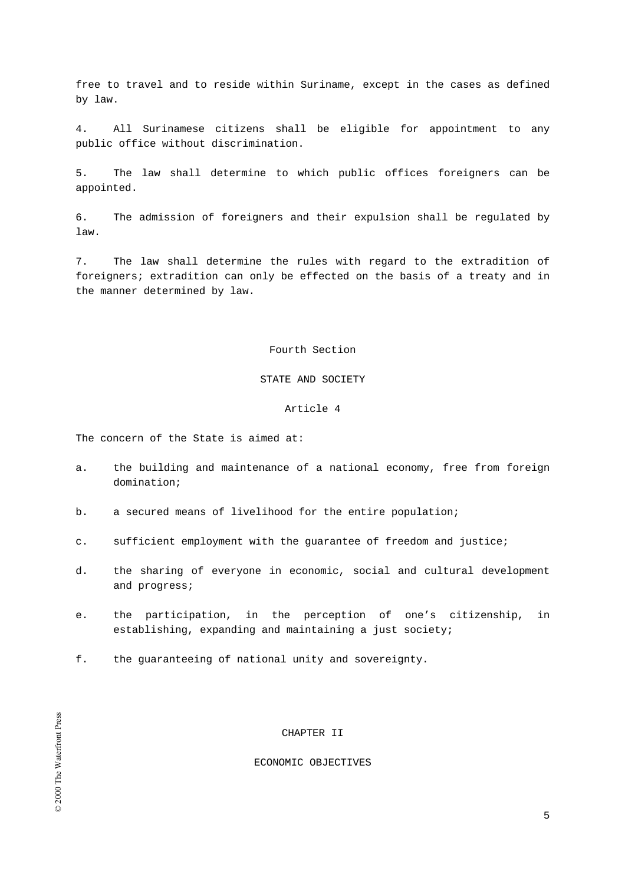free to travel and to reside within Suriname, except in the cases as defined by law.

4. All Surinamese citizens shall be eligible for appointment to any public office without discrimination.

5. The law shall determine to which public offices foreigners can be appointed.

6. The admission of foreigners and their expulsion shall be regulated by law.

7. The law shall determine the rules with regard to the extradition of foreigners; extradition can only be effected on the basis of a treaty and in the manner determined by law.

## Fourth Section

## STATE AND SOCIETY

### Article 4

The concern of the State is aimed at:

a. the building and maintenance of a national economy, free from foreign domination;

b. a secured means of livelihood for the entire population;

c. sufficient employment with the guarantee of freedom and justice;

d. the sharing of everyone in economic, social and cultural development and progress;

e. the participation, in the perception of one's citizenship, in establishing, expanding and maintaining a just society;

f. the guaranteeing of national unity and sovereignty.

# CHAPTER II

# ECONOMIC OBJECTIVES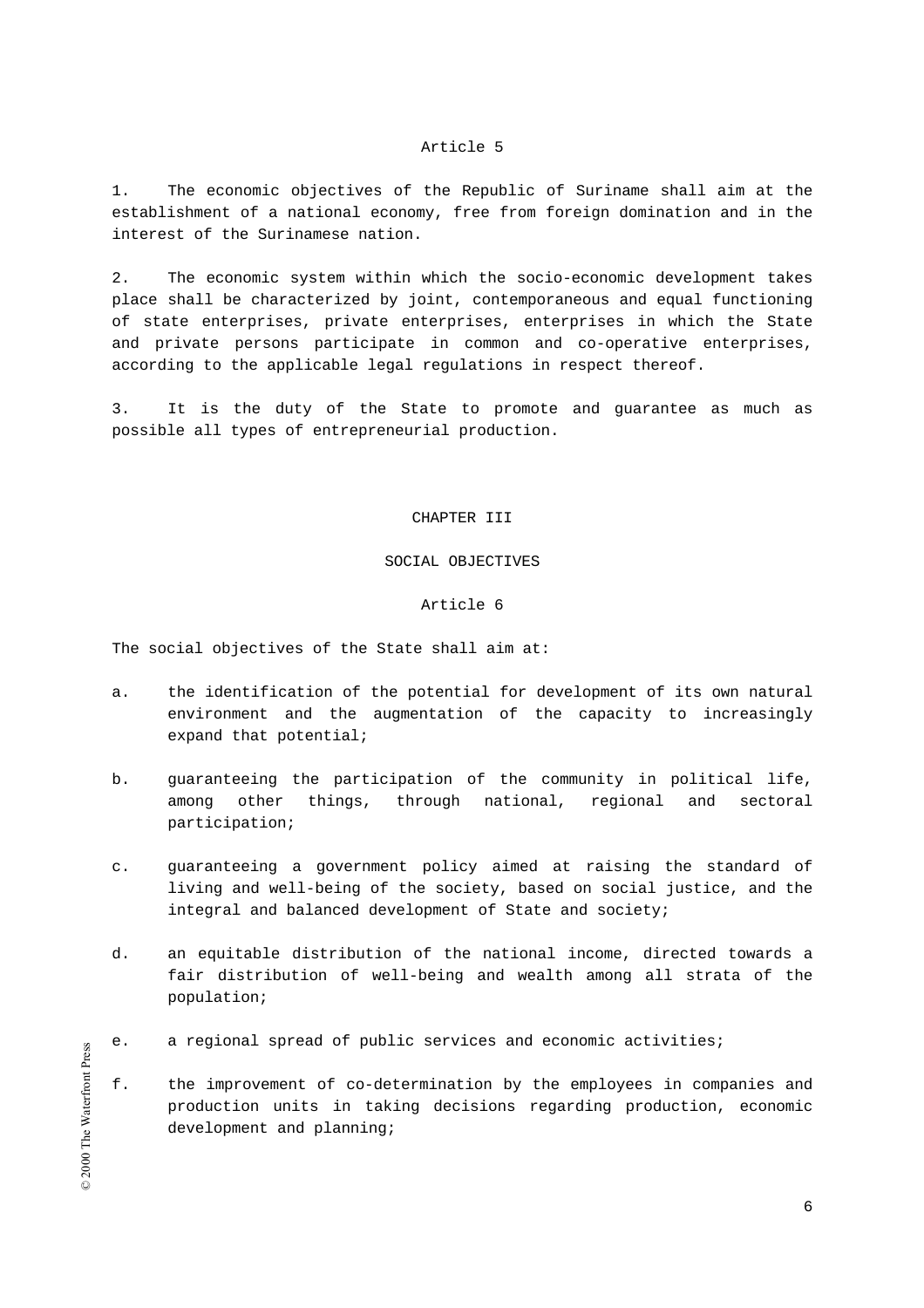### Article 5

1. The economic objectives of the Republic of Suriname shall aim at the establishment of a national economy, free from foreign domination and in the interest of the Surinamese nation.

2. The economic system within which the socio-economic development takes place shall be characterized by joint, contemporaneous and equal functioning of state enterprises, private enterprises, enterprises in which the State and private persons participate in common and co-operative enterprises, according to the applicable legal regulations in respect thereof.

3. It is the duty of the State to promote and guarantee as much as possible all types of entrepreneurial production.

## CHAPTER III

## SOCIAL OBJECTIVES

### Article 6

The social objectives of the State shall aim at:

a. the identification of the potential for development of its own natural environment and the augmentation of the capacity to increasingly expand that potential;

b. guaranteeing the participation of the community in political life, among other things, through national, regional and sectoral participation;

c. guaranteeing a government policy aimed at raising the standard of living and well-being of the society, based on social justice, and the integral and balanced development of State and society;

d. an equitable distribution of the national income, directed towards a fair distribution of well-being and wealth among all strata of the population;

e. a regional spread of public services and economic activities;

f. the improvement of co-determination by the employees in companies and production units in taking decisions regarding production, economic development and planning;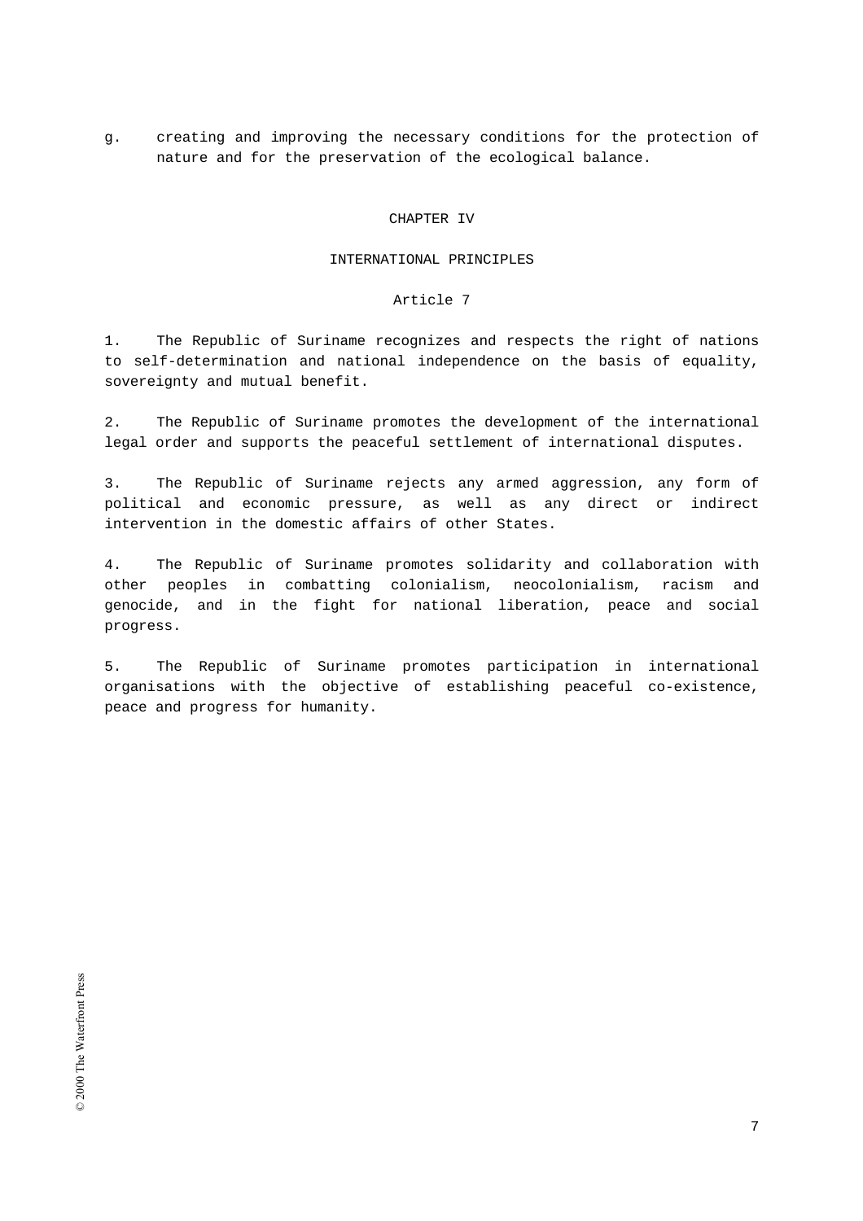g. creating and improving the necessary conditions for the protection of nature and for the preservation of the ecological balance.

## CHAPTER IV

## INTERNATIONAL PRINCIPLES

### Article 7

1. The Republic of Suriname recognizes and respects the right of nations to self-determination and national independence on the basis of equality, sovereignty and mutual benefit.

2. The Republic of Suriname promotes the development of the international legal order and supports the peaceful settlement of international disputes.

3. The Republic of Suriname rejects any armed aggression, any form of political and economic pressure, as well as any direct or indirect intervention in the domestic affairs of other States.

4. The Republic of Suriname promotes solidarity and collaboration with other peoples in combatting colonialism, neocolonialism, racism and genocide, and in the fight for national liberation, peace and social progress.

5. The Republic of Suriname promotes participation in international organisations with the objective of establishing peaceful co-existence, peace and progress for humanity.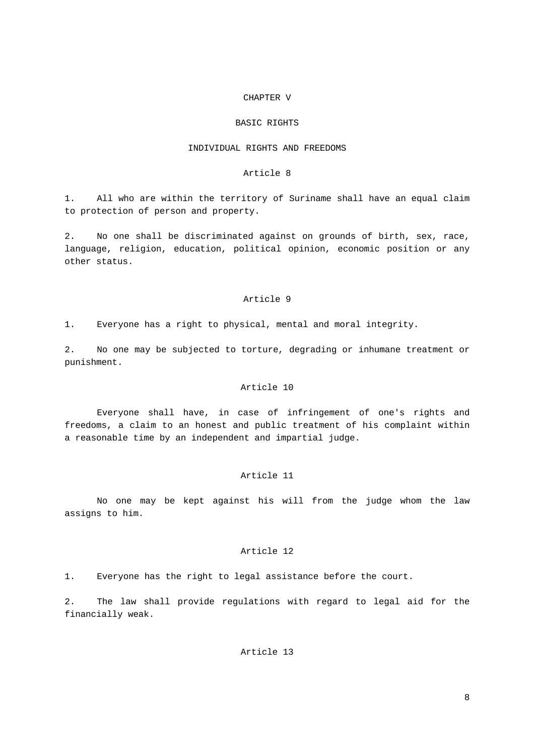# CHAPTER V

## BASIC RIGHTS

### INDIVIDUAL RIGHTS AND FREEDOMS

#### Article 8

1. All who are within the territory of Suriname shall have an equal claim to protection of person and property.

2. No one shall be discriminated against on grounds of birth, sex, race, language, religion, education, political opinion, economic position or any other status.

#### Article 9

1. Everyone has a right to physical, mental and moral integrity.

2. No one may be subjected to torture, degrading or inhumane treatment or punishment.

#### Article 10

Everyone shall have, in case of infringement of one's rights and freedoms, a claim to an honest and public treatment of his complaint within a reasonable time by an independent and impartial judge.

#### Article 11

No one may be kept against his will from the judge whom the law assigns to him.

#### Article 12

1. Everyone has the right to legal assistance before the court.

2. The law shall provide regulations with regard to legal aid for the financially weak.

#### Article 13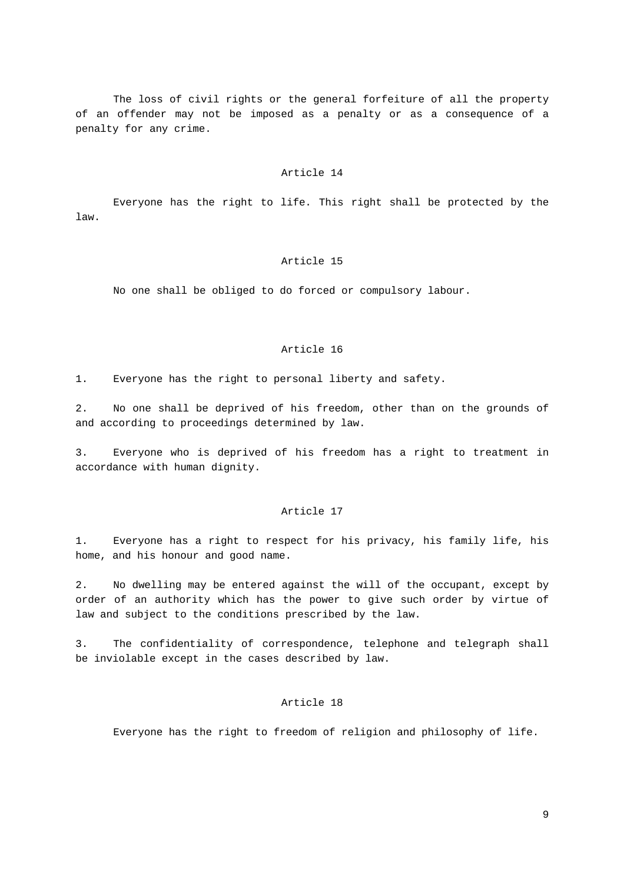The loss of civil rights or the general forfeiture of all the property of an offender may not be imposed as a penalty or as a consequence of a penalty for any crime.

### Article 14

Everyone has the right to life. This right shall be protected by the law.

### Article 15

No one shall be obliged to do forced or compulsory labour.

### Article 16

1. Everyone has the right to personal liberty and safety.

2. No one shall be deprived of his freedom, other than on the grounds of and according to proceedings determined by law.

3. Everyone who is deprived of his freedom has a right to treatment in accordance with human dignity.

### Article 17

1. Everyone has a right to respect for his privacy, his family life, his home, and his honour and good name.

2. No dwelling may be entered against the will of the occupant, except by order of an authority which has the power to give such order by virtue of law and subject to the conditions prescribed by the law.

3. The confidentiality of correspondence, telephone and telegraph shall be inviolable except in the cases described by law.

### Article 18

Everyone has the right to freedom of religion and philosophy of life.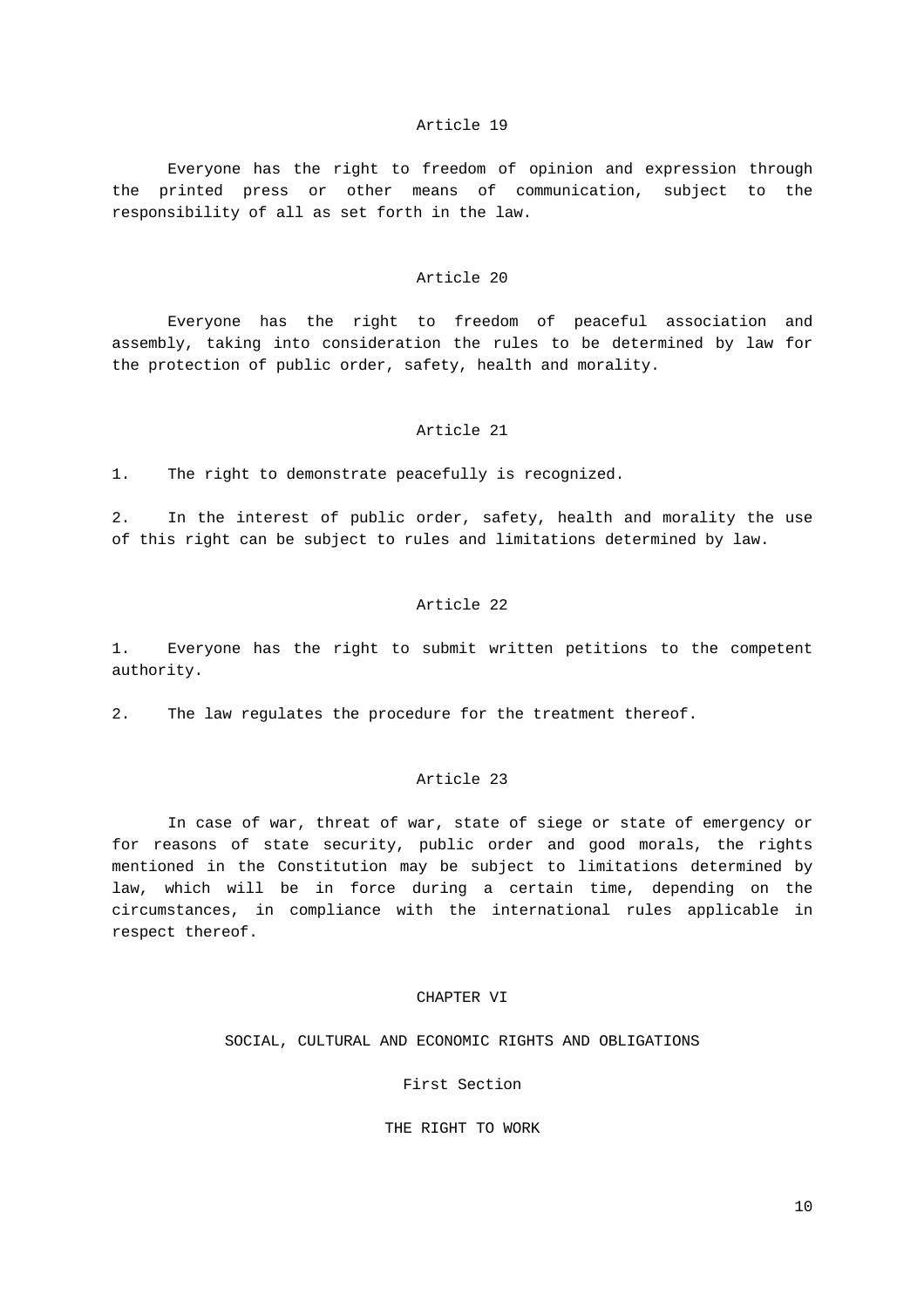### Article 19

Everyone has the right to freedom of opinion and expression through the printed press or other means of communication, subject to the responsibility of all as set forth in the law.

### Article 20

Everyone has the right to freedom of peaceful association and assembly, taking into consideration the rules to be determined by law for the protection of public order, safety, health and morality.

### Article 21

1. The right to demonstrate peacefully is recognized.

2. In the interest of public order, safety, health and morality the use of this right can be subject to rules and limitations determined by law.

### Article 22

1. Everyone has the right to submit written petitions to the competent authority.

2. The law regulates the procedure for the treatment thereof.

### Article 23

In case of war, threat of war, state of siege or state of emergency or for reasons of state security, public order and good morals, the rights mentioned in the Constitution may be subject to limitations determined by law, which will be in force during a certain time, depending on the circumstances, in compliance with the international rules applicable in respect thereof.

## CHAPTER VI

## SOCIAL, CULTURAL AND ECONOMIC RIGHTS AND OBLIGATIONS

### First Section

### THE RIGHT TO WORK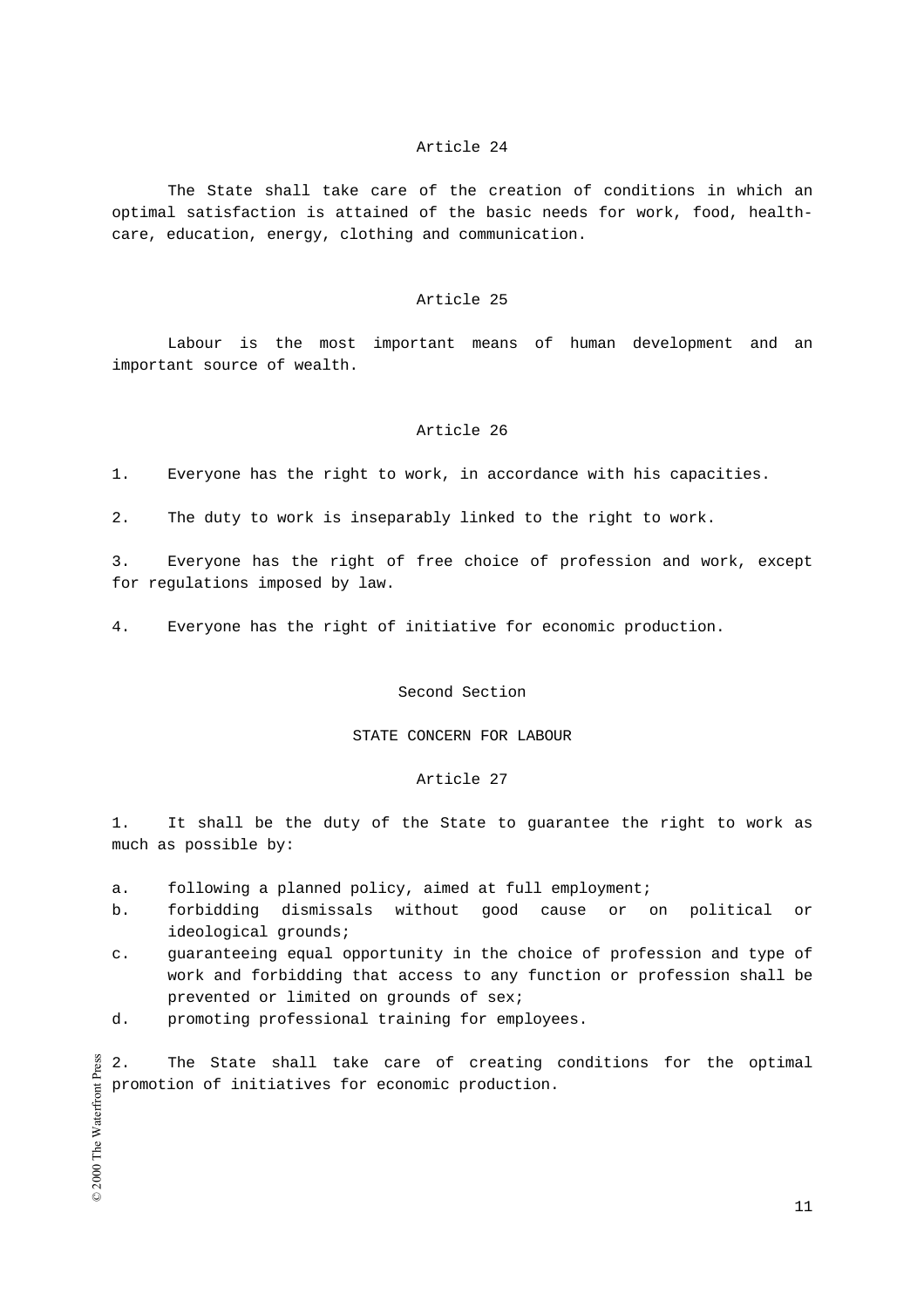### Article 24

The State shall take care of the creation of conditions in which an optimal satisfaction is attained of the basic needs for work, food, health-care, education, energy, clothing and communication.

### Article 25

Labour is the most important means of human development and an important source of wealth.

### Article 26

1. Everyone has the right to work, in accordance with his capacities.

2. The duty to work is inseparably linked to the right to work.

3. Everyone has the right of free choice of profession and work, except for regulations imposed by law.

4. Everyone has the right of initiative for economic production.

## Second Section

## STATE CONCERN FOR LABOUR

### Article 27

1. It shall be the duty of the State to guarantee the right to work as much as possible by:

a. following a planned policy, aimed at full employment;
b. forbidding dismissals without good cause or on political or ideological grounds;
c. guaranteeing equal opportunity in the choice of profession and type of work and forbidding that access to any function or profession shall be prevented or limited on grounds of sex;
d. promoting professional training for employees.

2. The State shall take care of creating conditions for the optimal promotion of initiatives for economic production.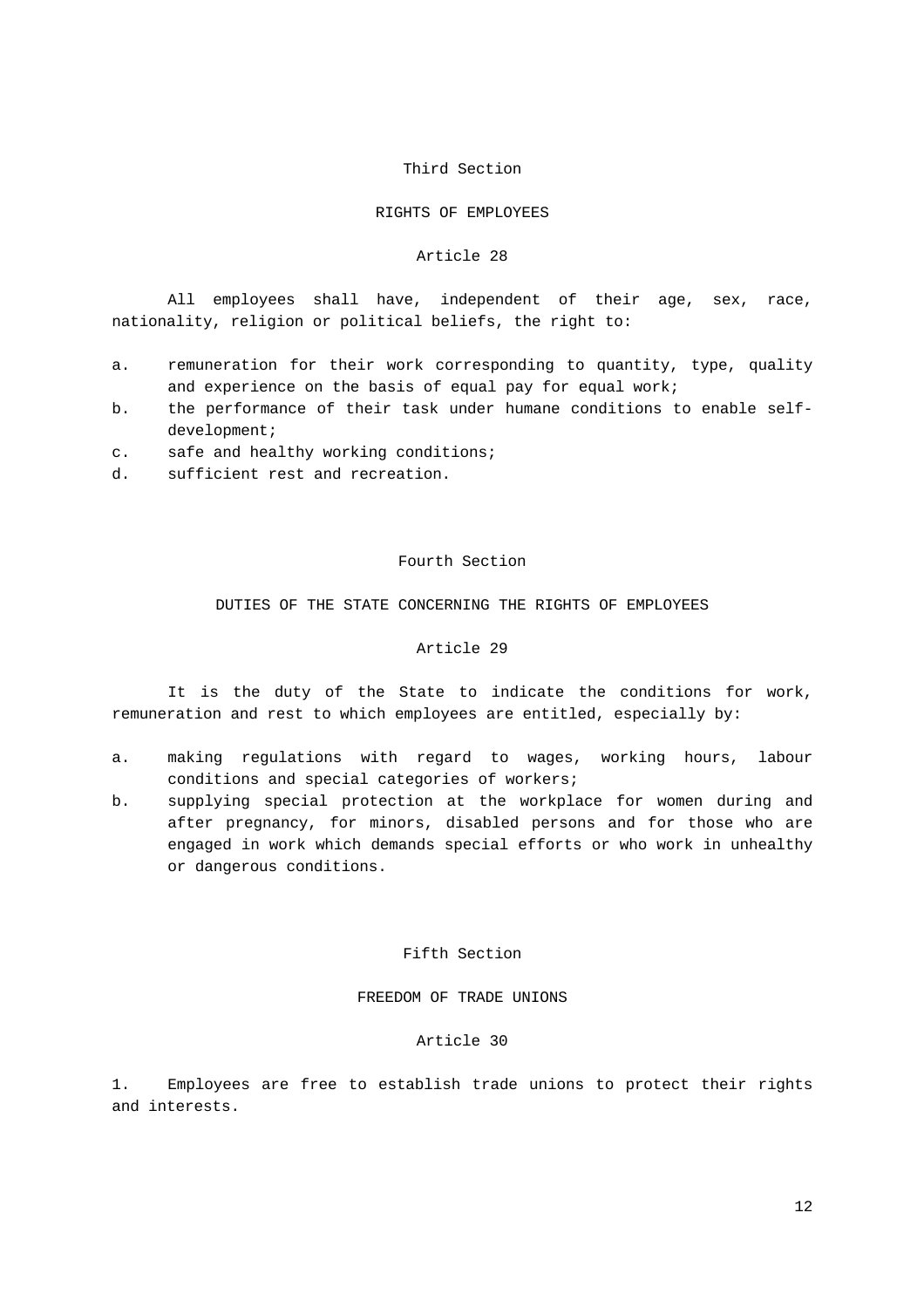## Third Section

## RIGHTS OF EMPLOYEES

### Article 28

All employees shall have, independent of their age, sex, race, nationality, religion or political beliefs, the right to:

a. remuneration for their work corresponding to quantity, type, quality and experience on the basis of equal pay for equal work;
b. the performance of their task under humane conditions to enable self-development;
c. safe and healthy working conditions;
d. sufficient rest and recreation.

## Fourth Section

## DUTIES OF THE STATE CONCERNING THE RIGHTS OF EMPLOYEES

### Article 29

It is the duty of the State to indicate the conditions for work, remuneration and rest to which employees are entitled, especially by:

a. making regulations with regard to wages, working hours, labour conditions and special categories of workers;
b. supplying special protection at the workplace for women during and after pregnancy, for minors, disabled persons and for those who are engaged in work which demands special efforts or who work in unhealthy or dangerous conditions.

## Fifth Section

## FREEDOM OF TRADE UNIONS

### Article 30

1. Employees are free to establish trade unions to protect their rights and interests.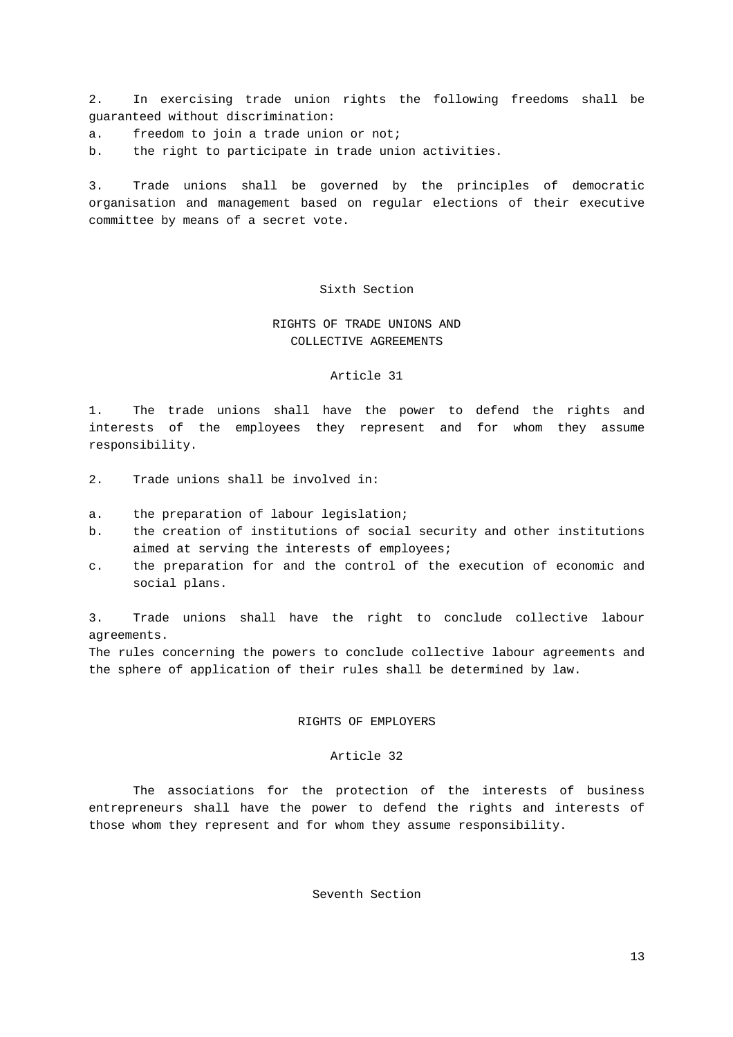2. In exercising trade union rights the following freedoms shall be guaranteed without discrimination:

a. freedom to join a trade union or not;
b. the right to participate in trade union activities.

3. Trade unions shall be governed by the principles of democratic organisation and management based on regular elections of their executive committee by means of a secret vote.

## Sixth Section

## RIGHTS OF TRADE UNIONS AND COLLECTIVE AGREEMENTS

### Article 31

1. The trade unions shall have the power to defend the rights and interests of the employees they represent and for whom they assume responsibility.

2. Trade unions shall be involved in:

a. the preparation of labour legislation;
b. the creation of institutions of social security and other institutions aimed at serving the interests of employees;
c. the preparation for and the control of the execution of economic and social plans.

3. Trade unions shall have the right to conclude collective labour agreements.
The rules concerning the powers to conclude collective labour agreements and the sphere of application of their rules shall be determined by law.

## RIGHTS OF EMPLOYERS

### Article 32

The associations for the protection of the interests of business entrepreneurs shall have the power to defend the rights and interests of those whom they represent and for whom they assume responsibility.

## Seventh Section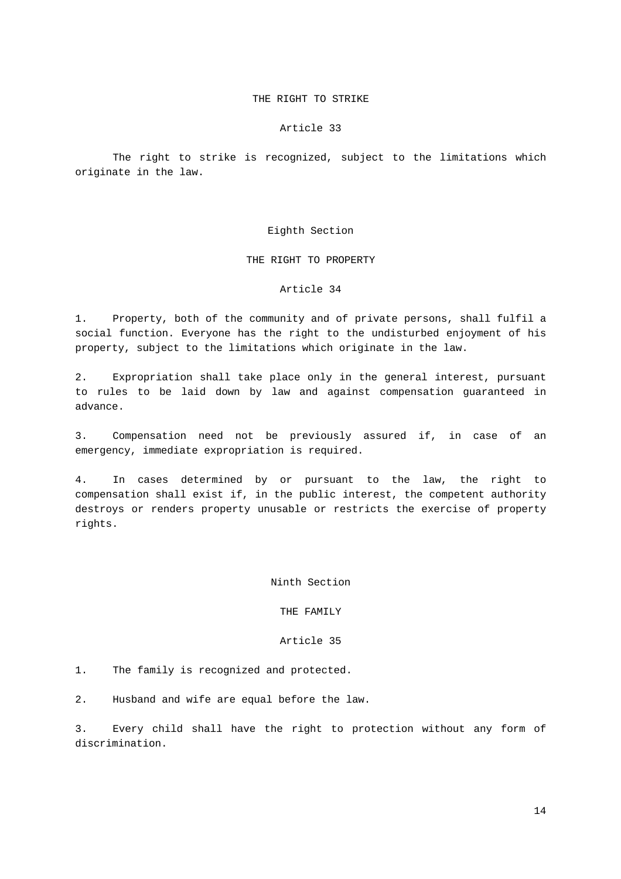### THE RIGHT TO STRIKE

#### Article 33

The right to strike is recognized, subject to the limitations which originate in the law.

## Eighth Section

### THE RIGHT TO PROPERTY

#### Article 34

1. Property, both of the community and of private persons, shall fulfil a social function. Everyone has the right to the undisturbed enjoyment of his property, subject to the limitations which originate in the law.

2. Expropriation shall take place only in the general interest, pursuant to rules to be laid down by law and against compensation guaranteed in advance.

3. Compensation need not be previously assured if, in case of an emergency, immediate expropriation is required.

4. In cases determined by or pursuant to the law, the right to compensation shall exist if, in the public interest, the competent authority destroys or renders property unusable or restricts the exercise of property rights.

## Ninth Section

### THE FAMILY

#### Article 35

1. The family is recognized and protected.

2. Husband and wife are equal before the law.

3. Every child shall have the right to protection without any form of discrimination.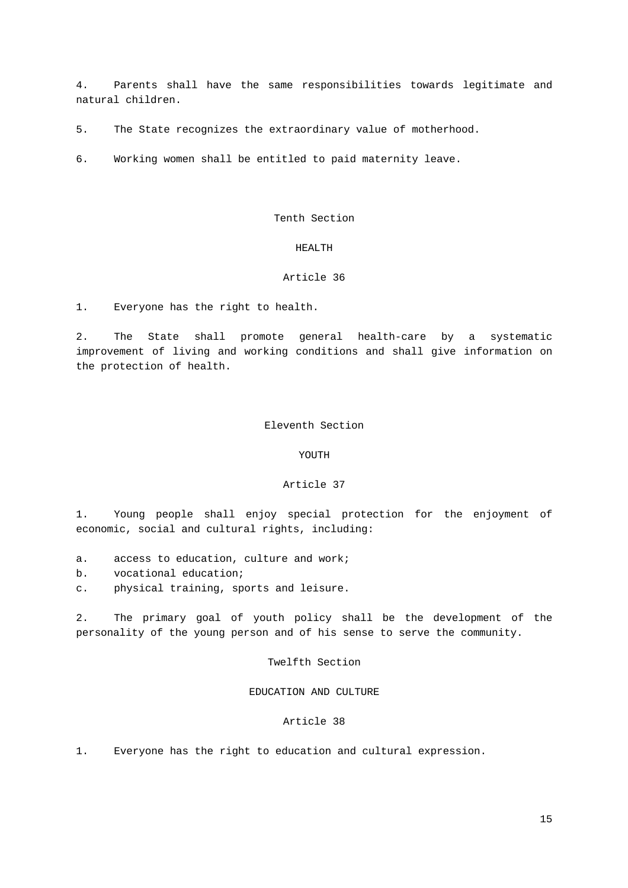4. Parents shall have the same responsibilities towards legitimate and natural children.

5. The State recognizes the extraordinary value of motherhood.

6. Working women shall be entitled to paid maternity leave.

## Tenth Section

## HEALTH

### Article 36

1. Everyone has the right to health.

2. The State shall promote general health-care by a systematic improvement of living and working conditions and shall give information on the protection of health.

## Eleventh Section

## YOUTH

### Article 37

1. Young people shall enjoy special protection for the enjoyment of economic, social and cultural rights, including:

a. access to education, culture and work;
b. vocational education;
c. physical training, sports and leisure.

2. The primary goal of youth policy shall be the development of the personality of the young person and of his sense to serve the community.

## Twelfth Section

## EDUCATION AND CULTURE

### Article 38

1. Everyone has the right to education and cultural expression.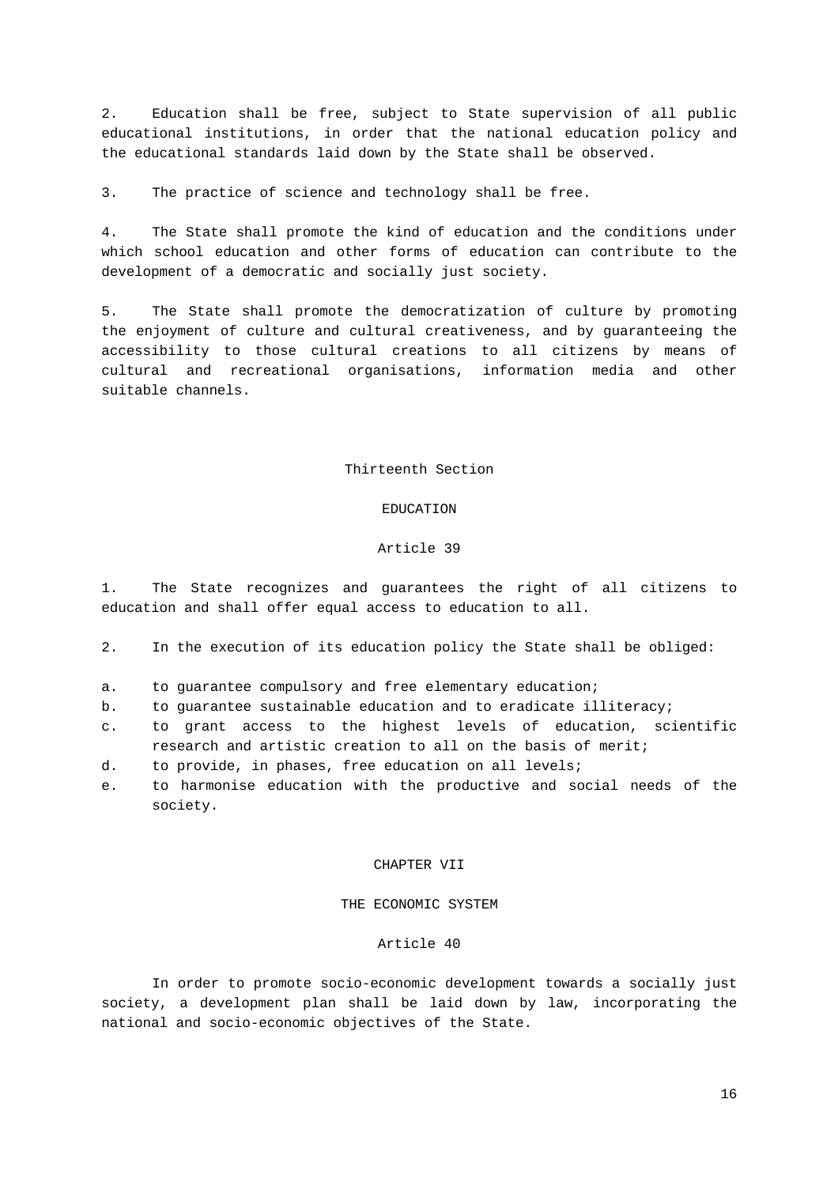2. Education shall be free, subject to State supervision of all public educational institutions, in order that the national education policy and the educational standards laid down by the State shall be observed.

3. The practice of science and technology shall be free.

4. The State shall promote the kind of education and the conditions under which school education and other forms of education can contribute to the development of a democratic and socially just society.

5. The State shall promote the democratization of culture by promoting the enjoyment of culture and cultural creativeness, and by guaranteeing the accessibility to those cultural creations to all citizens by means of cultural and recreational organisations, information media and other suitable channels.

### Thirteenth Section

### EDUCATION

#### Article 39

1. The State recognizes and guarantees the right of all citizens to education and shall offer equal access to education to all.

2. In the execution of its education policy the State shall be obliged:

a. to guarantee compulsory and free elementary education;
b. to guarantee sustainable education and to eradicate illiteracy;
c. to grant access to the highest levels of education, scientific research and artistic creation to all on the basis of merit;
d. to provide, in phases, free education on all levels;
e. to harmonise education with the productive and social needs of the society.

## CHAPTER VII

## THE ECONOMIC SYSTEM

#### Article 40

In order to promote socio-economic development towards a socially just society, a development plan shall be laid down by law, incorporating the national and socio-economic objectives of the State.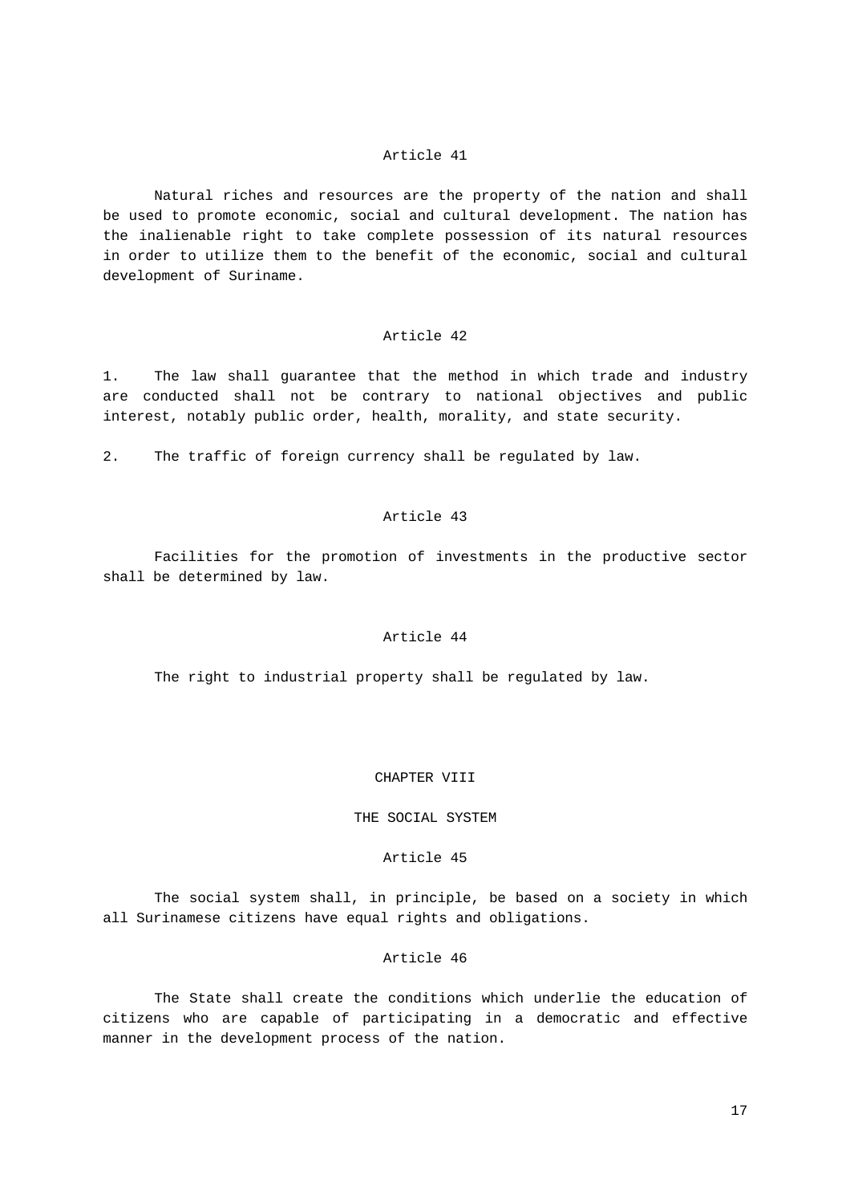### Article 41

Natural riches and resources are the property of the nation and shall be used to promote economic, social and cultural development. The nation has the inalienable right to take complete possession of its natural resources in order to utilize them to the benefit of the economic, social and cultural development of Suriname.

### Article 42

1. The law shall guarantee that the method in which trade and industry are conducted shall not be contrary to national objectives and public interest, notably public order, health, morality, and state security.

2. The traffic of foreign currency shall be regulated by law.

### Article 43

Facilities for the promotion of investments in the productive sector shall be determined by law.

### Article 44

The right to industrial property shall be regulated by law.

## CHAPTER VIII

## THE SOCIAL SYSTEM

### Article 45

The social system shall, in principle, be based on a society in which all Surinamese citizens have equal rights and obligations.

### Article 46

The State shall create the conditions which underlie the education of citizens who are capable of participating in a democratic and effective manner in the development process of the nation.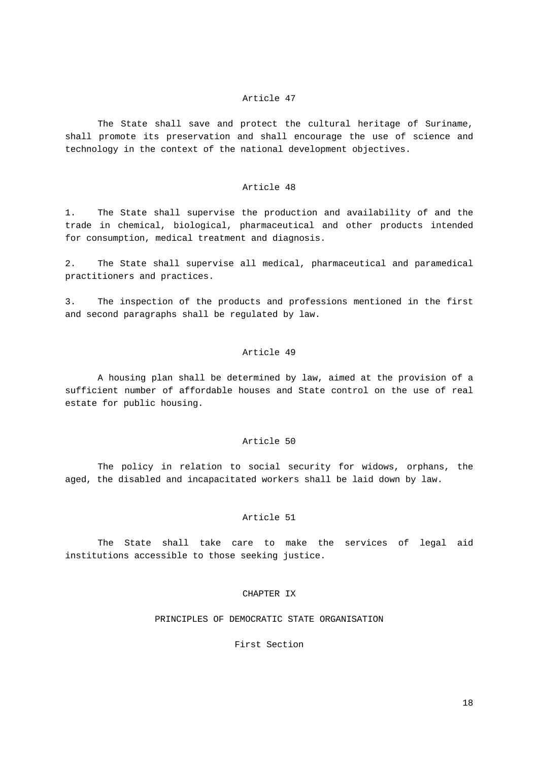### Article 47

The State shall save and protect the cultural heritage of Suriname, shall promote its preservation and shall encourage the use of science and technology in the context of the national development objectives.

### Article 48

1. The State shall supervise the production and availability of and the trade in chemical, biological, pharmaceutical and other products intended for consumption, medical treatment and diagnosis.

2. The State shall supervise all medical, pharmaceutical and paramedical practitioners and practices.

3. The inspection of the products and professions mentioned in the first and second paragraphs shall be regulated by law.

### Article 49

A housing plan shall be determined by law, aimed at the provision of a sufficient number of affordable houses and State control on the use of real estate for public housing.

### Article 50

The policy in relation to social security for widows, orphans, the aged, the disabled and incapacitated workers shall be laid down by law.

### Article 51

The State shall take care to make the services of legal aid institutions accessible to those seeking justice.

## CHAPTER IX

## PRINCIPLES OF DEMOCRATIC STATE ORGANISATION

### First Section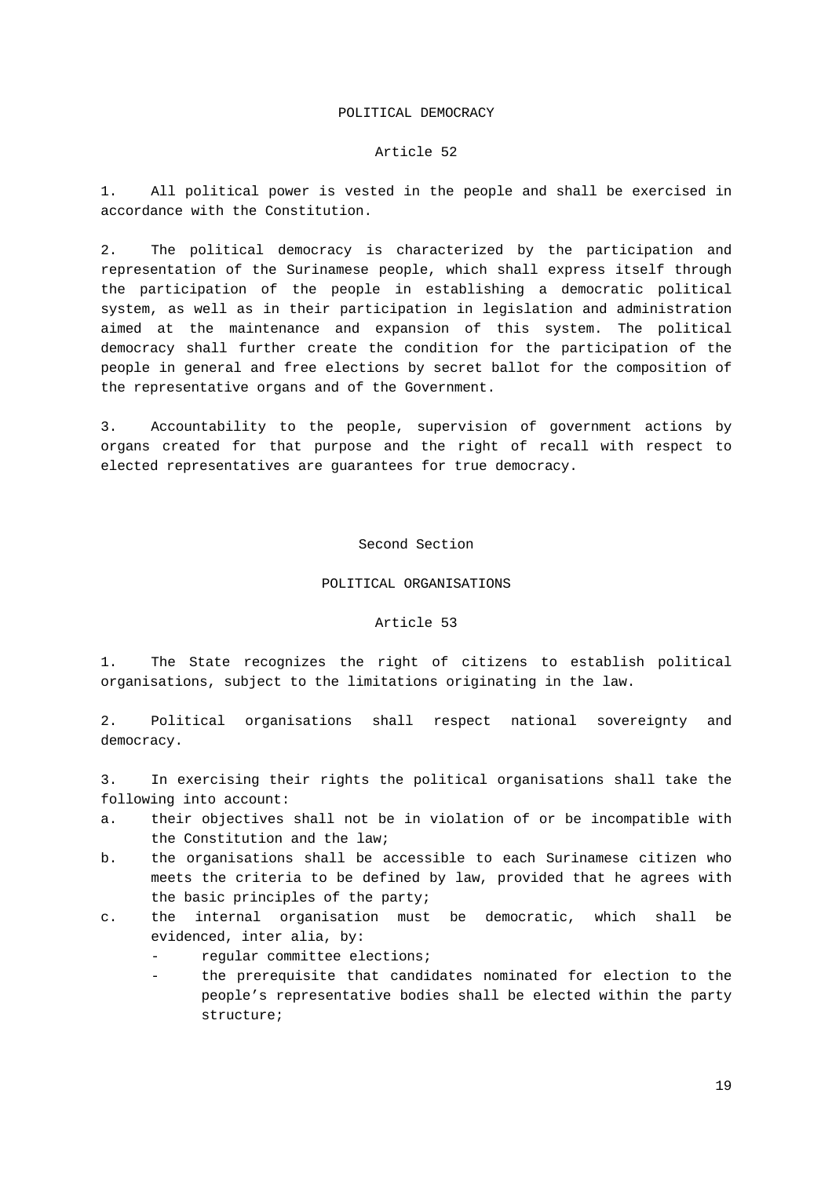## POLITICAL DEMOCRACY

### Article 52

1. All political power is vested in the people and shall be exercised in accordance with the Constitution.

2. The political democracy is characterized by the participation and representation of the Surinamese people, which shall express itself through the participation of the people in establishing a democratic political system, as well as in their participation in legislation and administration aimed at the maintenance and expansion of this system. The political democracy shall further create the condition for the participation of the people in general and free elections by secret ballot for the composition of the representative organs and of the Government.

3. Accountability to the people, supervision of government actions by organs created for that purpose and the right of recall with respect to elected representatives are guarantees for true democracy.

## Second Section

## POLITICAL ORGANISATIONS

### Article 53

1. The State recognizes the right of citizens to establish political organisations, subject to the limitations originating in the law.

2. Political organisations shall respect national sovereignty and democracy.

3. In exercising their rights the political organisations shall take the following into account:

a. their objectives shall not be in violation of or be incompatible with the Constitution and the law;

b. the organisations shall be accessible to each Surinamese citizen who meets the criteria to be defined by law, provided that he agrees with the basic principles of the party;

c. the internal organisation must be democratic, which shall be evidenced, inter alia, by:
   - regular committee elections;
   - the prerequisite that candidates nominated for election to the people’s representative bodies shall be elected within the party structure;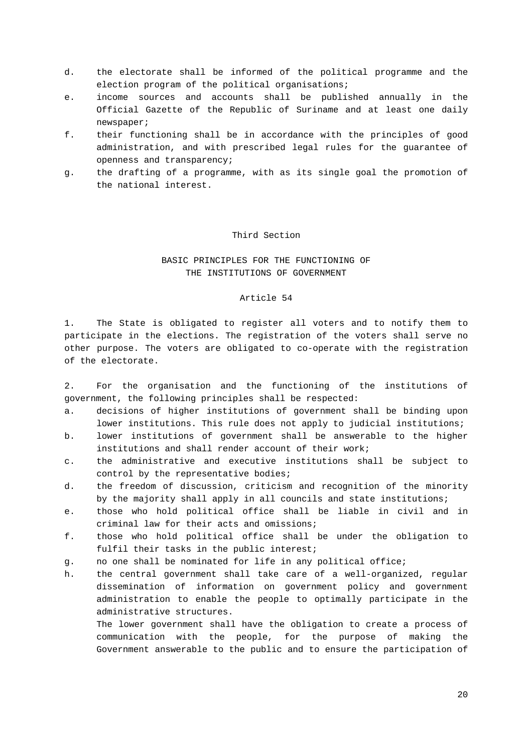d. the electorate shall be informed of the political programme and the election program of the political organisations;
e. income sources and accounts shall be published annually in the Official Gazette of the Republic of Suriname and at least one daily newspaper;
f. their functioning shall be in accordance with the principles of good administration, and with prescribed legal rules for the guarantee of openness and transparency;
g. the drafting of a programme, with as its single goal the promotion of the national interest.

## Third Section

## BASIC PRINCIPLES FOR THE FUNCTIONING OF THE INSTITUTIONS OF GOVERNMENT

### Article 54

1. The State is obligated to register all voters and to notify them to participate in the elections. The registration of the voters shall serve no other purpose. The voters are obligated to co-operate with the registration of the electorate.

2. For the organisation and the functioning of the institutions of government, the following principles shall be respected:

a. decisions of higher institutions of government shall be binding upon lower institutions. This rule does not apply to judicial institutions;
b. lower institutions of government shall be answerable to the higher institutions and shall render account of their work;
c. the administrative and executive institutions shall be subject to control by the representative bodies;
d. the freedom of discussion, criticism and recognition of the minority by the majority shall apply in all councils and state institutions;
e. those who hold political office shall be liable in civil and in criminal law for their acts and omissions;
f. those who hold political office shall be under the obligation to fulfil their tasks in the public interest;
g. no one shall be nominated for life in any political office;
h. the central government shall take care of a well-organized, regular dissemination of information on government policy and government administration to enable the people to optimally participate in the administrative structures.

   The lower government shall have the obligation to create a process of communication with the people, for the purpose of making the Government answerable to the public and to ensure the participation of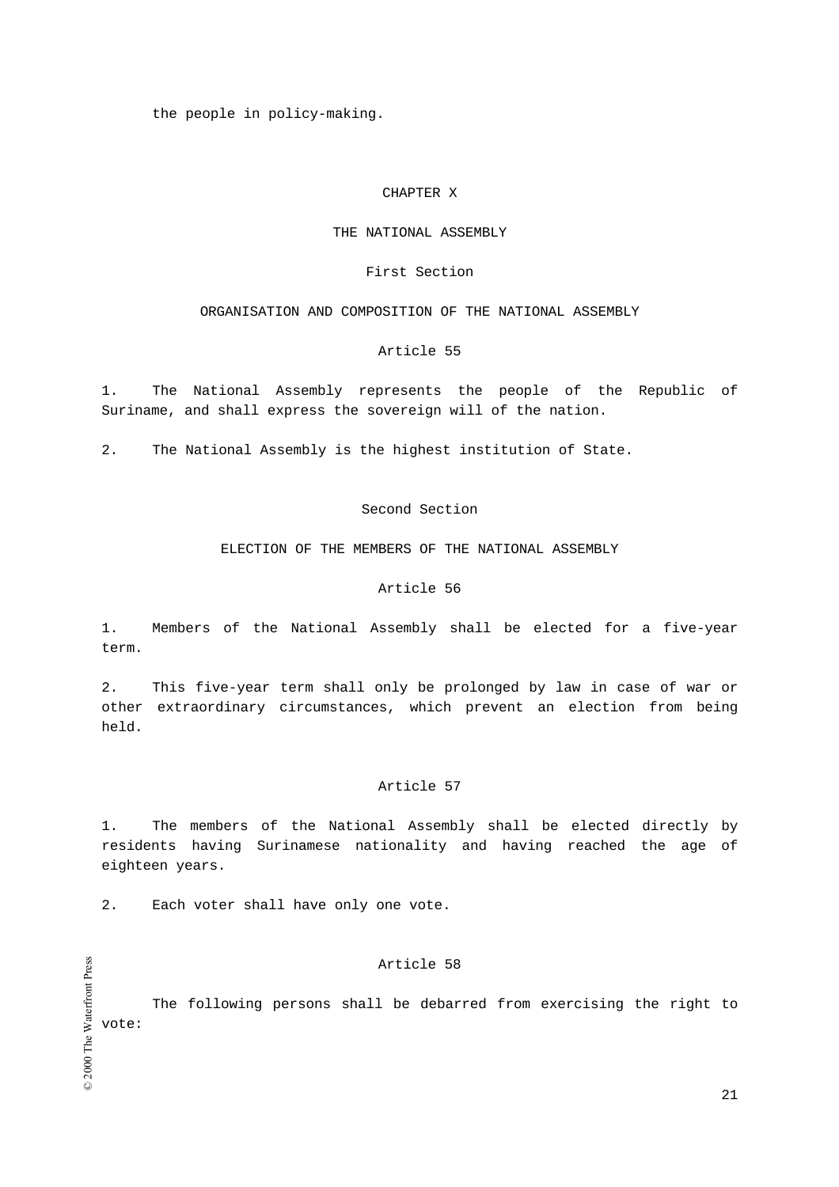the people in policy-making.

# CHAPTER X

# THE NATIONAL ASSEMBLY

## First Section

## ORGANISATION AND COMPOSITION OF THE NATIONAL ASSEMBLY

### Article 55

1. The National Assembly represents the people of the Republic of Suriname, and shall express the sovereign will of the nation.

2. The National Assembly is the highest institution of State.

## Second Section

## ELECTION OF THE MEMBERS OF THE NATIONAL ASSEMBLY

### Article 56

1. Members of the National Assembly shall be elected for a five-year term.

2. This five-year term shall only be prolonged by law in case of war or other extraordinary circumstances, which prevent an election from being held.

### Article 57

1. The members of the National Assembly shall be elected directly by residents having Surinamese nationality and having reached the age of eighteen years.

2. Each voter shall have only one vote.

### Article 58

The following persons shall be debarred from exercising the right to vote: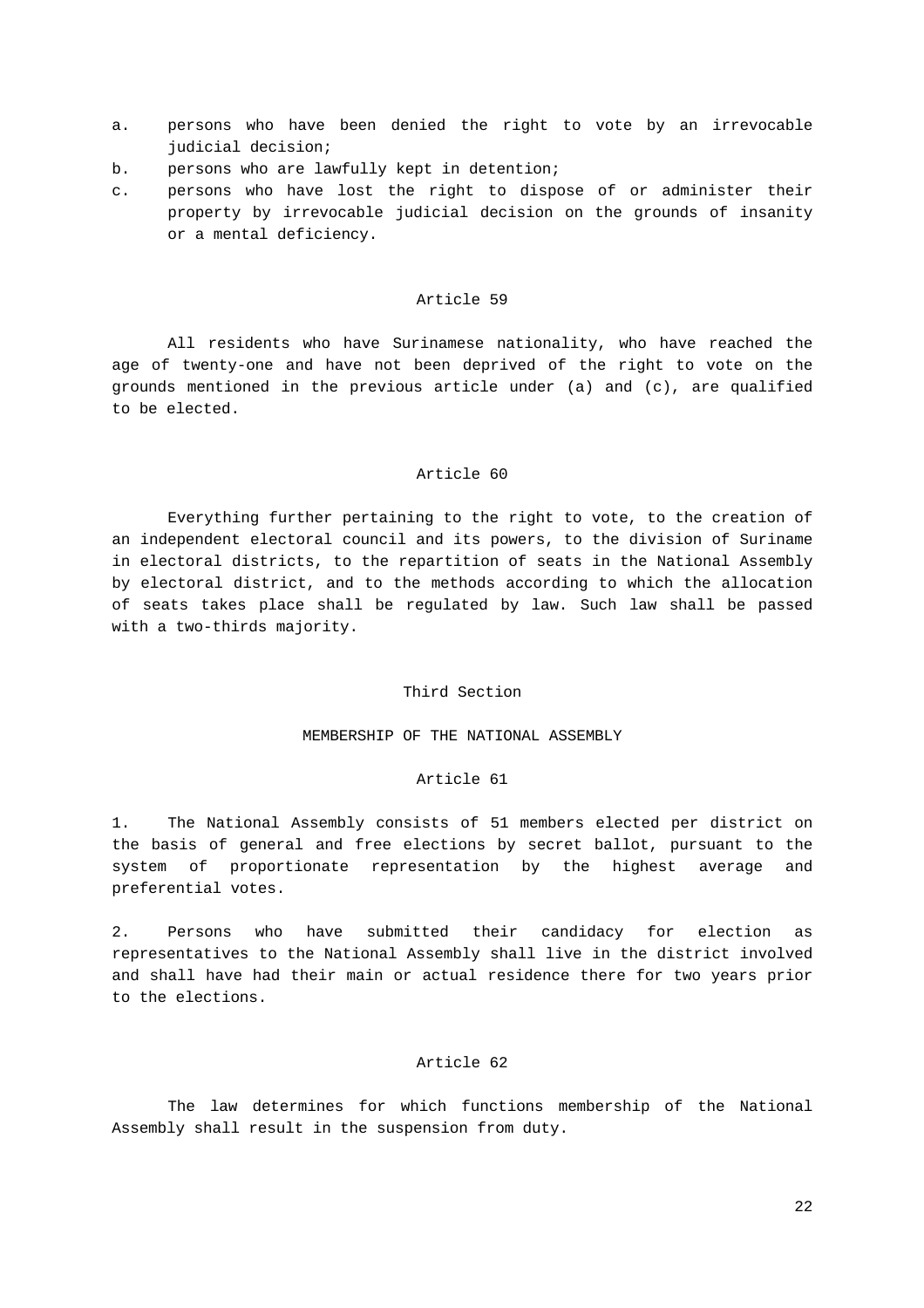a. persons who have been denied the right to vote by an irrevocable judicial decision;
b. persons who are lawfully kept in detention;
c. persons who have lost the right to dispose of or administer their property by irrevocable judicial decision on the grounds of insanity or a mental deficiency.

### Article 59

All residents who have Surinamese nationality, who have reached the age of twenty-one and have not been deprived of the right to vote on the grounds mentioned in the previous article under (a) and (c), are qualified to be elected.

### Article 60

Everything further pertaining to the right to vote, to the creation of an independent electoral council and its powers, to the division of Suriname in electoral districts, to the repartition of seats in the National Assembly by electoral district, and to the methods according to which the allocation of seats takes place shall be regulated by law. Such law shall be passed with a two-thirds majority.

## Third Section

## MEMBERSHIP OF THE NATIONAL ASSEMBLY

### Article 61

1. The National Assembly consists of 51 members elected per district on the basis of general and free elections by secret ballot, pursuant to the system of proportionate representation by the highest average and preferential votes.

2. Persons who have submitted their candidacy for election as representatives to the National Assembly shall live in the district involved and shall have had their main or actual residence there for two years prior to the elections.

### Article 62

The law determines for which functions membership of the National Assembly shall result in the suspension from duty.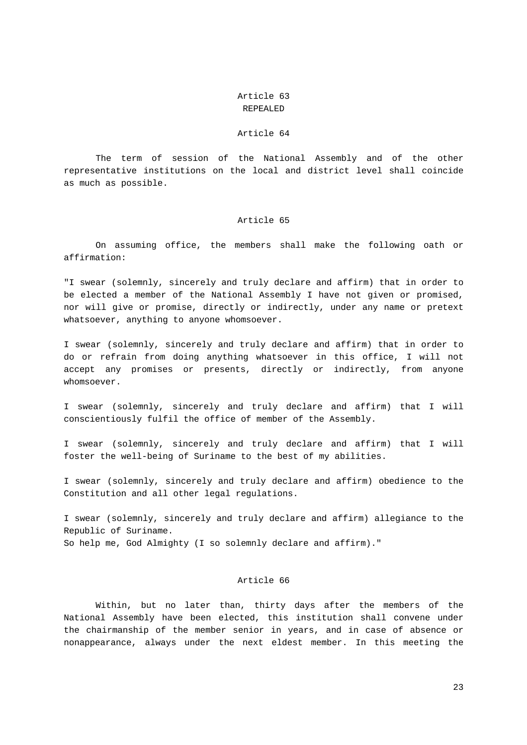### Article 63

REPEALED

### Article 64

The term of session of the National Assembly and of the other representative institutions on the local and district level shall coincide as much as possible.

### Article 65

On assuming office, the members shall make the following oath or affirmation:

"I swear (solemnly, sincerely and truly declare and affirm) that in order to be elected a member of the National Assembly I have not given or promised, nor will give or promise, directly or indirectly, under any name or pretext whatsoever, anything to anyone whomsoever.

I swear (solemnly, sincerely and truly declare and affirm) that in order to do or refrain from doing anything whatsoever in this office, I will not accept any promises or presents, directly or indirectly, from anyone whomsoever.

I swear (solemnly, sincerely and truly declare and affirm) that I will conscientiously fulfil the office of member of the Assembly.

I swear (solemnly, sincerely and truly declare and affirm) that I will foster the well-being of Suriname to the best of my abilities.

I swear (solemnly, sincerely and truly declare and affirm) obedience to the Constitution and all other legal regulations.

I swear (solemnly, sincerely and truly declare and affirm) allegiance to the Republic of Suriname.
So help me, God Almighty (I so solemnly declare and affirm)."

### Article 66

Within, but no later than, thirty days after the members of the National Assembly have been elected, this institution shall convene under the chairmanship of the member senior in years, and in case of absence or nonappearance, always under the next eldest member. In this meeting the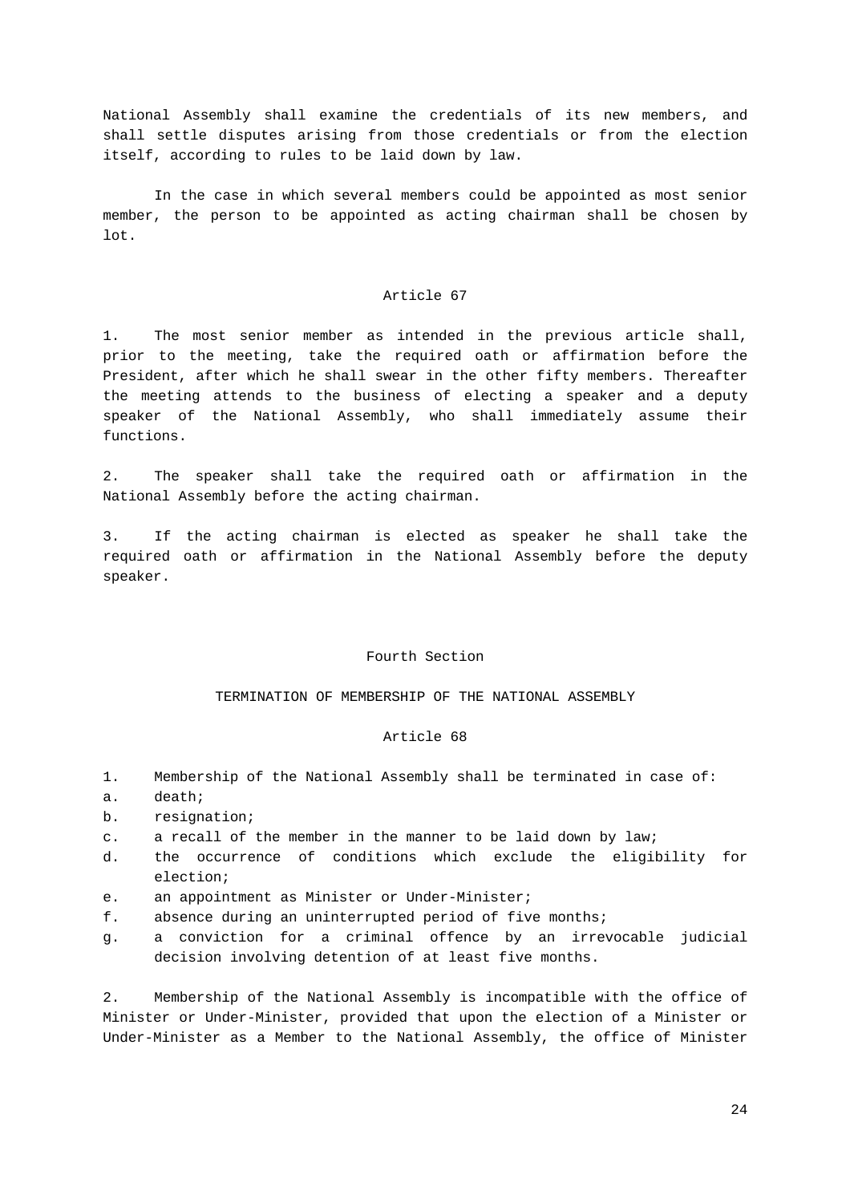National Assembly shall examine the credentials of its new members, and shall settle disputes arising from those credentials or from the election itself, according to rules to be laid down by law.

In the case in which several members could be appointed as most senior member, the person to be appointed as acting chairman shall be chosen by lot.

### Article 67

1. The most senior member as intended in the previous article shall, prior to the meeting, take the required oath or affirmation before the President, after which he shall swear in the other fifty members. Thereafter the meeting attends to the business of electing a speaker and a deputy speaker of the National Assembly, who shall immediately assume their functions.

2. The speaker shall take the required oath or affirmation in the National Assembly before the acting chairman.

3. If the acting chairman is elected as speaker he shall take the required oath or affirmation in the National Assembly before the deputy speaker.

## Fourth Section

## TERMINATION OF MEMBERSHIP OF THE NATIONAL ASSEMBLY

### Article 68

1. Membership of the National Assembly shall be terminated in case of:
   a. death;
   b. resignation;
   c. a recall of the member in the manner to be laid down by law;
   d. the occurrence of conditions which exclude the eligibility for election;
   e. an appointment as Minister or Under-Minister;
   f. absence during an uninterrupted period of five months;
   g. a conviction for a criminal offence by an irrevocable judicial decision involving detention of at least five months.

2. Membership of the National Assembly is incompatible with the office of Minister or Under-Minister, provided that upon the election of a Minister or Under-Minister as a Member to the National Assembly, the office of Minister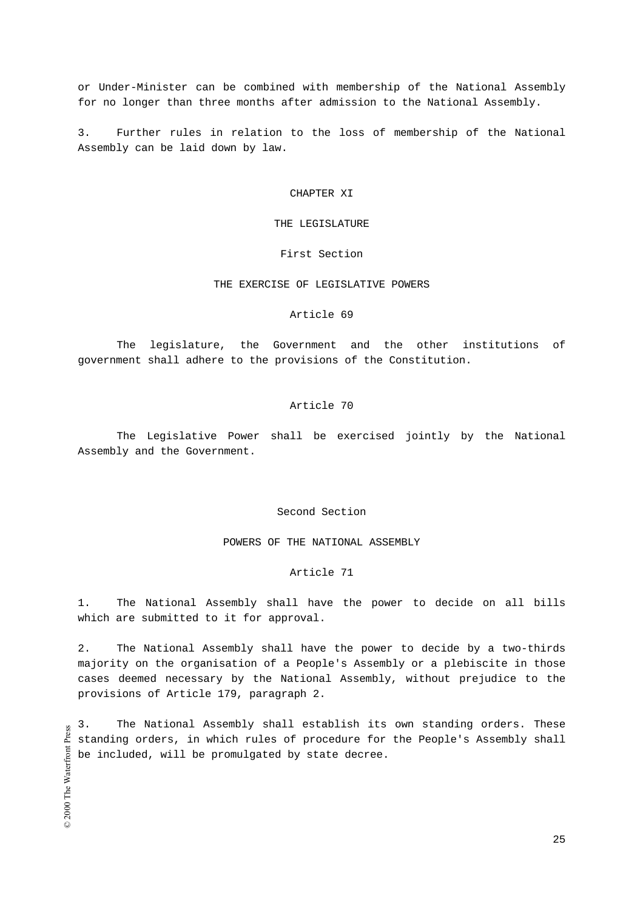or Under-Minister can be combined with membership of the National Assembly for no longer than three months after admission to the National Assembly.

3. Further rules in relation to the loss of membership of the National Assembly can be laid down by law.

## CHAPTER XI

## THE LEGISLATURE

### First Section

### THE EXERCISE OF LEGISLATIVE POWERS

#### Article 69

The legislature, the Government and the other institutions of government shall adhere to the provisions of the Constitution.

#### Article 70

The Legislative Power shall be exercised jointly by the National Assembly and the Government.

### Second Section

### POWERS OF THE NATIONAL ASSEMBLY

#### Article 71

1. The National Assembly shall have the power to decide on all bills which are submitted to it for approval.

2. The National Assembly shall have the power to decide by a two-thirds majority on the organisation of a People's Assembly or a plebiscite in those cases deemed necessary by the National Assembly, without prejudice to the provisions of Article 179, paragraph 2.

3. The National Assembly shall establish its own standing orders. These standing orders, in which rules of procedure for the People's Assembly shall be included, will be promulgated by state decree.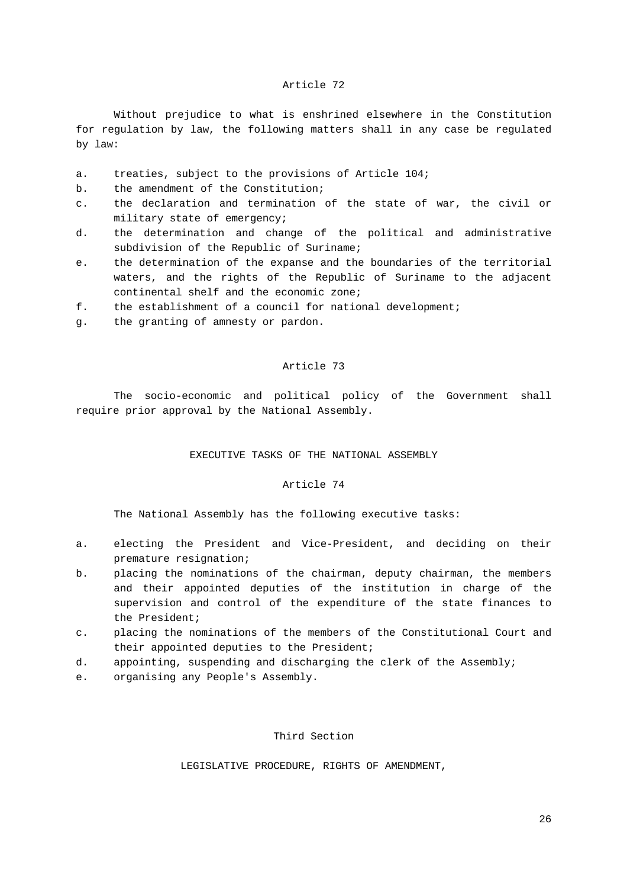### Article 72

Without prejudice to what is enshrined elsewhere in the Constitution for regulation by law, the following matters shall in any case be regulated by law:

a. treaties, subject to the provisions of Article 104;
b. the amendment of the Constitution;
c. the declaration and termination of the state of war, the civil or military state of emergency;
d. the determination and change of the political and administrative subdivision of the Republic of Suriname;
e. the determination of the expanse and the boundaries of the territorial waters, and the rights of the Republic of Suriname to the adjacent continental shelf and the economic zone;
f. the establishment of a council for national development;
g. the granting of amnesty or pardon.

### Article 73

The socio-economic and political policy of the Government shall require prior approval by the National Assembly.

## EXECUTIVE TASKS OF THE NATIONAL ASSEMBLY

### Article 74

The National Assembly has the following executive tasks:

a. electing the President and Vice-President, and deciding on their premature resignation;
b. placing the nominations of the chairman, deputy chairman, the members and their appointed deputies of the institution in charge of the supervision and control of the expenditure of the state finances to the President;
c. placing the nominations of the members of the Constitutional Court and their appointed deputies to the President;
d. appointing, suspending and discharging the clerk of the Assembly;
e. organising any People's Assembly.

## Third Section

## LEGISLATIVE PROCEDURE, RIGHTS OF AMENDMENT,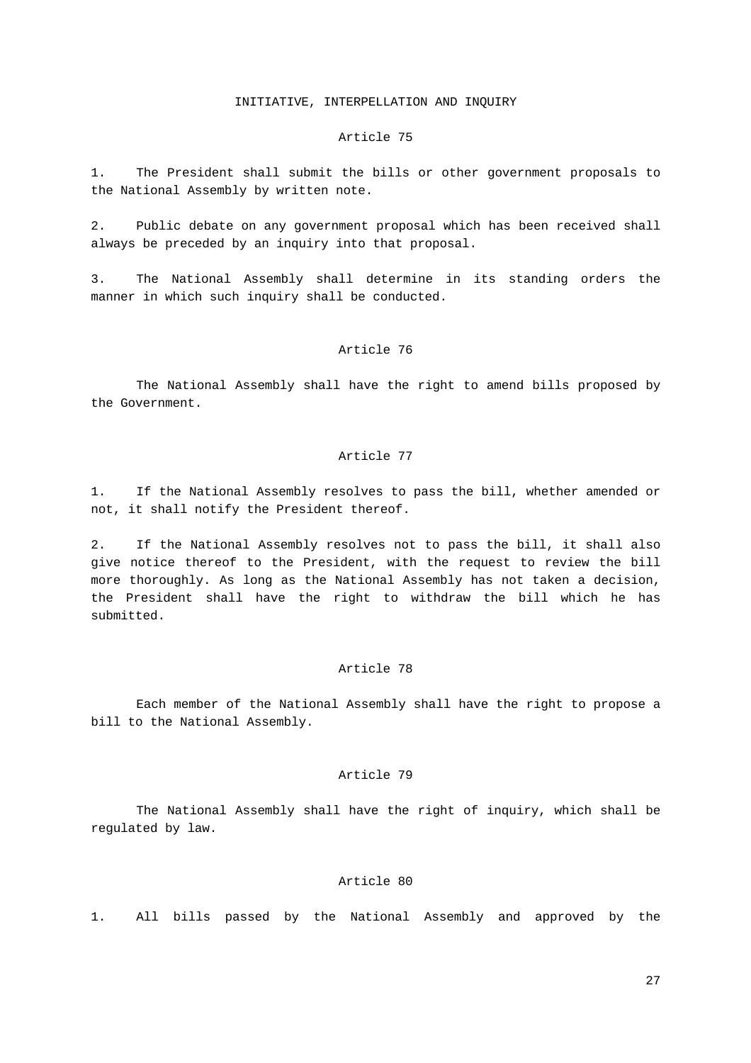## INITIATIVE, INTERPELLATION AND INQUIRY

### Article 75

1. The President shall submit the bills or other government proposals to the National Assembly by written note.

2. Public debate on any government proposal which has been received shall always be preceded by an inquiry into that proposal.

3. The National Assembly shall determine in its standing orders the manner in which such inquiry shall be conducted.

### Article 76

The National Assembly shall have the right to amend bills proposed by the Government.

### Article 77

1. If the National Assembly resolves to pass the bill, whether amended or not, it shall notify the President thereof.

2. If the National Assembly resolves not to pass the bill, it shall also give notice thereof to the President, with the request to review the bill more thoroughly. As long as the National Assembly has not taken a decision, the President shall have the right to withdraw the bill which he has submitted.

### Article 78

Each member of the National Assembly shall have the right to propose a bill to the National Assembly.

### Article 79

The National Assembly shall have the right of inquiry, which shall be regulated by law.

### Article 80

1. All bills passed by the National Assembly and approved by the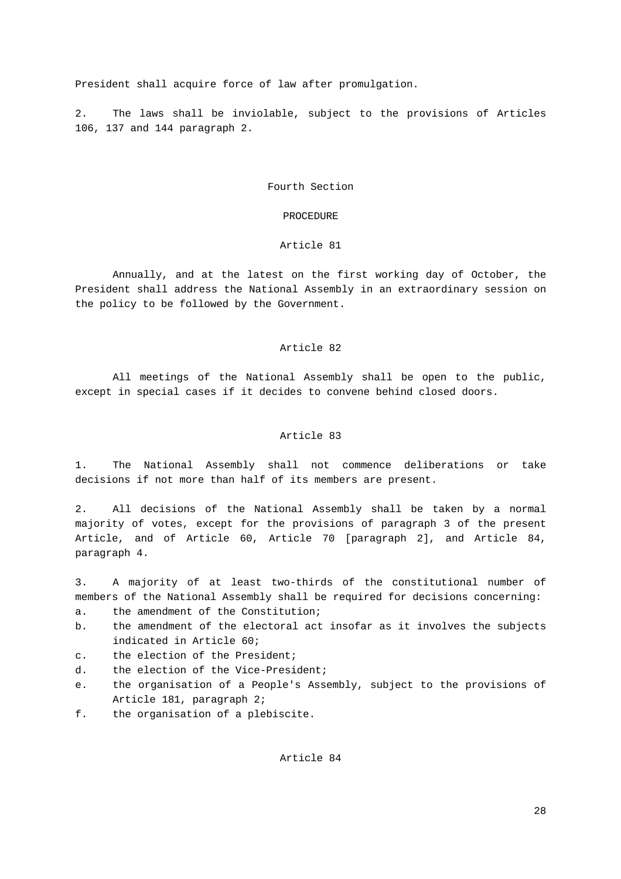President shall acquire force of law after promulgation.

2. The laws shall be inviolable, subject to the provisions of Articles 106, 137 and 144 paragraph 2.

## Fourth Section

## PROCEDURE

### Article 81

Annually, and at the latest on the first working day of October, the President shall address the National Assembly in an extraordinary session on the policy to be followed by the Government.

### Article 82

All meetings of the National Assembly shall be open to the public, except in special cases if it decides to convene behind closed doors.

### Article 83

1. The National Assembly shall not commence deliberations or take decisions if not more than half of its members are present.

2. All decisions of the National Assembly shall be taken by a normal majority of votes, except for the provisions of paragraph 3 of the present Article, and of Article 60, Article 70 [paragraph 2], and Article 84, paragraph 4.

3. A majority of at least two-thirds of the constitutional number of members of the National Assembly shall be required for decisions concerning:

a. the amendment of the Constitution;
b. the amendment of the electoral act insofar as it involves the subjects indicated in Article 60;
c. the election of the President;
d. the election of the Vice-President;
e. the organisation of a People's Assembly, subject to the provisions of Article 181, paragraph 2;
f. the organisation of a plebiscite.

### Article 84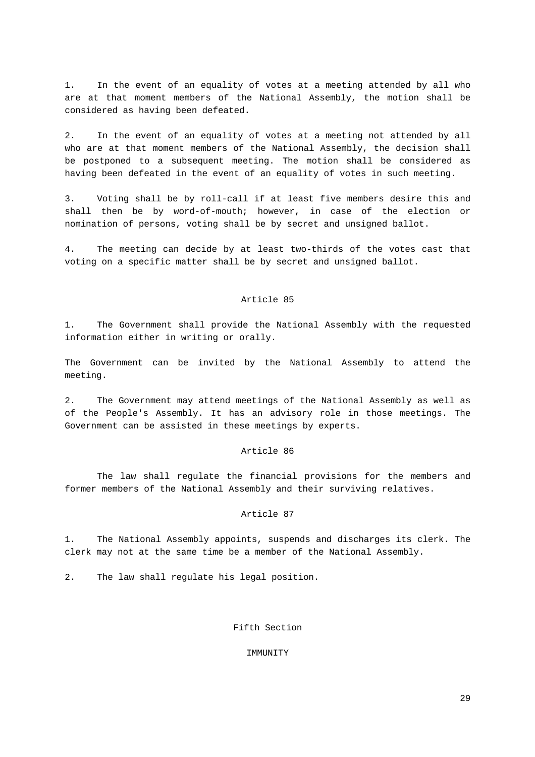1. In the event of an equality of votes at a meeting attended by all who are at that moment members of the National Assembly, the motion shall be considered as having been defeated.

2. In the event of an equality of votes at a meeting not attended by all who are at that moment members of the National Assembly, the decision shall be postponed to a subsequent meeting. The motion shall be considered as having been defeated in the event of an equality of votes in such meeting.

3. Voting shall be by roll-call if at least five members desire this and shall then be by word-of-mouth; however, in case of the election or nomination of persons, voting shall be by secret and unsigned ballot.

4. The meeting can decide by at least two-thirds of the votes cast that voting on a specific matter shall be by secret and unsigned ballot.

### Article 85

1. The Government shall provide the National Assembly with the requested information either in writing or orally.

The Government can be invited by the National Assembly to attend the meeting.

2. The Government may attend meetings of the National Assembly as well as of the People's Assembly. It has an advisory role in those meetings. The Government can be assisted in these meetings by experts.

### Article 86

The law shall regulate the financial provisions for the members and former members of the National Assembly and their surviving relatives.

### Article 87

1. The National Assembly appoints, suspends and discharges its clerk. The clerk may not at the same time be a member of the National Assembly.

2. The law shall regulate his legal position.

## Fifth Section

## IMMUNITY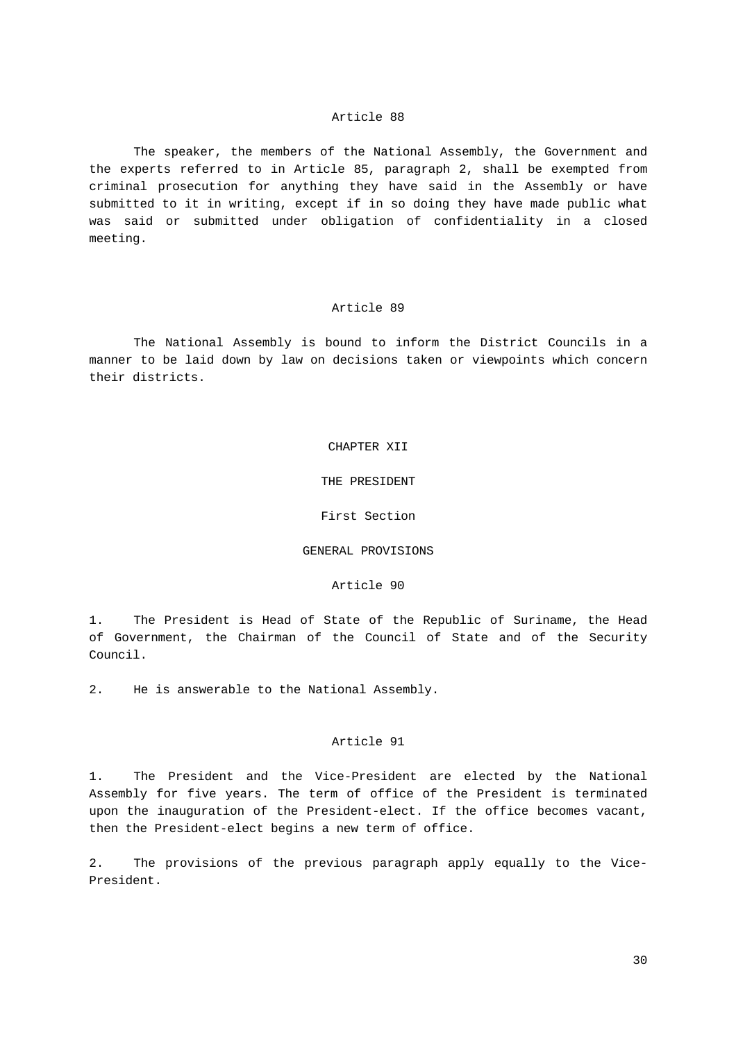### Article 88

The speaker, the members of the National Assembly, the Government and the experts referred to in Article 85, paragraph 2, shall be exempted from criminal prosecution for anything they have said in the Assembly or have submitted to it in writing, except if in so doing they have made public what was said or submitted under obligation of confidentiality in a closed meeting.

### Article 89

The National Assembly is bound to inform the District Councils in a manner to be laid down by law on decisions taken or viewpoints which concern their districts.

# CHAPTER XII

# THE PRESIDENT

## First Section

## GENERAL PROVISIONS

### Article 90

1. The President is Head of State of the Republic of Suriname, the Head of Government, the Chairman of the Council of State and of the Security Council.

2. He is answerable to the National Assembly.

### Article 91

1. The President and the Vice-President are elected by the National Assembly for five years. The term of office of the President is terminated upon the inauguration of the President-elect. If the office becomes vacant, then the President-elect begins a new term of office.

2. The provisions of the previous paragraph apply equally to the Vice-President.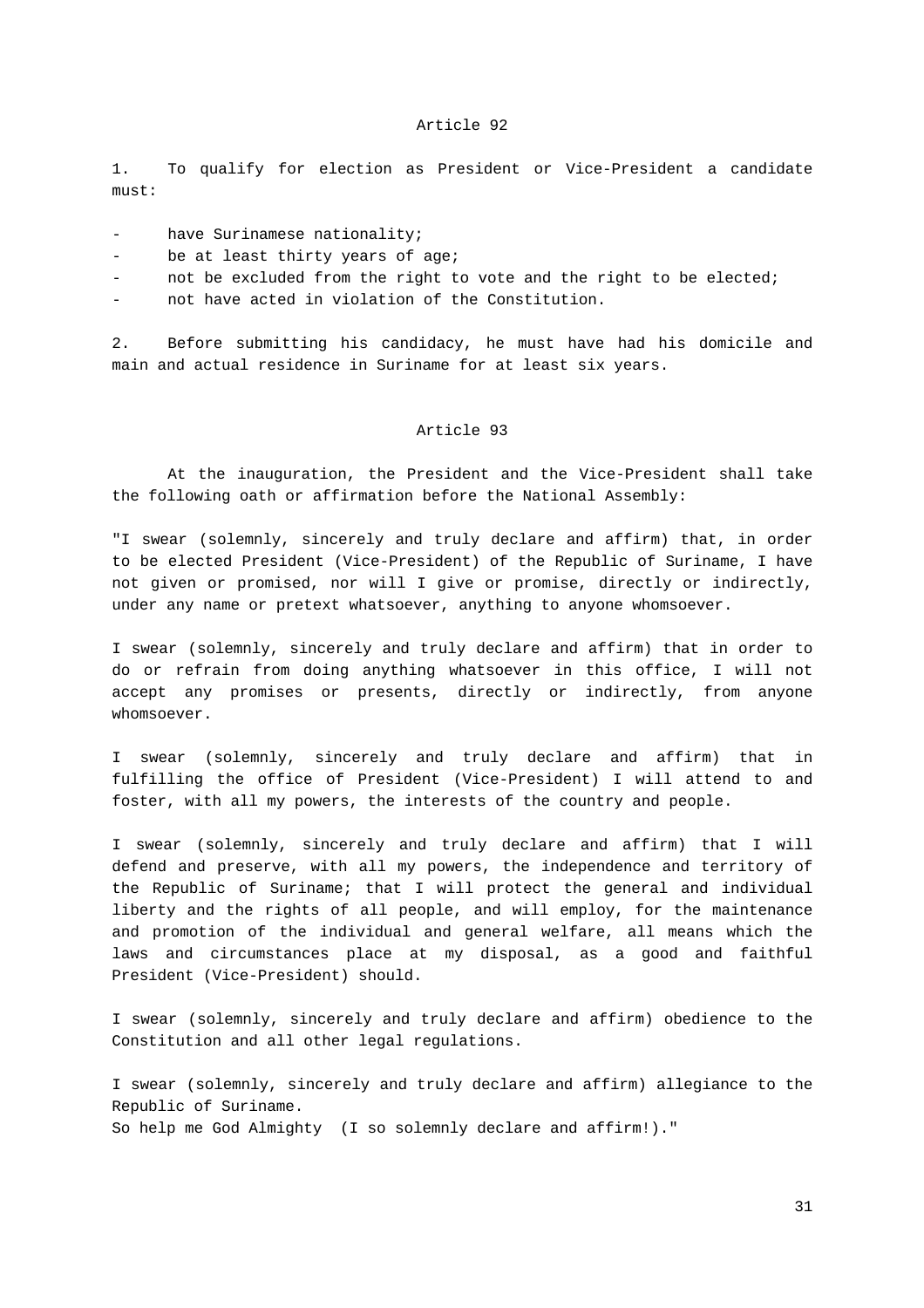### Article 92

1. To qualify for election as President or Vice-President a candidate must:

- have Surinamese nationality;
- be at least thirty years of age;
- not be excluded from the right to vote and the right to be elected;
- not have acted in violation of the Constitution.

2. Before submitting his candidacy, he must have had his domicile and main and actual residence in Suriname for at least six years.

### Article 93

At the inauguration, the President and the Vice-President shall take the following oath or affirmation before the National Assembly:

"I swear (solemnly, sincerely and truly declare and affirm) that, in order to be elected President (Vice-President) of the Republic of Suriname, I have not given or promised, nor will I give or promise, directly or indirectly, under any name or pretext whatsoever, anything to anyone whomsoever.

I swear (solemnly, sincerely and truly declare and affirm) that in order to do or refrain from doing anything whatsoever in this office, I will not accept any promises or presents, directly or indirectly, from anyone whomsoever.

I swear (solemnly, sincerely and truly declare and affirm) that in fulfilling the office of President (Vice-President) I will attend to and foster, with all my powers, the interests of the country and people.

I swear (solemnly, sincerely and truly declare and affirm) that I will defend and preserve, with all my powers, the independence and territory of the Republic of Suriname; that I will protect the general and individual liberty and the rights of all people, and will employ, for the maintenance and promotion of the individual and general welfare, all means which the laws and circumstances place at my disposal, as a good and faithful President (Vice-President) should.

I swear (solemnly, sincerely and truly declare and affirm) obedience to the Constitution and all other legal regulations.

I swear (solemnly, sincerely and truly declare and affirm) allegiance to the Republic of Suriname.
So help me God Almighty (I so solemnly declare and affirm!)."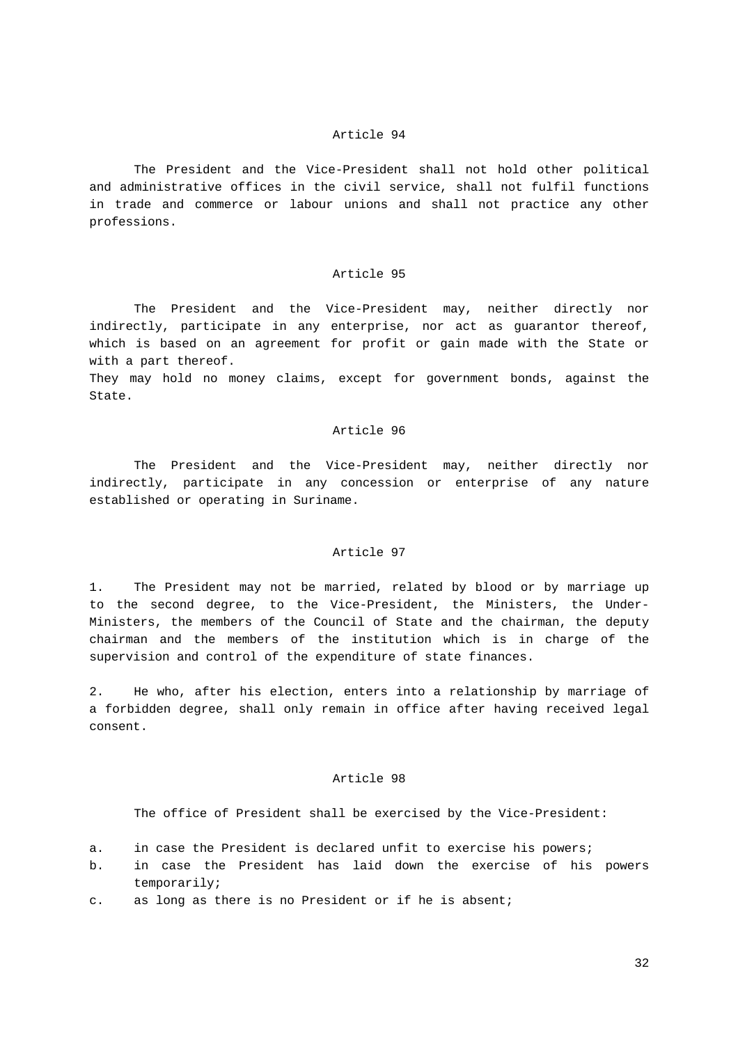### Article 94

The President and the Vice-President shall not hold other political and administrative offices in the civil service, shall not fulfil functions in trade and commerce or labour unions and shall not practice any other professions.

### Article 95

The President and the Vice-President may, neither directly nor indirectly, participate in any enterprise, nor act as guarantor thereof, which is based on an agreement for profit or gain made with the State or with a part thereof.
They may hold no money claims, except for government bonds, against the State.

### Article 96

The President and the Vice-President may, neither directly nor indirectly, participate in any concession or enterprise of any nature established or operating in Suriname.

### Article 97

1. The President may not be married, related by blood or by marriage up to the second degree, to the Vice-President, the Ministers, the Under-Ministers, the members of the Council of State and the chairman, the deputy chairman and the members of the institution which is in charge of the supervision and control of the expenditure of state finances.

2. He who, after his election, enters into a relationship by marriage of a forbidden degree, shall only remain in office after having received legal consent.

### Article 98

The office of President shall be exercised by the Vice-President:

a. in case the President is declared unfit to exercise his powers;
b. in case the President has laid down the exercise of his powers temporarily;
c. as long as there is no President or if he is absent;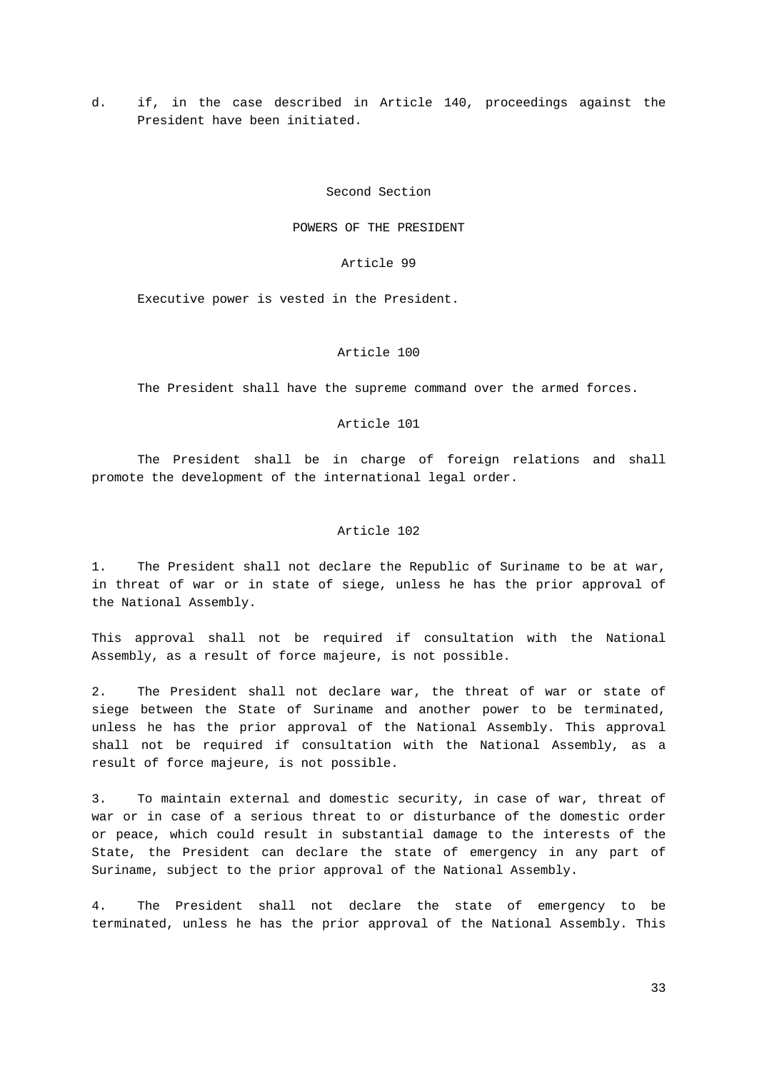d. if, in the case described in Article 140, proceedings against the President have been initiated.

## Second Section

## POWERS OF THE PRESIDENT

### Article 99

Executive power is vested in the President.

### Article 100

The President shall have the supreme command over the armed forces.

### Article 101

The President shall be in charge of foreign relations and shall promote the development of the international legal order.

### Article 102

1. The President shall not declare the Republic of Suriname to be at war, in threat of war or in state of siege, unless he has the prior approval of the National Assembly.

This approval shall not be required if consultation with the National Assembly, as a result of force majeure, is not possible.

2. The President shall not declare war, the threat of war or state of siege between the State of Suriname and another power to be terminated, unless he has the prior approval of the National Assembly. This approval shall not be required if consultation with the National Assembly, as a result of force majeure, is not possible.

3. To maintain external and domestic security, in case of war, threat of war or in case of a serious threat to or disturbance of the domestic order or peace, which could result in substantial damage to the interests of the State, the President can declare the state of emergency in any part of Suriname, subject to the prior approval of the National Assembly.

4. The President shall not declare the state of emergency to be terminated, unless he has the prior approval of the National Assembly. This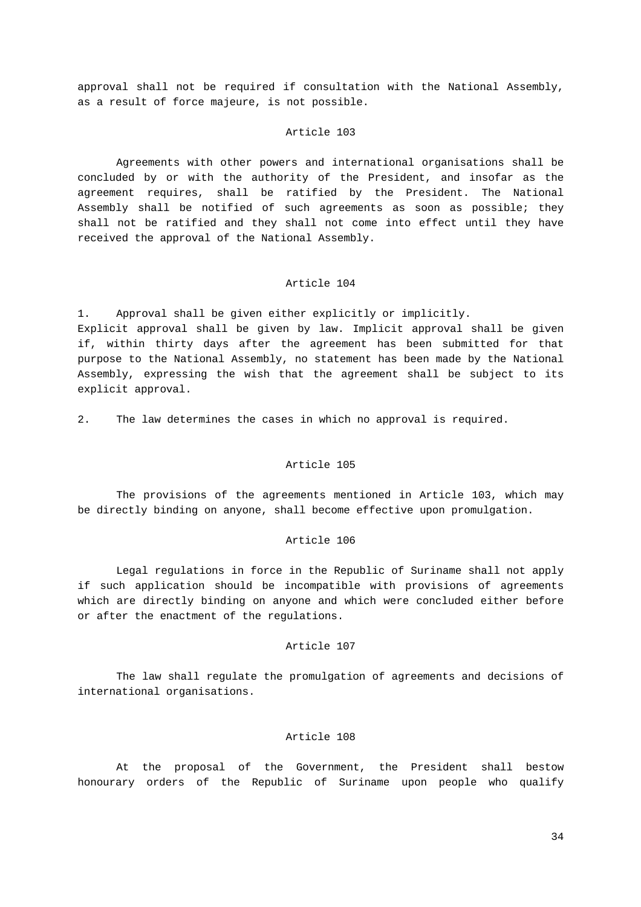approval shall not be required if consultation with the National Assembly, as a result of force majeure, is not possible.

### Article 103

Agreements with other powers and international organisations shall be concluded by or with the authority of the President, and insofar as the agreement requires, shall be ratified by the President. The National Assembly shall be notified of such agreements as soon as possible; they shall not be ratified and they shall not come into effect until they have received the approval of the National Assembly.

### Article 104

1. Approval shall be given either explicitly or implicitly.
Explicit approval shall be given by law. Implicit approval shall be given if, within thirty days after the agreement has been submitted for that purpose to the National Assembly, no statement has been made by the National Assembly, expressing the wish that the agreement shall be subject to its explicit approval.

2. The law determines the cases in which no approval is required.

### Article 105

The provisions of the agreements mentioned in Article 103, which may be directly binding on anyone, shall become effective upon promulgation.

### Article 106

Legal regulations in force in the Republic of Suriname shall not apply if such application should be incompatible with provisions of agreements which are directly binding on anyone and which were concluded either before or after the enactment of the regulations.

### Article 107

The law shall regulate the promulgation of agreements and decisions of international organisations.

### Article 108

At the proposal of the Government, the President shall bestow honourary orders of the Republic of Suriname upon people who qualify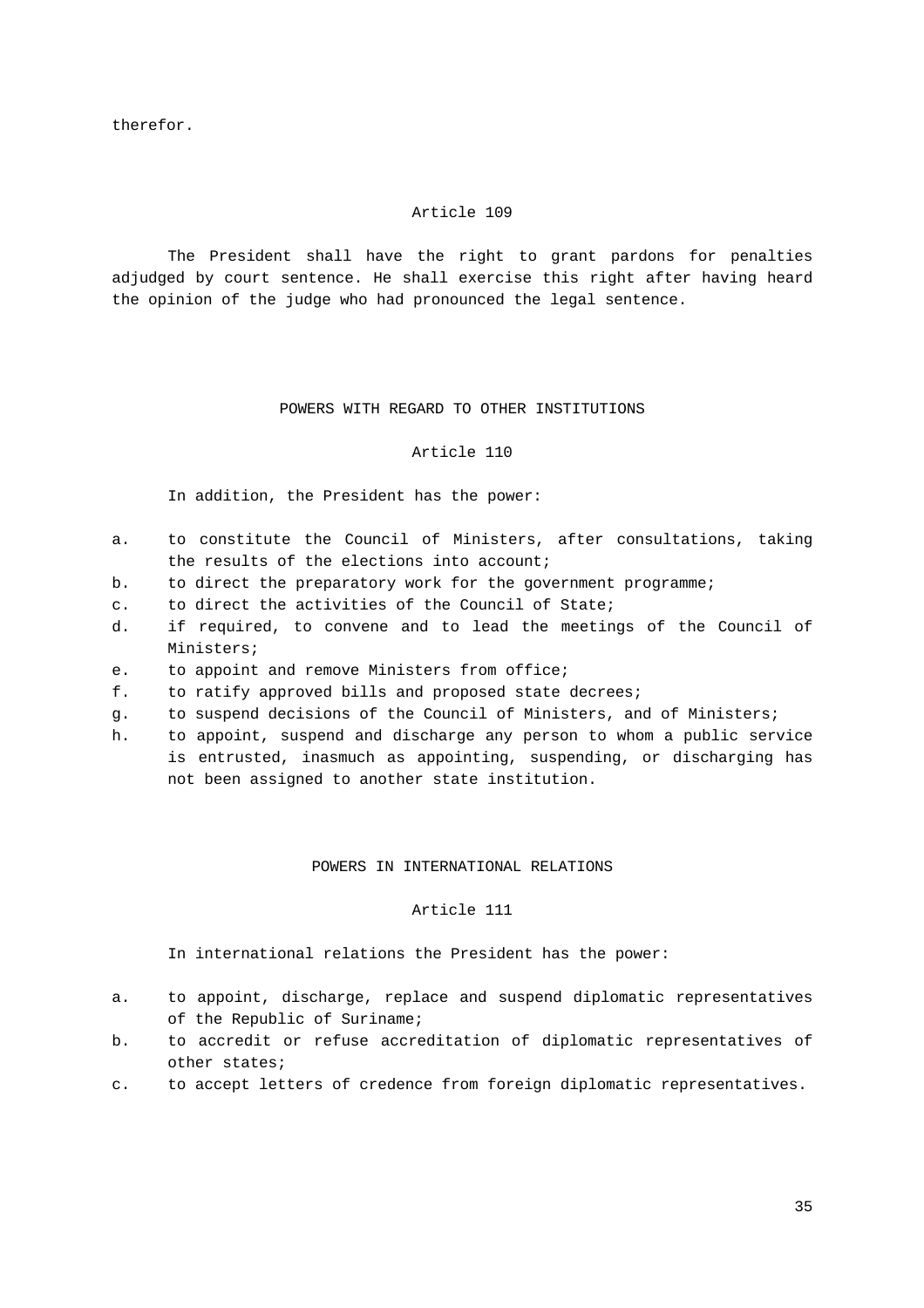therefor.

### Article 109

The President shall have the right to grant pardons for penalties adjudged by court sentence. He shall exercise this right after having heard the opinion of the judge who had pronounced the legal sentence.

## POWERS WITH REGARD TO OTHER INSTITUTIONS

### Article 110

In addition, the President has the power:

a. to constitute the Council of Ministers, after consultations, taking the results of the elections into account;
b. to direct the preparatory work for the government programme;
c. to direct the activities of the Council of State;
d. if required, to convene and to lead the meetings of the Council of Ministers;
e. to appoint and remove Ministers from office;
f. to ratify approved bills and proposed state decrees;
g. to suspend decisions of the Council of Ministers, and of Ministers;
h. to appoint, suspend and discharge any person to whom a public service is entrusted, inasmuch as appointing, suspending, or discharging has not been assigned to another state institution.

## POWERS IN INTERNATIONAL RELATIONS

### Article 111

In international relations the President has the power:

a. to appoint, discharge, replace and suspend diplomatic representatives of the Republic of Suriname;
b. to accredit or refuse accreditation of diplomatic representatives of other states;
c. to accept letters of credence from foreign diplomatic representatives.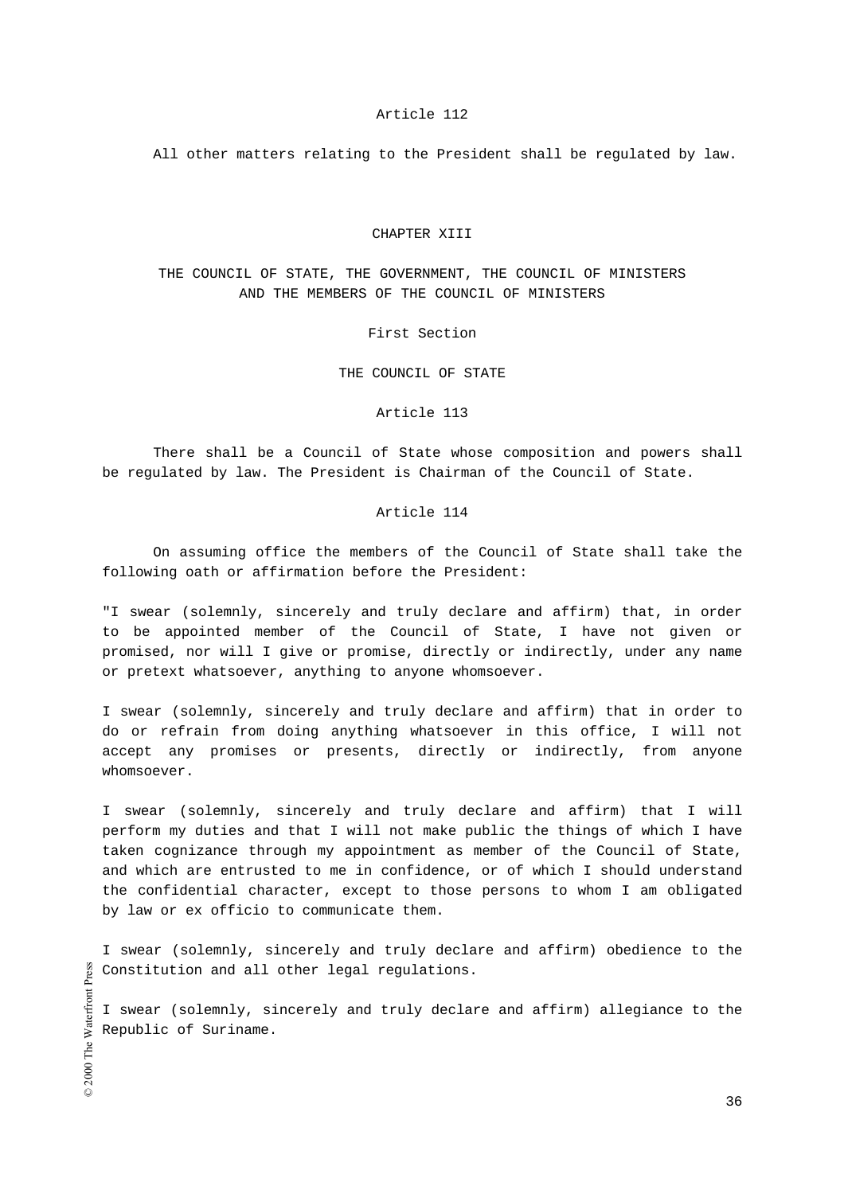### Article 112

All other matters relating to the President shall be regulated by law.

## CHAPTER XIII

## THE COUNCIL OF STATE, THE GOVERNMENT, THE COUNCIL OF MINISTERS AND THE MEMBERS OF THE COUNCIL OF MINISTERS

### First Section

### THE COUNCIL OF STATE

### Article 113

There shall be a Council of State whose composition and powers shall be regulated by law. The President is Chairman of the Council of State.

### Article 114

On assuming office the members of the Council of State shall take the following oath or affirmation before the President:

"I swear (solemnly, sincerely and truly declare and affirm) that, in order to be appointed member of the Council of State, I have not given or promised, nor will I give or promise, directly or indirectly, under any name or pretext whatsoever, anything to anyone whomsoever.

I swear (solemnly, sincerely and truly declare and affirm) that in order to do or refrain from doing anything whatsoever in this office, I will not accept any promises or presents, directly or indirectly, from anyone whomsoever.

I swear (solemnly, sincerely and truly declare and affirm) that I will perform my duties and that I will not make public the things of which I have taken cognizance through my appointment as member of the Council of State, and which are entrusted to me in confidence, or of which I should understand the confidential character, except to those persons to whom I am obligated by law or ex officio to communicate them.

I swear (solemnly, sincerely and truly declare and affirm) obedience to the Constitution and all other legal regulations.

I swear (solemnly, sincerely and truly declare and affirm) allegiance to the Republic of Suriname.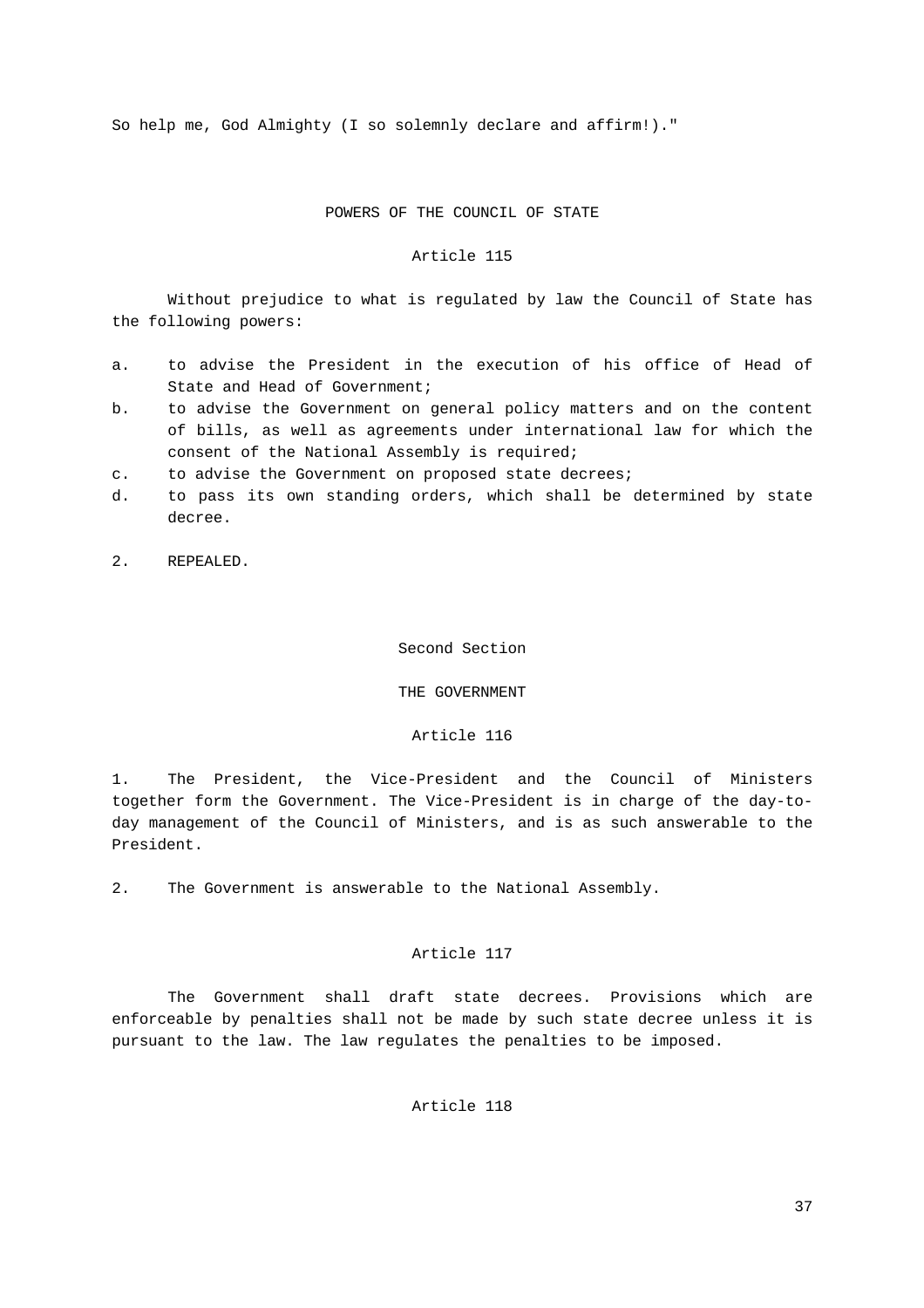So help me, God Almighty (I so solemnly declare and affirm!)."

## POWERS OF THE COUNCIL OF STATE

### Article 115

Without prejudice to what is regulated by law the Council of State has the following powers:

a. to advise the President in the execution of his office of Head of State and Head of Government;
b. to advise the Government on general policy matters and on the content of bills, as well as agreements under international law for which the consent of the National Assembly is required;
c. to advise the Government on proposed state decrees;
d. to pass its own standing orders, which shall be determined by state decree.

2. REPEALED.

## Second Section

## THE GOVERNMENT

### Article 116

1. The President, the Vice-President and the Council of Ministers together form the Government. The Vice-President is in charge of the day-to-day management of the Council of Ministers, and is as such answerable to the President.

2. The Government is answerable to the National Assembly.

### Article 117

The Government shall draft state decrees. Provisions which are enforceable by penalties shall not be made by such state decree unless it is pursuant to the law. The law regulates the penalties to be imposed.

### Article 118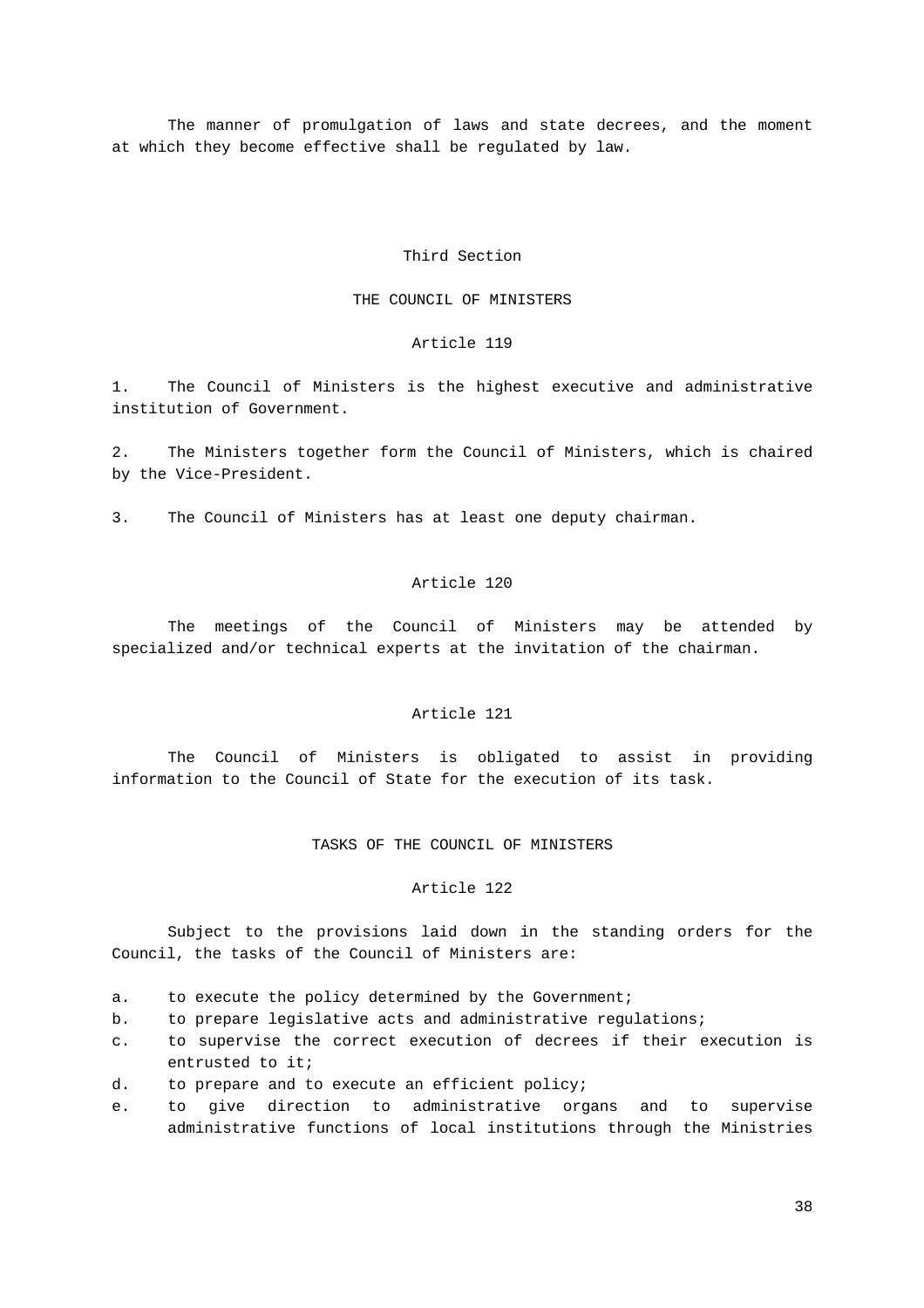The manner of promulgation of laws and state decrees, and the moment at which they become effective shall be regulated by law.

## Third Section

## THE COUNCIL OF MINISTERS

### Article 119

1. The Council of Ministers is the highest executive and administrative institution of Government.

2. The Ministers together form the Council of Ministers, which is chaired by the Vice-President.

3. The Council of Ministers has at least one deputy chairman.

### Article 120

The meetings of the Council of Ministers may be attended by specialized and/or technical experts at the invitation of the chairman.

### Article 121

The Council of Ministers is obligated to assist in providing information to the Council of State for the execution of its task.

## TASKS OF THE COUNCIL OF MINISTERS

### Article 122

Subject to the provisions laid down in the standing orders for the Council, the tasks of the Council of Ministers are:

a. to execute the policy determined by the Government;
b. to prepare legislative acts and administrative regulations;
c. to supervise the correct execution of decrees if their execution is entrusted to it;
d. to prepare and to execute an efficient policy;
e. to give direction to administrative organs and to supervise administrative functions of local institutions through the Ministries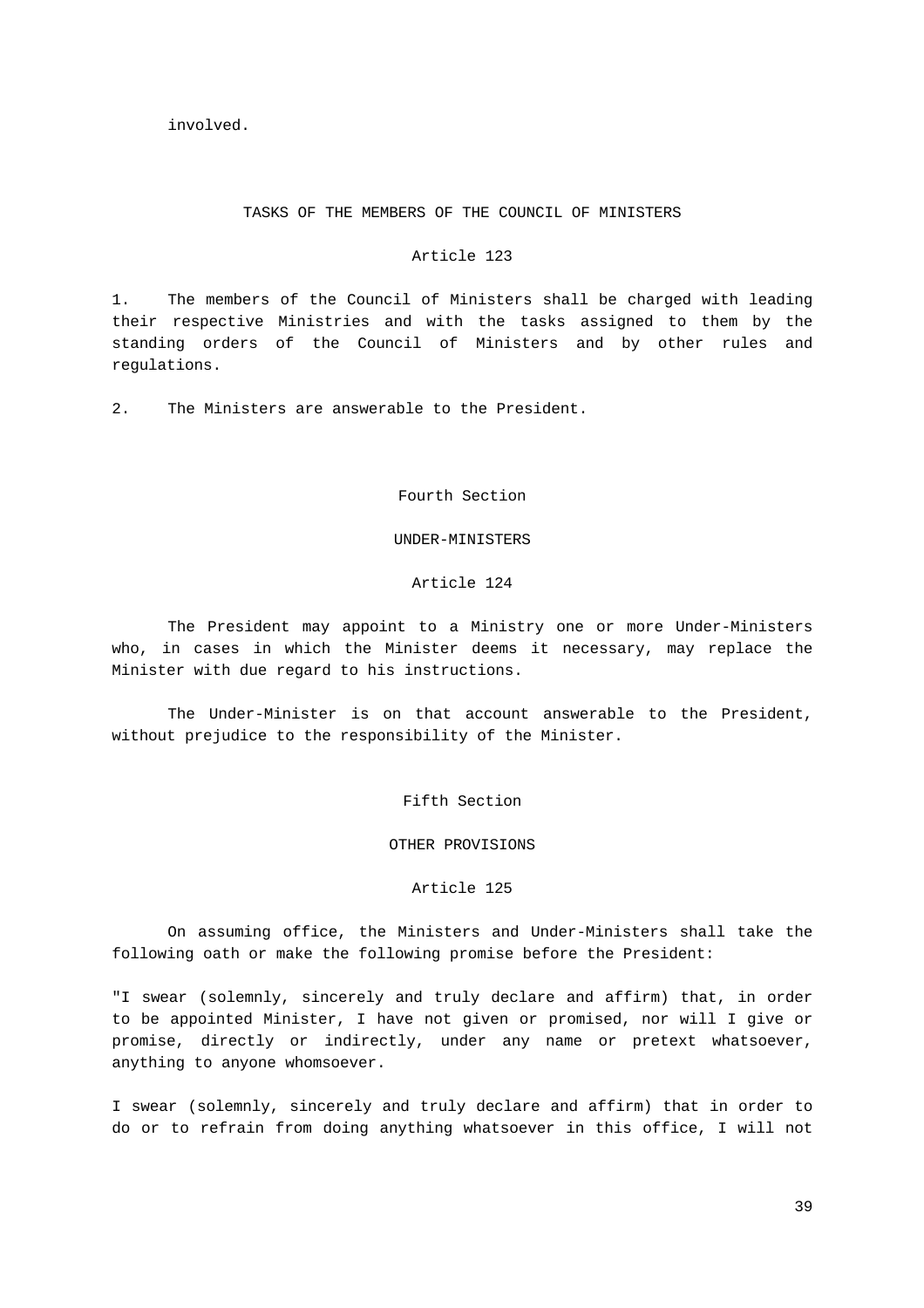involved.

## TASKS OF THE MEMBERS OF THE COUNCIL OF MINISTERS

### Article 123

1. The members of the Council of Ministers shall be charged with leading their respective Ministries and with the tasks assigned to them by the standing orders of the Council of Ministers and by other rules and regulations.

2. The Ministers are answerable to the President.

## Fourth Section

## UNDER-MINISTERS

### Article 124

The President may appoint to a Ministry one or more Under-Ministers who, in cases in which the Minister deems it necessary, may replace the Minister with due regard to his instructions.

The Under-Minister is on that account answerable to the President, without prejudice to the responsibility of the Minister.

## Fifth Section

## OTHER PROVISIONS

### Article 125

On assuming office, the Ministers and Under-Ministers shall take the following oath or make the following promise before the President:

"I swear (solemnly, sincerely and truly declare and affirm) that, in order to be appointed Minister, I have not given or promised, nor will I give or promise, directly or indirectly, under any name or pretext whatsoever, anything to anyone whomsoever.

I swear (solemnly, sincerely and truly declare and affirm) that in order to do or to refrain from doing anything whatsoever in this office, I will not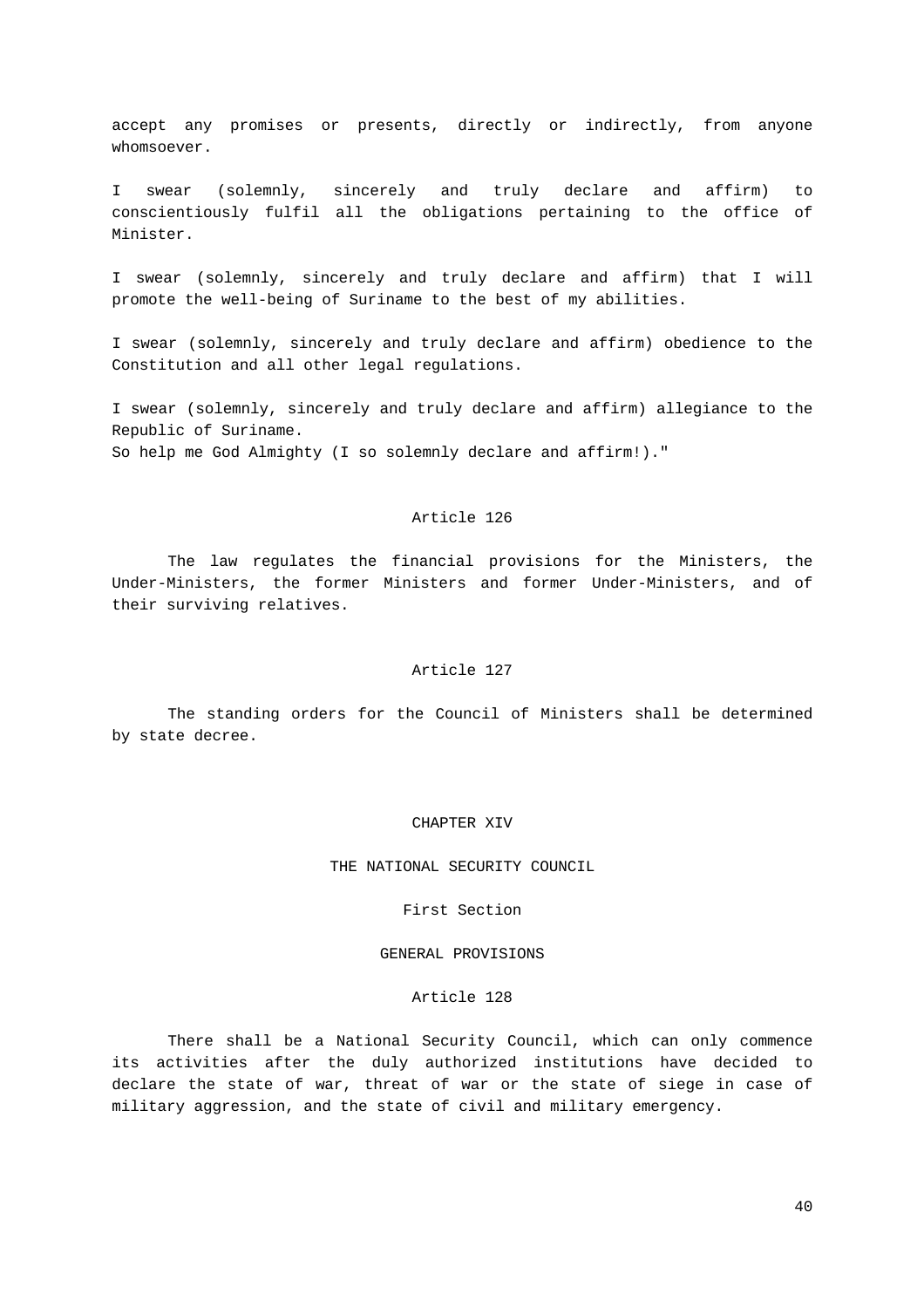accept any promises or presents, directly or indirectly, from anyone whomsoever.

I swear (solemnly, sincerely and truly declare and affirm) to conscientiously fulfil all the obligations pertaining to the office of Minister.

I swear (solemnly, sincerely and truly declare and affirm) that I will promote the well-being of Suriname to the best of my abilities.

I swear (solemnly, sincerely and truly declare and affirm) obedience to the Constitution and all other legal regulations.

I swear (solemnly, sincerely and truly declare and affirm) allegiance to the Republic of Suriname.
So help me God Almighty (I so solemnly declare and affirm!)."

### Article 126

The law regulates the financial provisions for the Ministers, the Under-Ministers, the former Ministers and former Under-Ministers, and of their surviving relatives.

### Article 127

The standing orders for the Council of Ministers shall be determined by state decree.

## CHAPTER XIV

## THE NATIONAL SECURITY COUNCIL

### First Section

### GENERAL PROVISIONS

### Article 128

There shall be a National Security Council, which can only commence its activities after the duly authorized institutions have decided to declare the state of war, threat of war or the state of siege in case of military aggression, and the state of civil and military emergency.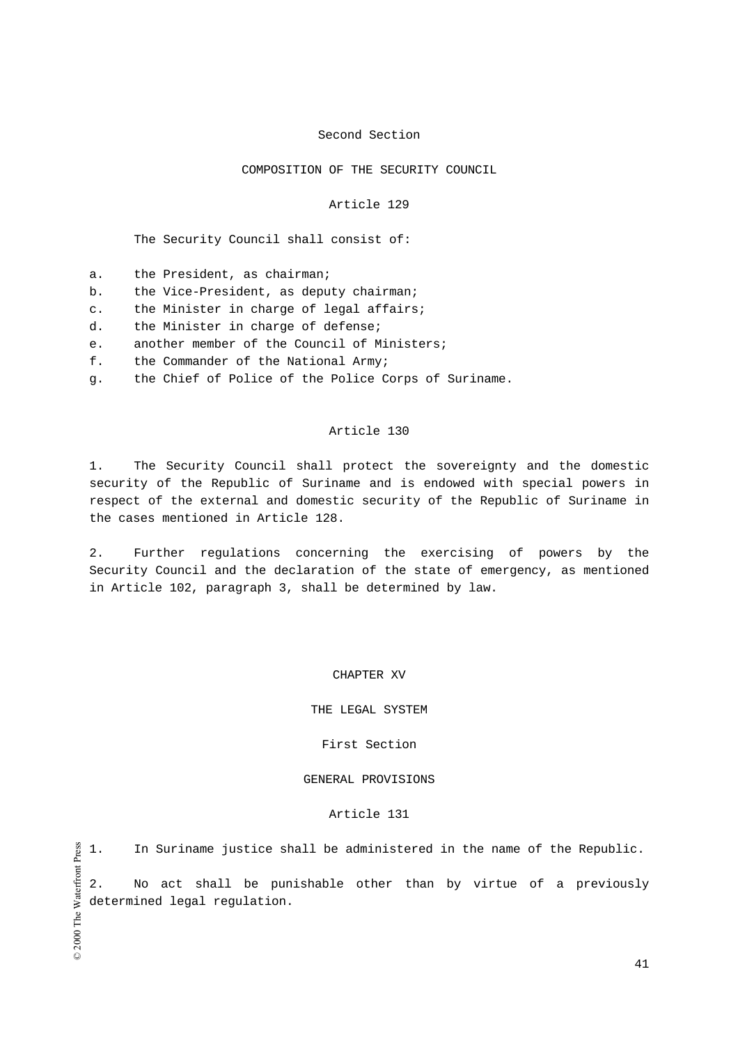## Second Section

## COMPOSITION OF THE SECURITY COUNCIL

### Article 129

The Security Council shall consist of:

a. the President, as chairman;
b. the Vice-President, as deputy chairman;
c. the Minister in charge of legal affairs;
d. the Minister in charge of defense;
e. another member of the Council of Ministers;
f. the Commander of the National Army;
g. the Chief of Police of the Police Corps of Suriname.

### Article 130

1. The Security Council shall protect the sovereignty and the domestic security of the Republic of Suriname and is endowed with special powers in respect of the external and domestic security of the Republic of Suriname in the cases mentioned in Article 128.

2. Further regulations concerning the exercising of powers by the Security Council and the declaration of the state of emergency, as mentioned in Article 102, paragraph 3, shall be determined by law.

# CHAPTER XV

# THE LEGAL SYSTEM

## First Section

## GENERAL PROVISIONS

### Article 131

1. In Suriname justice shall be administered in the name of the Republic.

2. No act shall be punishable other than by virtue of a previously determined legal regulation.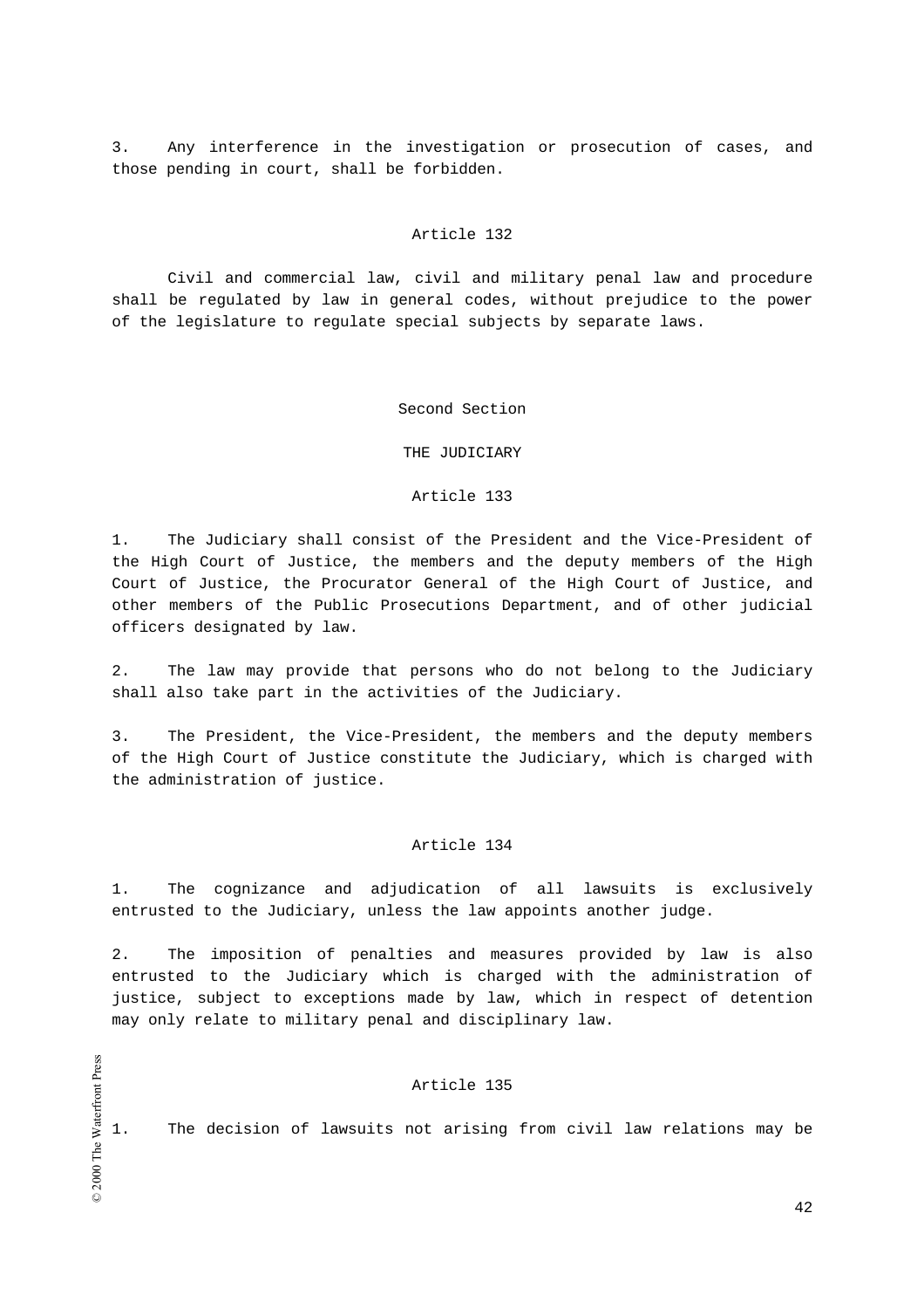3. Any interference in the investigation or prosecution of cases, and those pending in court, shall be forbidden.

### Article 132

Civil and commercial law, civil and military penal law and procedure shall be regulated by law in general codes, without prejudice to the power of the legislature to regulate special subjects by separate laws.

## Second Section

## THE JUDICIARY

### Article 133

1. The Judiciary shall consist of the President and the Vice-President of the High Court of Justice, the members and the deputy members of the High Court of Justice, the Procurator General of the High Court of Justice, and other members of the Public Prosecutions Department, and of other judicial officers designated by law.

2. The law may provide that persons who do not belong to the Judiciary shall also take part in the activities of the Judiciary.

3. The President, the Vice-President, the members and the deputy members of the High Court of Justice constitute the Judiciary, which is charged with the administration of justice.

### Article 134

1. The cognizance and adjudication of all lawsuits is exclusively entrusted to the Judiciary, unless the law appoints another judge.

2. The imposition of penalties and measures provided by law is also entrusted to the Judiciary which is charged with the administration of justice, subject to exceptions made by law, which in respect of detention may only relate to military penal and disciplinary law.

### Article 135

1. The decision of lawsuits not arising from civil law relations may be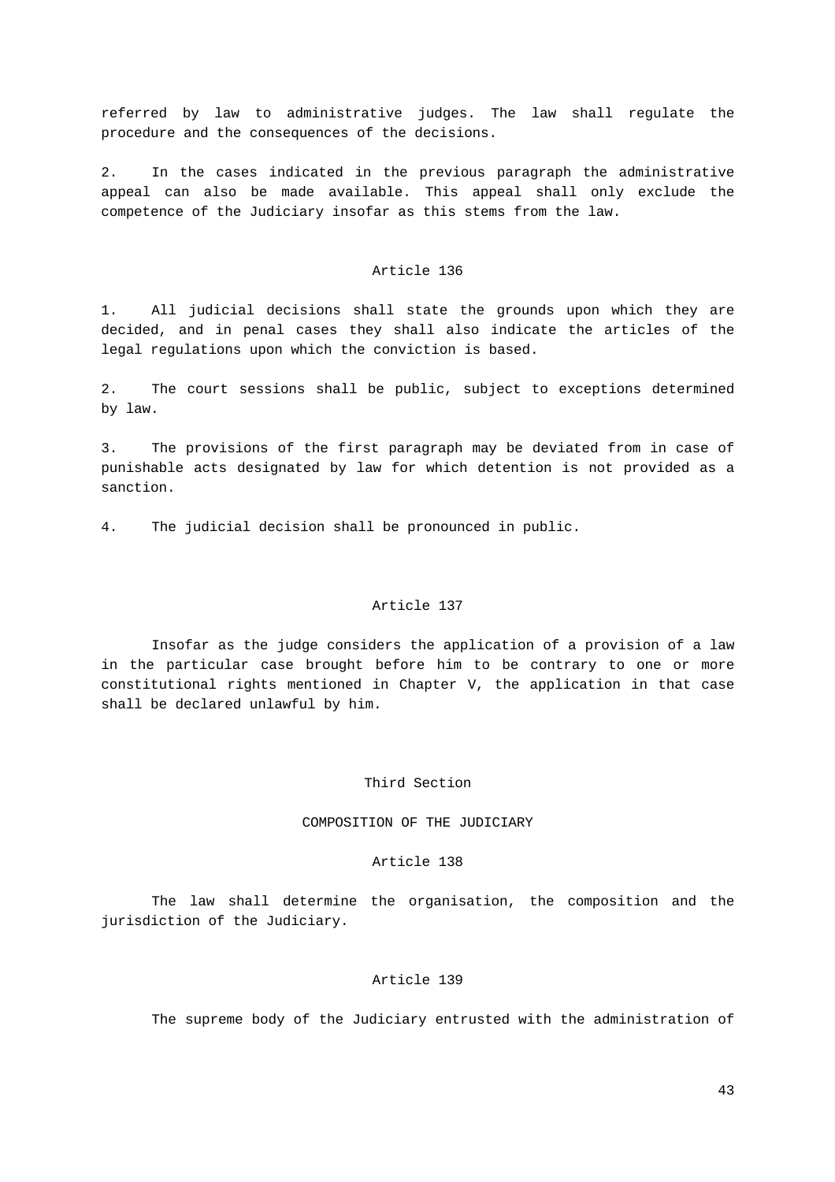referred by law to administrative judges. The law shall regulate the procedure and the consequences of the decisions.

2. In the cases indicated in the previous paragraph the administrative appeal can also be made available. This appeal shall only exclude the competence of the Judiciary insofar as this stems from the law.

### Article 136

1. All judicial decisions shall state the grounds upon which they are decided, and in penal cases they shall also indicate the articles of the legal regulations upon which the conviction is based.

2. The court sessions shall be public, subject to exceptions determined by law.

3. The provisions of the first paragraph may be deviated from in case of punishable acts designated by law for which detention is not provided as a sanction.

4. The judicial decision shall be pronounced in public.

### Article 137

Insofar as the judge considers the application of a provision of a law in the particular case brought before him to be contrary to one or more constitutional rights mentioned in Chapter V, the application in that case shall be declared unlawful by him.

## Third Section

## COMPOSITION OF THE JUDICIARY

### Article 138

The law shall determine the organisation, the composition and the jurisdiction of the Judiciary.

### Article 139

The supreme body of the Judiciary entrusted with the administration of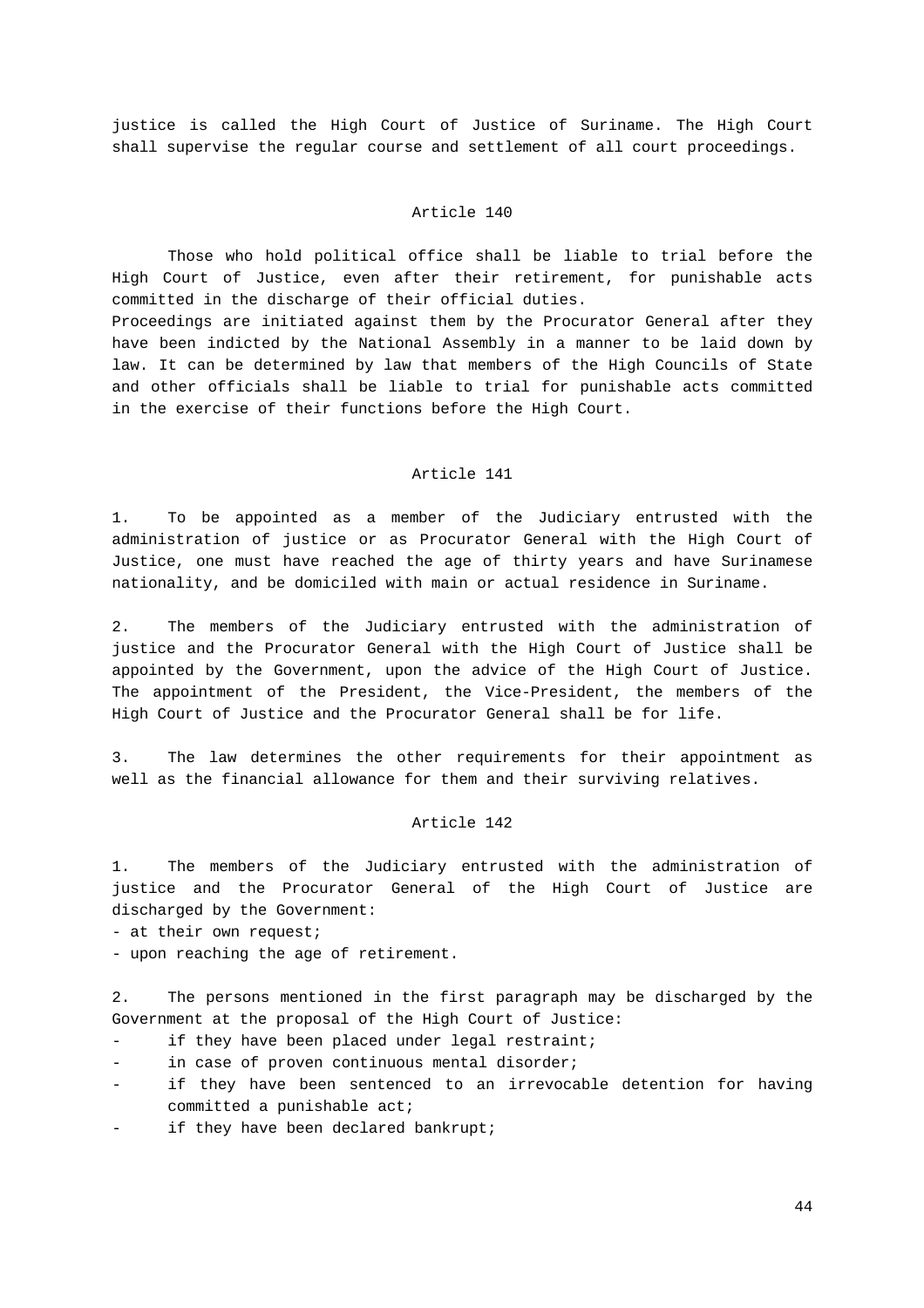justice is called the High Court of Justice of Suriname. The High Court shall supervise the regular course and settlement of all court proceedings.

### Article 140

Those who hold political office shall be liable to trial before the High Court of Justice, even after their retirement, for punishable acts committed in the discharge of their official duties.
Proceedings are initiated against them by the Procurator General after they have been indicted by the National Assembly in a manner to be laid down by law. It can be determined by law that members of the High Councils of State and other officials shall be liable to trial for punishable acts committed in the exercise of their functions before the High Court.

### Article 141

1. To be appointed as a member of the Judiciary entrusted with the administration of justice or as Procurator General with the High Court of Justice, one must have reached the age of thirty years and have Surinamese nationality, and be domiciled with main or actual residence in Suriname.

2. The members of the Judiciary entrusted with the administration of justice and the Procurator General with the High Court of Justice shall be appointed by the Government, upon the advice of the High Court of Justice. The appointment of the President, the Vice-President, the members of the High Court of Justice and the Procurator General shall be for life.

3. The law determines the other requirements for their appointment as well as the financial allowance for them and their surviving relatives.

### Article 142

1. The members of the Judiciary entrusted with the administration of justice and the Procurator General of the High Court of Justice are discharged by the Government:
- at their own request;
- upon reaching the age of retirement.

2. The persons mentioned in the first paragraph may be discharged by the Government at the proposal of the High Court of Justice:
- if they have been placed under legal restraint;
- in case of proven continuous mental disorder;
- if they have been sentenced to an irrevocable detention for having committed a punishable act;
- if they have been declared bankrupt;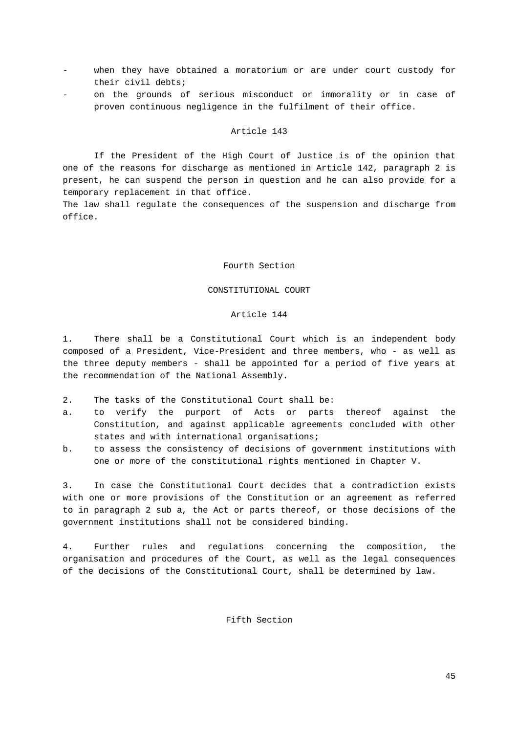- when they have obtained a moratorium or are under court custody for their civil debts;
- on the grounds of serious misconduct or immorality or in case of proven continuous negligence in the fulfilment of their office.

### Article 143

If the President of the High Court of Justice is of the opinion that one of the reasons for discharge as mentioned in Article 142, paragraph 2 is present, he can suspend the person in question and he can also provide for a temporary replacement in that office.
The law shall regulate the consequences of the suspension and discharge from office.

## Fourth Section

## CONSTITUTIONAL COURT

### Article 144

1. There shall be a Constitutional Court which is an independent body composed of a President, Vice-President and three members, who - as well as the three deputy members - shall be appointed for a period of five years at the recommendation of the National Assembly.

2. The tasks of the Constitutional Court shall be:
a. to verify the purport of Acts or parts thereof against the Constitution, and against applicable agreements concluded with other states and with international organisations;
b. to assess the consistency of decisions of government institutions with one or more of the constitutional rights mentioned in Chapter V.

3. In case the Constitutional Court decides that a contradiction exists with one or more provisions of the Constitution or an agreement as referred to in paragraph 2 sub a, the Act or parts thereof, or those decisions of the government institutions shall not be considered binding.

4. Further rules and regulations concerning the composition, the organisation and procedures of the Court, as well as the legal consequences of the decisions of the Constitutional Court, shall be determined by law.

## Fifth Section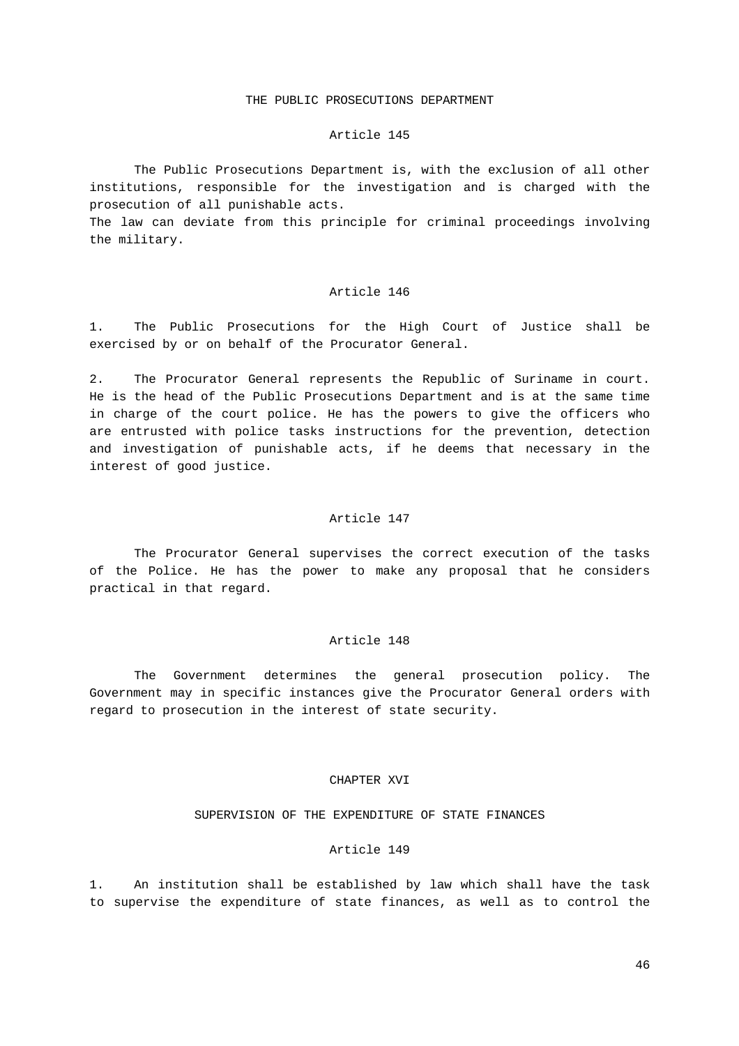## THE PUBLIC PROSECUTIONS DEPARTMENT

### Article 145

The Public Prosecutions Department is, with the exclusion of all other institutions, responsible for the investigation and is charged with the prosecution of all punishable acts.
The law can deviate from this principle for criminal proceedings involving the military.

### Article 146

1. The Public Prosecutions for the High Court of Justice shall be exercised by or on behalf of the Procurator General.

2. The Procurator General represents the Republic of Suriname in court. He is the head of the Public Prosecutions Department and is at the same time in charge of the court police. He has the powers to give the officers who are entrusted with police tasks instructions for the prevention, detection and investigation of punishable acts, if he deems that necessary in the interest of good justice.

### Article 147

The Procurator General supervises the correct execution of the tasks of the Police. He has the power to make any proposal that he considers practical in that regard.

### Article 148

The Government determines the general prosecution policy. The Government may in specific instances give the Procurator General orders with regard to prosecution in the interest of state security.

# CHAPTER XVI

## SUPERVISION OF THE EXPENDITURE OF STATE FINANCES

### Article 149

1. An institution shall be established by law which shall have the task to supervise the expenditure of state finances, as well as to control the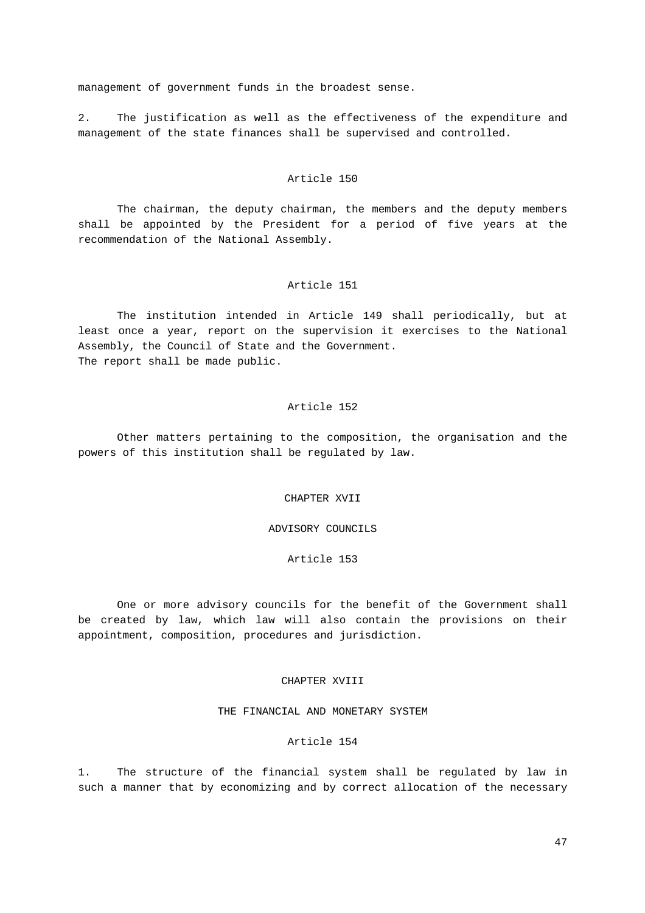management of government funds in the broadest sense.

2. The justification as well as the effectiveness of the expenditure and management of the state finances shall be supervised and controlled.

### Article 150

The chairman, the deputy chairman, the members and the deputy members shall be appointed by the President for a period of five years at the recommendation of the National Assembly.

### Article 151

The institution intended in Article 149 shall periodically, but at least once a year, report on the supervision it exercises to the National Assembly, the Council of State and the Government.
The report shall be made public.

### Article 152

Other matters pertaining to the composition, the organisation and the powers of this institution shall be regulated by law.

## CHAPTER XVII

## ADVISORY COUNCILS

### Article 153

One or more advisory councils for the benefit of the Government shall be created by law, which law will also contain the provisions on their appointment, composition, procedures and jurisdiction.

## CHAPTER XVIII

## THE FINANCIAL AND MONETARY SYSTEM

### Article 154

1. The structure of the financial system shall be regulated by law in such a manner that by economizing and by correct allocation of the necessary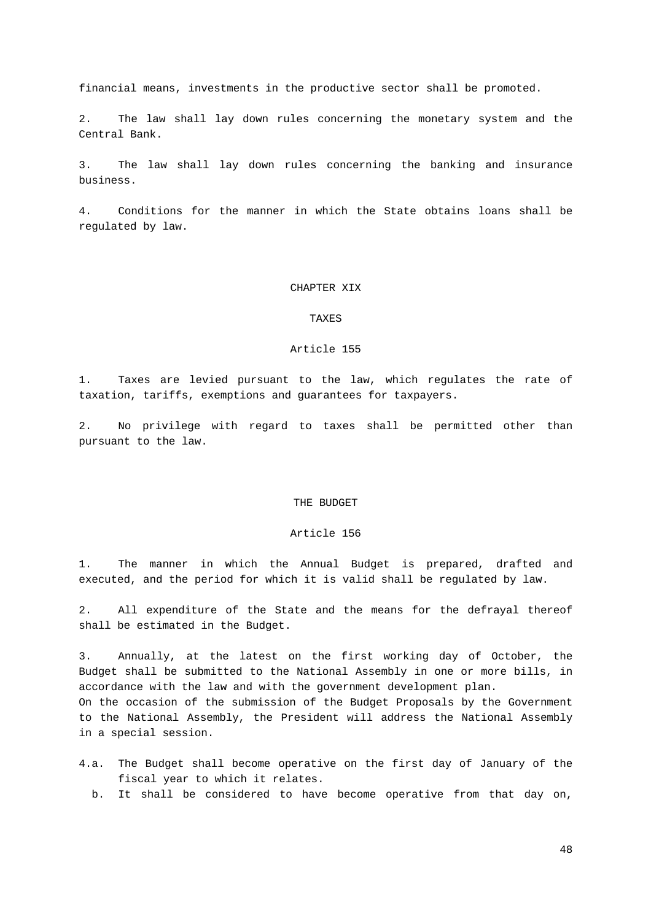financial means, investments in the productive sector shall be promoted.

2. The law shall lay down rules concerning the monetary system and the Central Bank.

3. The law shall lay down rules concerning the banking and insurance business.

4. Conditions for the manner in which the State obtains loans shall be regulated by law.

## CHAPTER XIX

## TAXES

### Article 155

1. Taxes are levied pursuant to the law, which regulates the rate of taxation, tariffs, exemptions and guarantees for taxpayers.

2. No privilege with regard to taxes shall be permitted other than pursuant to the law.

## THE BUDGET

### Article 156

1. The manner in which the Annual Budget is prepared, drafted and executed, and the period for which it is valid shall be regulated by law.

2. All expenditure of the State and the means for the defrayal thereof shall be estimated in the Budget.

3. Annually, at the latest on the first working day of October, the Budget shall be submitted to the National Assembly in one or more bills, in accordance with the law and with the government development plan.
On the occasion of the submission of the Budget Proposals by the Government to the National Assembly, the President will address the National Assembly in a special session.

4.a. The Budget shall become operative on the first day of January of the fiscal year to which it relates.

b. It shall be considered to have become operative from that day on,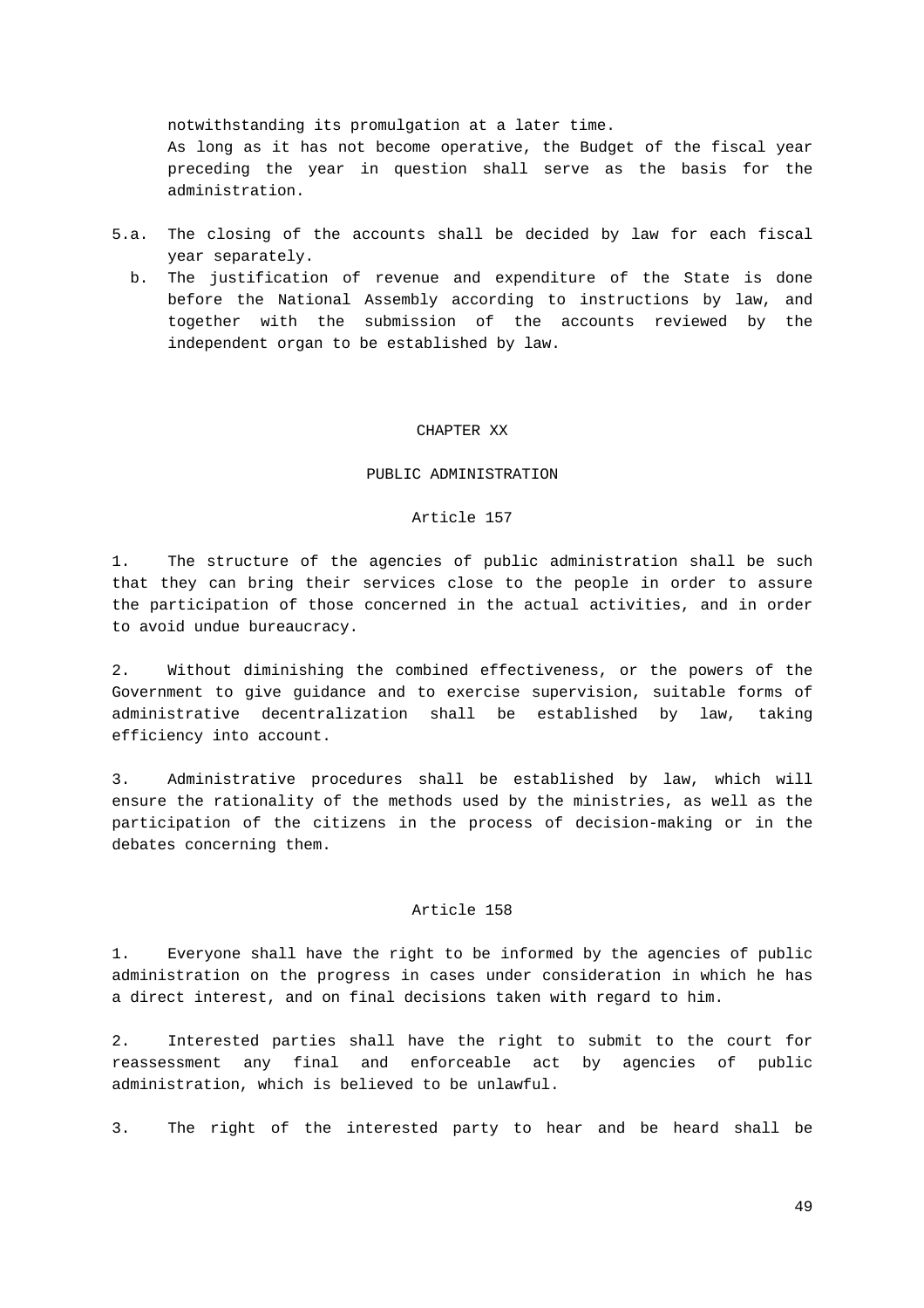notwithstanding its promulgation at a later time.
As long as it has not become operative, the Budget of the fiscal year preceding the year in question shall serve as the basis for the administration.

5.a. The closing of the accounts shall be decided by law for each fiscal year separately.

b. The justification of revenue and expenditure of the State is done before the National Assembly according to instructions by law, and together with the submission of the accounts reviewed by the independent organ to be established by law.

## CHAPTER XX

## PUBLIC ADMINISTRATION

### Article 157

1. The structure of the agencies of public administration shall be such that they can bring their services close to the people in order to assure the participation of those concerned in the actual activities, and in order to avoid undue bureaucracy.

2. Without diminishing the combined effectiveness, or the powers of the Government to give guidance and to exercise supervision, suitable forms of administrative decentralization shall be established by law, taking efficiency into account.

3. Administrative procedures shall be established by law, which will ensure the rationality of the methods used by the ministries, as well as the participation of the citizens in the process of decision-making or in the debates concerning them.

### Article 158

1. Everyone shall have the right to be informed by the agencies of public administration on the progress in cases under consideration in which he has a direct interest, and on final decisions taken with regard to him.

2. Interested parties shall have the right to submit to the court for reassessment any final and enforceable act by agencies of public administration, which is believed to be unlawful.

3. The right of the interested party to hear and be heard shall be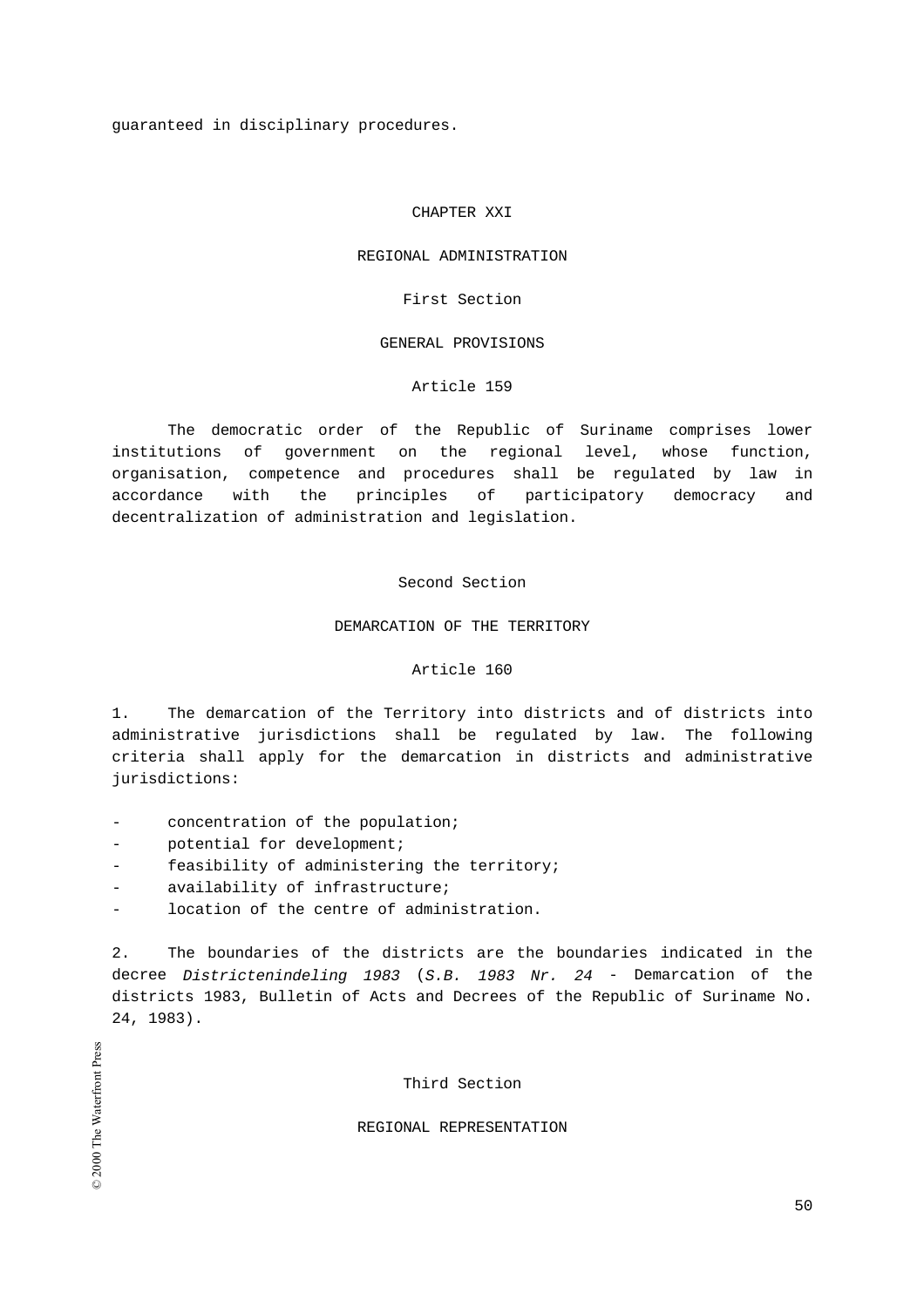guaranteed in disciplinary procedures.

## CHAPTER XXI

## REGIONAL ADMINISTRATION

### First Section

### GENERAL PROVISIONS

#### Article 159

The democratic order of the Republic of Suriname comprises lower institutions of government on the regional level, whose function, organisation, competence and procedures shall be regulated by law in accordance with the principles of participatory democracy and decentralization of administration and legislation.

### Second Section

### DEMARCATION OF THE TERRITORY

#### Article 160

1. The demarcation of the Territory into districts and of districts into administrative jurisdictions shall be regulated by law. The following criteria shall apply for the demarcation in districts and administrative jurisdictions:

- concentration of the population;
- potential for development;
- feasibility of administering the territory;
- availability of infrastructure;
- location of the centre of administration.

2. The boundaries of the districts are the boundaries indicated in the decree *Districtenindeling 1983* (*S.B. 1983 Nr. 24* - Demarcation of the districts 1983, Bulletin of Acts and Decrees of the Republic of Suriname No. 24, 1983).

### Third Section

### REGIONAL REPRESENTATION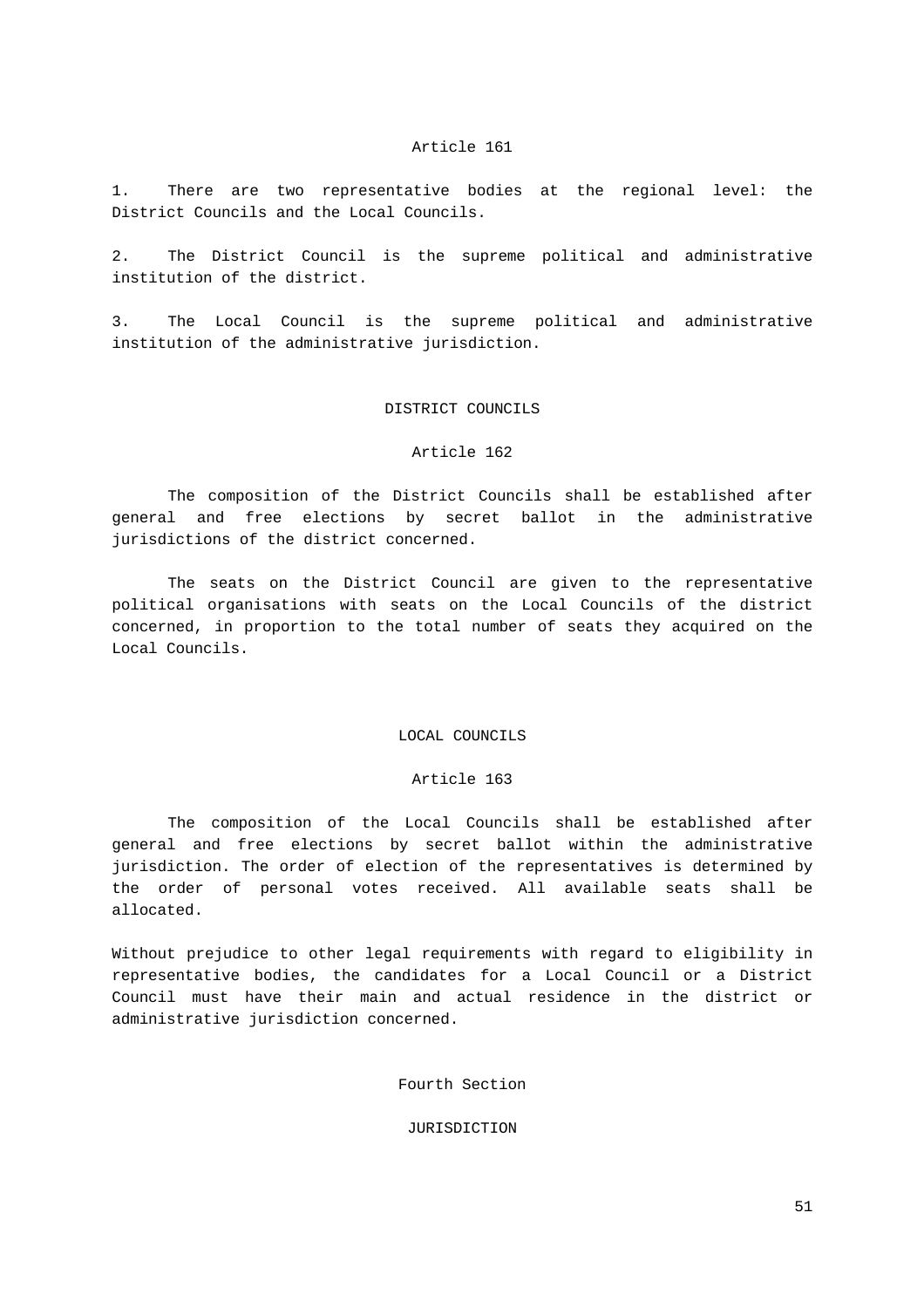### Article 161

1. There are two representative bodies at the regional level: the District Councils and the Local Councils.

2. The District Council is the supreme political and administrative institution of the district.

3. The Local Council is the supreme political and administrative institution of the administrative jurisdiction.

## DISTRICT COUNCILS

### Article 162

The composition of the District Councils shall be established after general and free elections by secret ballot in the administrative jurisdictions of the district concerned.

The seats on the District Council are given to the representative political organisations with seats on the Local Councils of the district concerned, in proportion to the total number of seats they acquired on the Local Councils.

## LOCAL COUNCILS

### Article 163

The composition of the Local Councils shall be established after general and free elections by secret ballot within the administrative jurisdiction. The order of election of the representatives is determined by the order of personal votes received. All available seats shall be allocated.

Without prejudice to other legal requirements with regard to eligibility in representative bodies, the candidates for a Local Council or a District Council must have their main and actual residence in the district or administrative jurisdiction concerned.

## Fourth Section

## JURISDICTION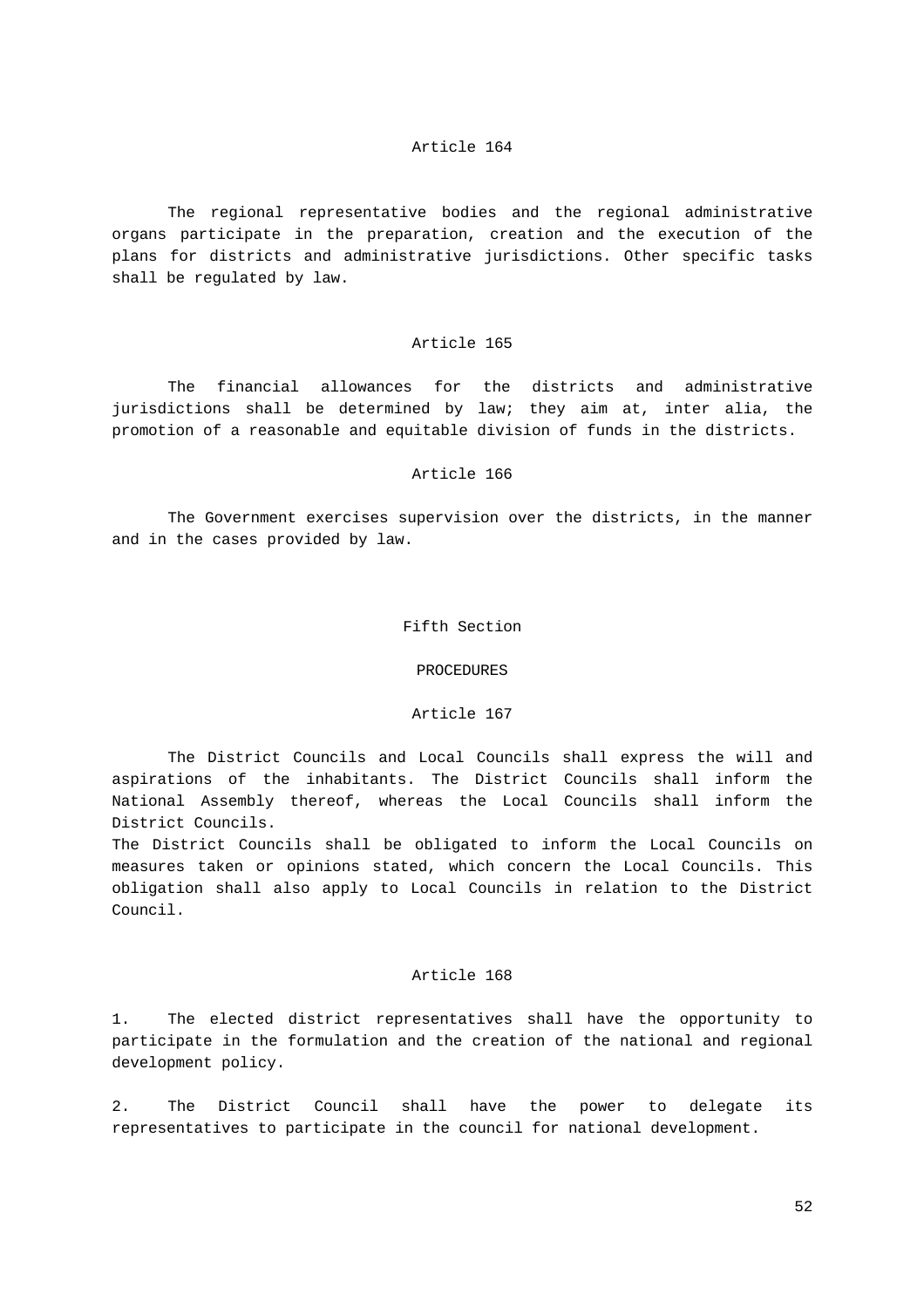### Article 164

The regional representative bodies and the regional administrative organs participate in the preparation, creation and the execution of the plans for districts and administrative jurisdictions. Other specific tasks shall be regulated by law.

### Article 165

The financial allowances for the districts and administrative jurisdictions shall be determined by law; they aim at, inter alia, the promotion of a reasonable and equitable division of funds in the districts.

### Article 166

The Government exercises supervision over the districts, in the manner and in the cases provided by law.

## Fifth Section

## PROCEDURES

### Article 167

The District Councils and Local Councils shall express the will and aspirations of the inhabitants. The District Councils shall inform the National Assembly thereof, whereas the Local Councils shall inform the District Councils.
The District Councils shall be obligated to inform the Local Councils on measures taken or opinions stated, which concern the Local Councils. This obligation shall also apply to Local Councils in relation to the District Council.

### Article 168

1. The elected district representatives shall have the opportunity to participate in the formulation and the creation of the national and regional development policy.

2. The District Council shall have the power to delegate its representatives to participate in the council for national development.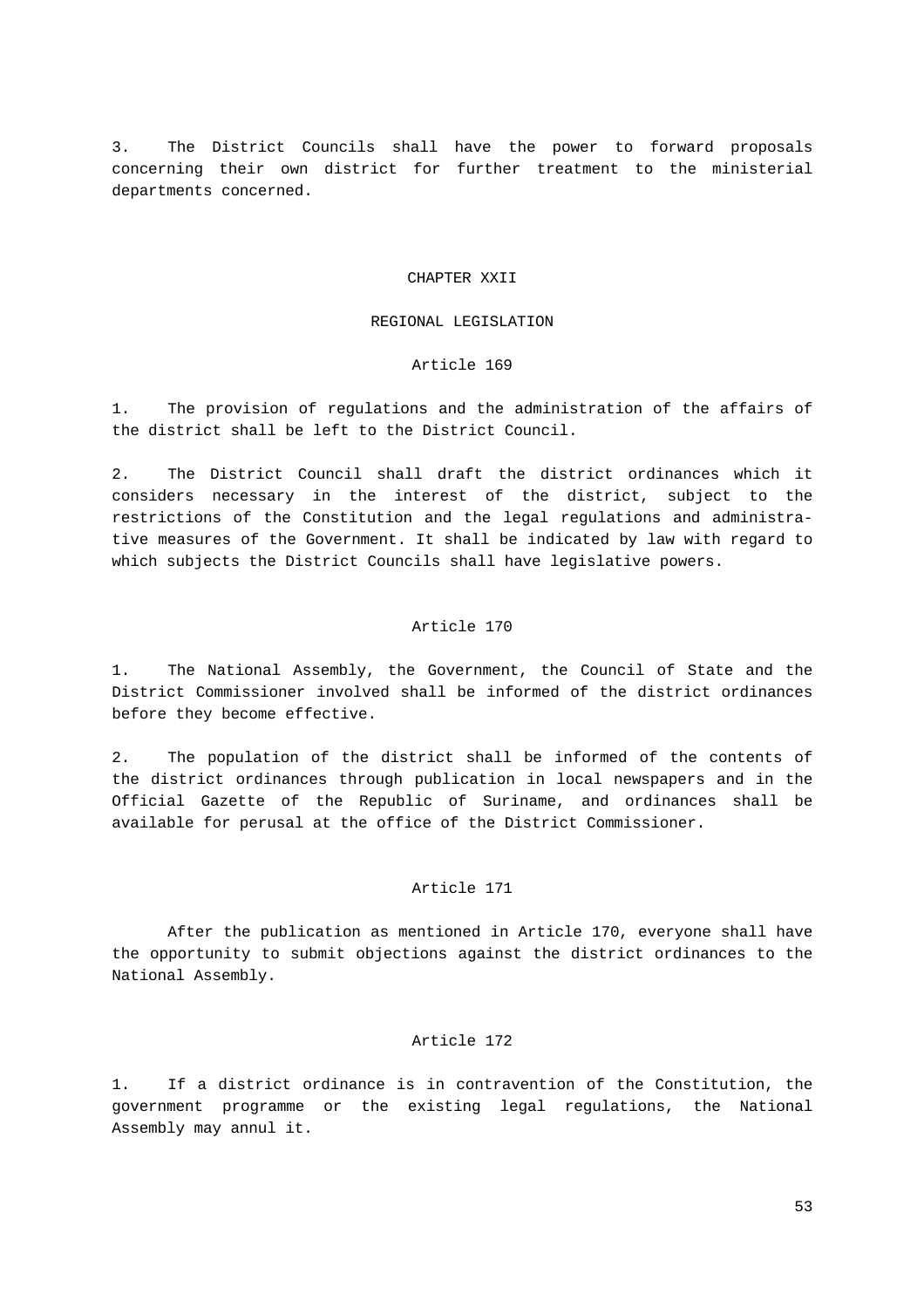3. The District Councils shall have the power to forward proposals concerning their own district for further treatment to the ministerial departments concerned.

## CHAPTER XXII

## REGIONAL LEGISLATION

### Article 169

1. The provision of regulations and the administration of the affairs of the district shall be left to the District Council.

2. The District Council shall draft the district ordinances which it considers necessary in the interest of the district, subject to the restrictions of the Constitution and the legal regulations and administrative measures of the Government. It shall be indicated by law with regard to which subjects the District Councils shall have legislative powers.

### Article 170

1. The National Assembly, the Government, the Council of State and the District Commissioner involved shall be informed of the district ordinances before they become effective.

2. The population of the district shall be informed of the contents of the district ordinances through publication in local newspapers and in the Official Gazette of the Republic of Suriname, and ordinances shall be available for perusal at the office of the District Commissioner.

### Article 171

After the publication as mentioned in Article 170, everyone shall have the opportunity to submit objections against the district ordinances to the National Assembly.

### Article 172

1. If a district ordinance is in contravention of the Constitution, the government programme or the existing legal regulations, the National Assembly may annul it.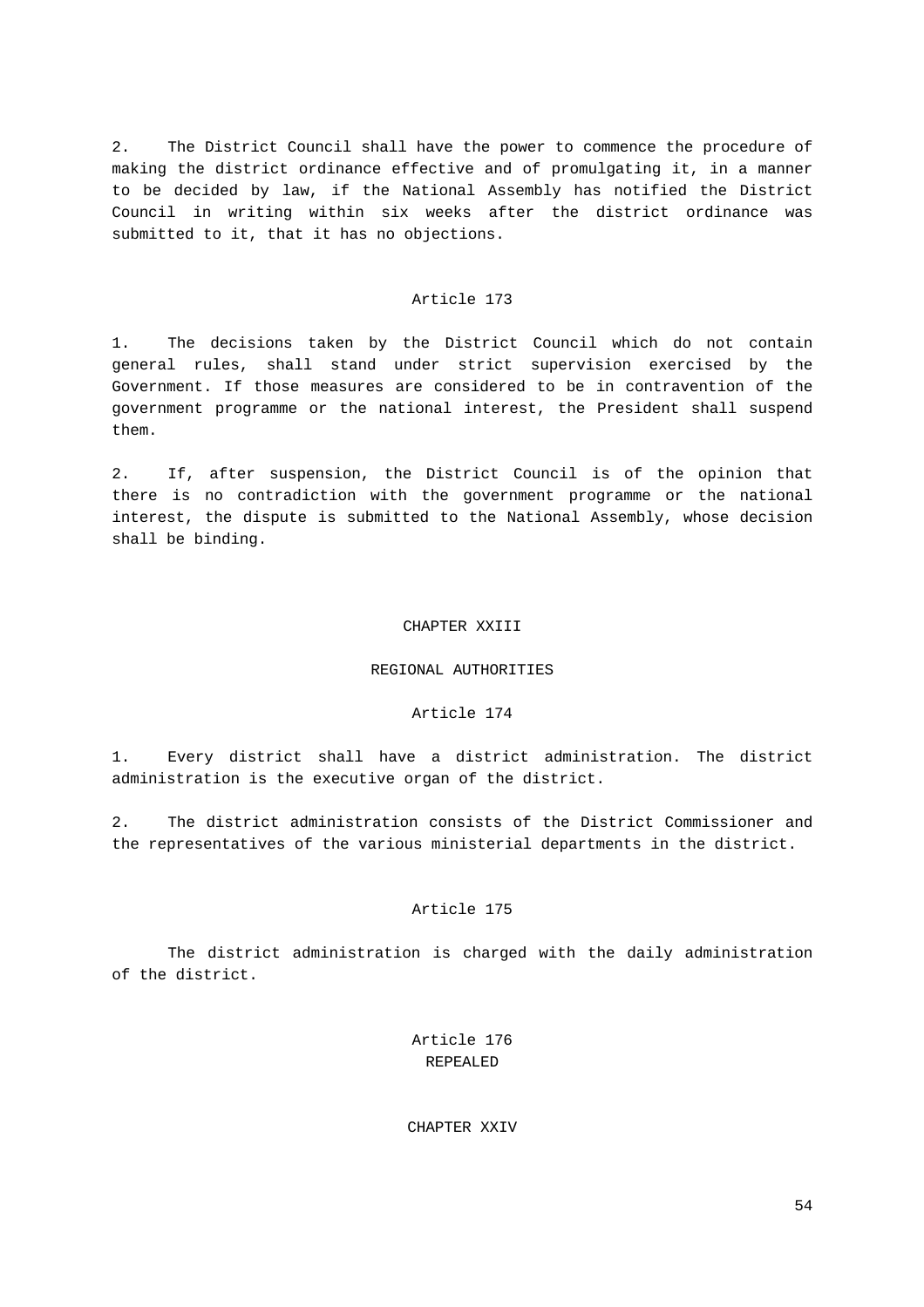2. The District Council shall have the power to commence the procedure of making the district ordinance effective and of promulgating it, in a manner to be decided by law, if the National Assembly has notified the District Council in writing within six weeks after the district ordinance was submitted to it, that it has no objections.

### Article 173

1. The decisions taken by the District Council which do not contain general rules, shall stand under strict supervision exercised by the Government. If those measures are considered to be in contravention of the government programme or the national interest, the President shall suspend them.

2. If, after suspension, the District Council is of the opinion that there is no contradiction with the government programme or the national interest, the dispute is submitted to the National Assembly, whose decision shall be binding.

## CHAPTER XXIII

## REGIONAL AUTHORITIES

### Article 174

1. Every district shall have a district administration. The district administration is the executive organ of the district.

2. The district administration consists of the District Commissioner and the representatives of the various ministerial departments in the district.

### Article 175

The district administration is charged with the daily administration of the district.

### Article 176
REPEALED

## CHAPTER XXIV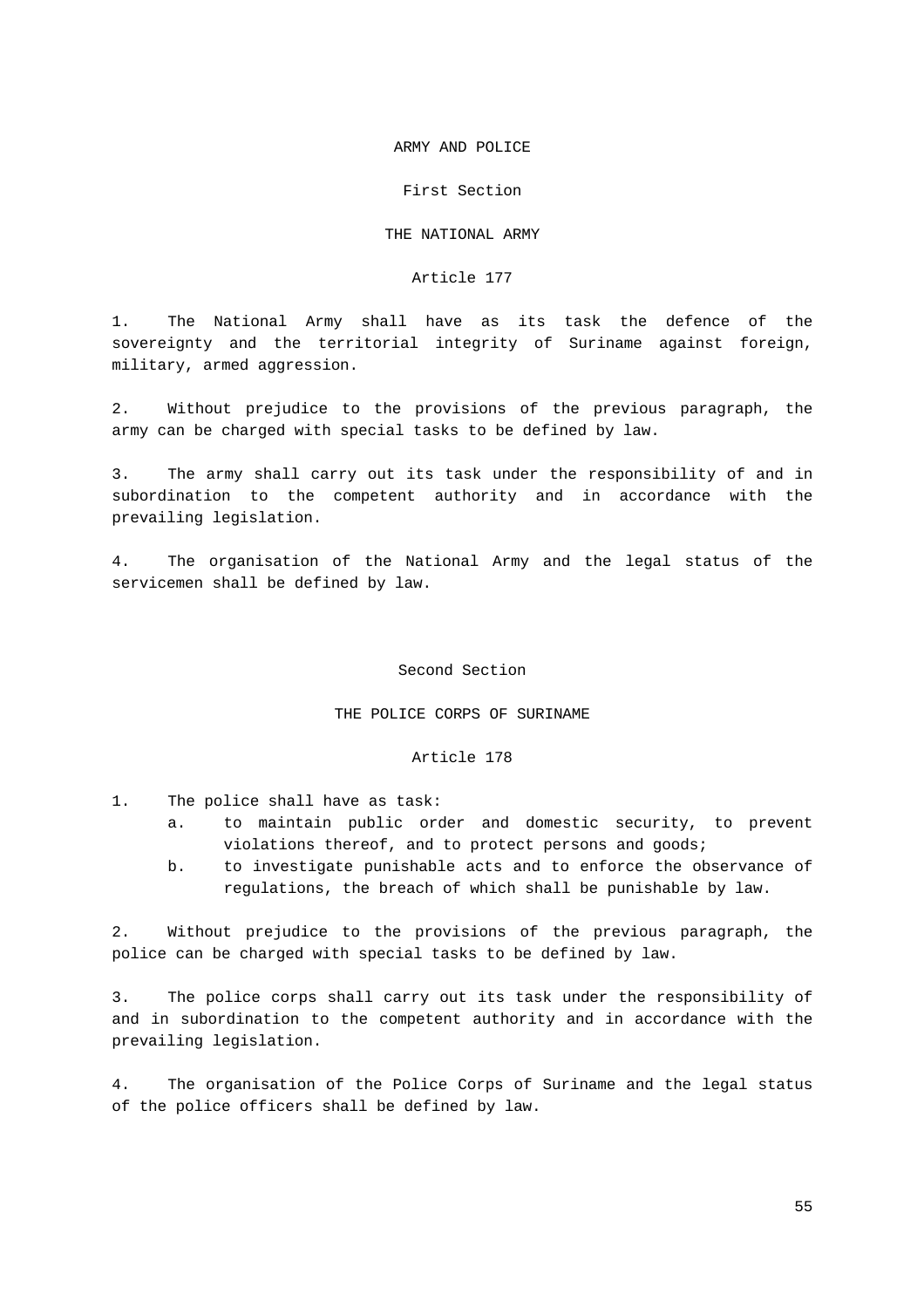# ARMY AND POLICE

## First Section

## THE NATIONAL ARMY

### Article 177

1. The National Army shall have as its task the defence of the sovereignty and the territorial integrity of Suriname against foreign, military, armed aggression.

2. Without prejudice to the provisions of the previous paragraph, the army can be charged with special tasks to be defined by law.

3. The army shall carry out its task under the responsibility of and in subordination to the competent authority and in accordance with the prevailing legislation.

4. The organisation of the National Army and the legal status of the servicemen shall be defined by law.

## Second Section

## THE POLICE CORPS OF SURINAME

### Article 178

1. The police shall have as task:
   a. to maintain public order and domestic security, to prevent violations thereof, and to protect persons and goods;
   b. to investigate punishable acts and to enforce the observance of regulations, the breach of which shall be punishable by law.

2. Without prejudice to the provisions of the previous paragraph, the police can be charged with special tasks to be defined by law.

3. The police corps shall carry out its task under the responsibility of and in subordination to the competent authority and in accordance with the prevailing legislation.

4. The organisation of the Police Corps of Suriname and the legal status of the police officers shall be defined by law.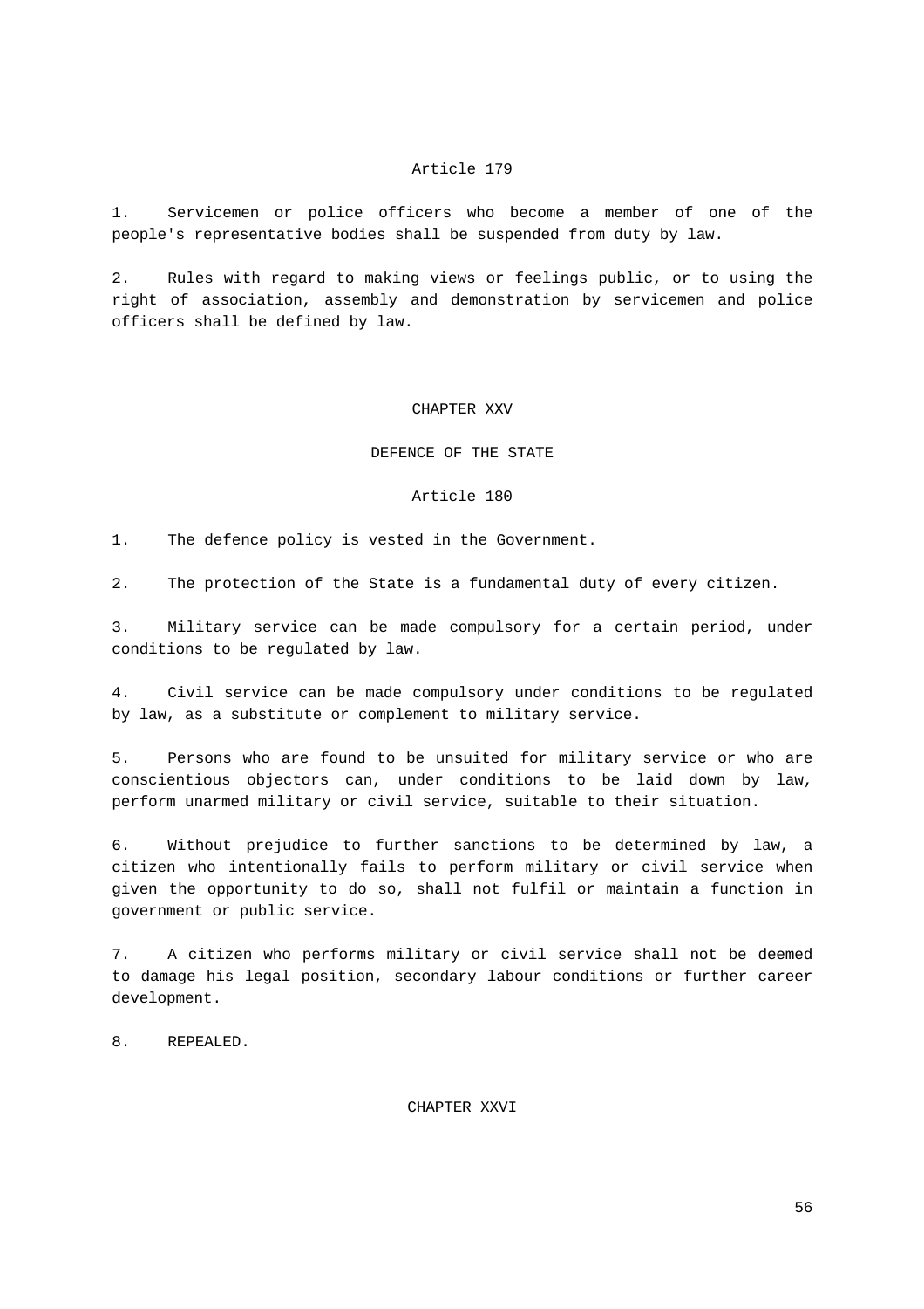### Article 179

1. Servicemen or police officers who become a member of one of the people's representative bodies shall be suspended from duty by law.

2. Rules with regard to making views or feelings public, or to using the right of association, assembly and demonstration by servicemen and police officers shall be defined by law.

## CHAPTER XXV

## DEFENCE OF THE STATE

### Article 180

1. The defence policy is vested in the Government.

2. The protection of the State is a fundamental duty of every citizen.

3. Military service can be made compulsory for a certain period, under conditions to be regulated by law.

4. Civil service can be made compulsory under conditions to be regulated by law, as a substitute or complement to military service.

5. Persons who are found to be unsuited for military service or who are conscientious objectors can, under conditions to be laid down by law, perform unarmed military or civil service, suitable to their situation.

6. Without prejudice to further sanctions to be determined by law, a citizen who intentionally fails to perform military or civil service when given the opportunity to do so, shall not fulfil or maintain a function in government or public service.

7. A citizen who performs military or civil service shall not be deemed to damage his legal position, secondary labour conditions or further career development.

8. REPEALED.

## CHAPTER XXVI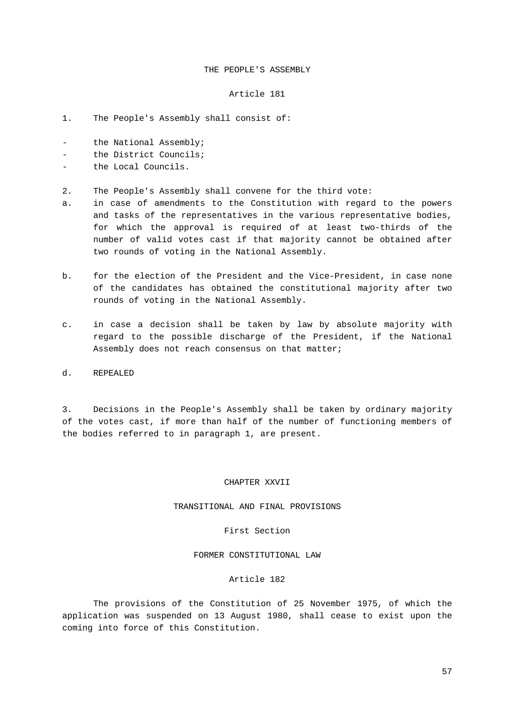## THE PEOPLE'S ASSEMBLY

### Article 181

1. The People's Assembly shall consist of:

- the National Assembly;
- the District Councils;
- the Local Councils.

2. The People's Assembly shall convene for the third vote:

a. in case of amendments to the Constitution with regard to the powers and tasks of the representatives in the various representative bodies, for which the approval is required of at least two-thirds of the number of valid votes cast if that majority cannot be obtained after two rounds of voting in the National Assembly.

b. for the election of the President and the Vice-President, in case none of the candidates has obtained the constitutional majority after two rounds of voting in the National Assembly.

c. in case a decision shall be taken by law by absolute majority with regard to the possible discharge of the President, if the National Assembly does not reach consensus on that matter;

d. REPEALED

3. Decisions in the People's Assembly shall be taken by ordinary majority of the votes cast, if more than half of the number of functioning members of the bodies referred to in paragraph 1, are present.

# CHAPTER XXVII

## TRANSITIONAL AND FINAL PROVISIONS

### First Section

### FORMER CONSTITUTIONAL LAW

### Article 182

The provisions of the Constitution of 25 November 1975, of which the application was suspended on 13 August 1980, shall cease to exist upon the coming into force of this Constitution.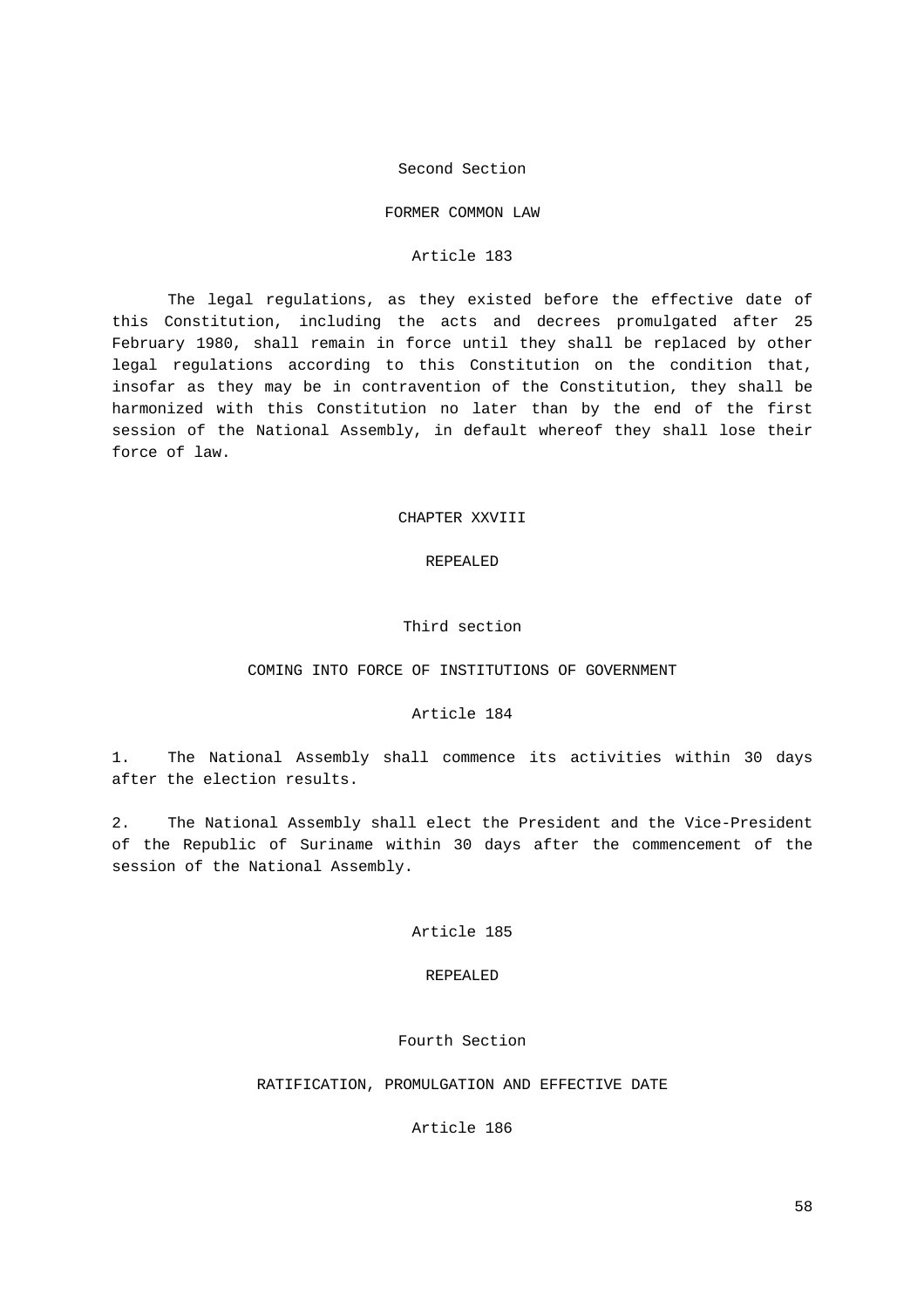## Second Section

## FORMER COMMON LAW

### Article 183

The legal regulations, as they existed before the effective date of this Constitution, including the acts and decrees promulgated after 25 February 1980, shall remain in force until they shall be replaced by other legal regulations according to this Constitution on the condition that, insofar as they may be in contravention of the Constitution, they shall be harmonized with this Constitution no later than by the end of the first session of the National Assembly, in default whereof they shall lose their force of law.

## CHAPTER XXVIII

## REPEALED

## Third section

## COMING INTO FORCE OF INSTITUTIONS OF GOVERNMENT

### Article 184

1. The National Assembly shall commence its activities within 30 days after the election results.

2. The National Assembly shall elect the President and the Vice-President of the Republic of Suriname within 30 days after the commencement of the session of the National Assembly.

### Article 185

REPEALED

## Fourth Section

## RATIFICATION, PROMULGATION AND EFFECTIVE DATE

### Article 186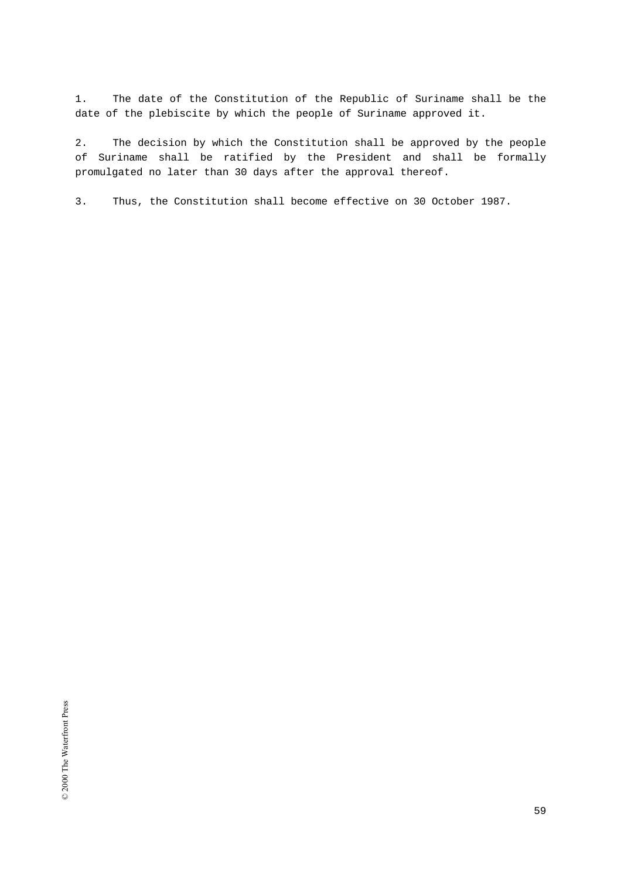1. The date of the Constitution of the Republic of Suriname shall be the date of the plebiscite by which the people of Suriname approved it.

2. The decision by which the Constitution shall be approved by the people of Suriname shall be ratified by the President and shall be formally promulgated no later than 30 days after the approval thereof.

3. Thus, the Constitution shall become effective on 30 October 1987.

© 2000 The Waterfront Press